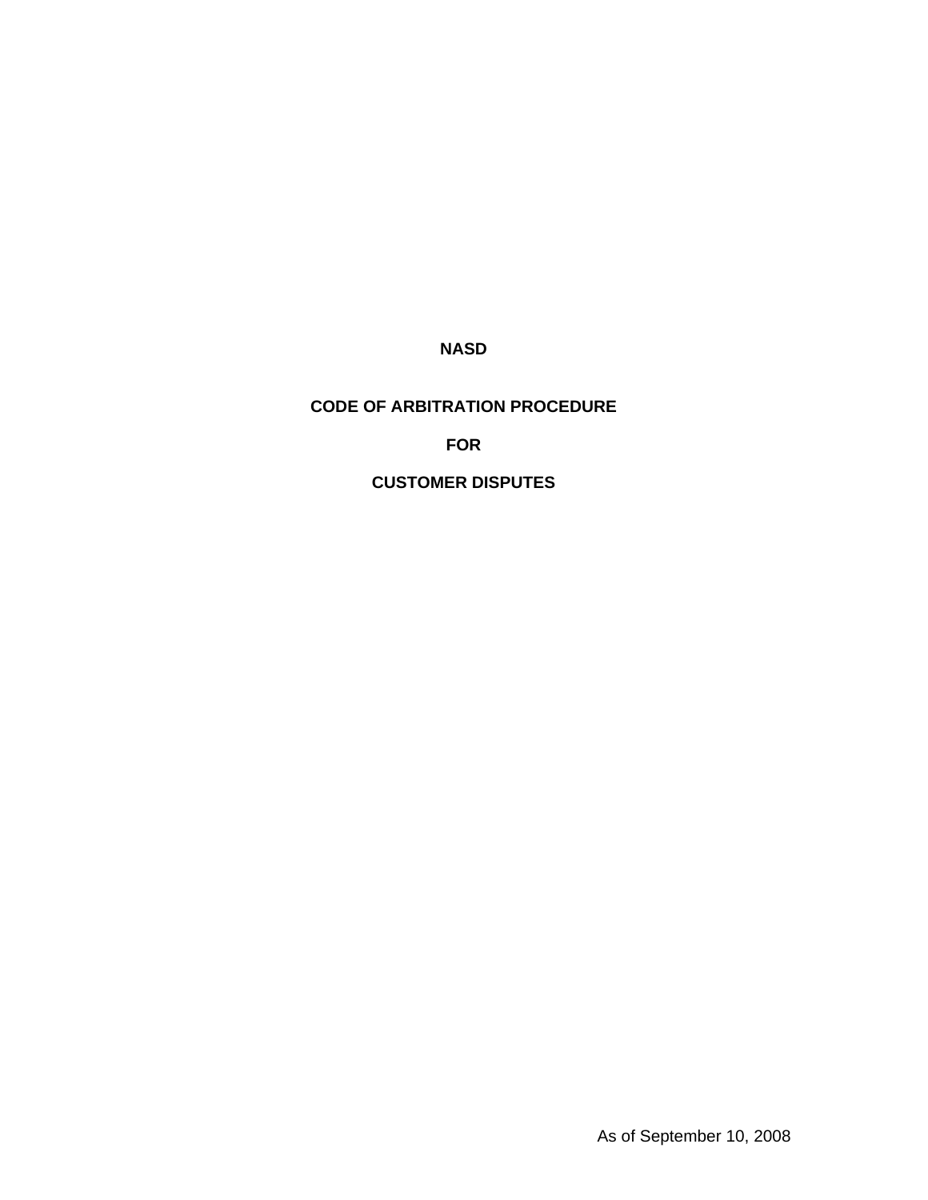# NASD

# CODE OF ARBITRATION PROCEDURE

# FOR

# CUSTOMER DISPUTES

As of September 10, 2008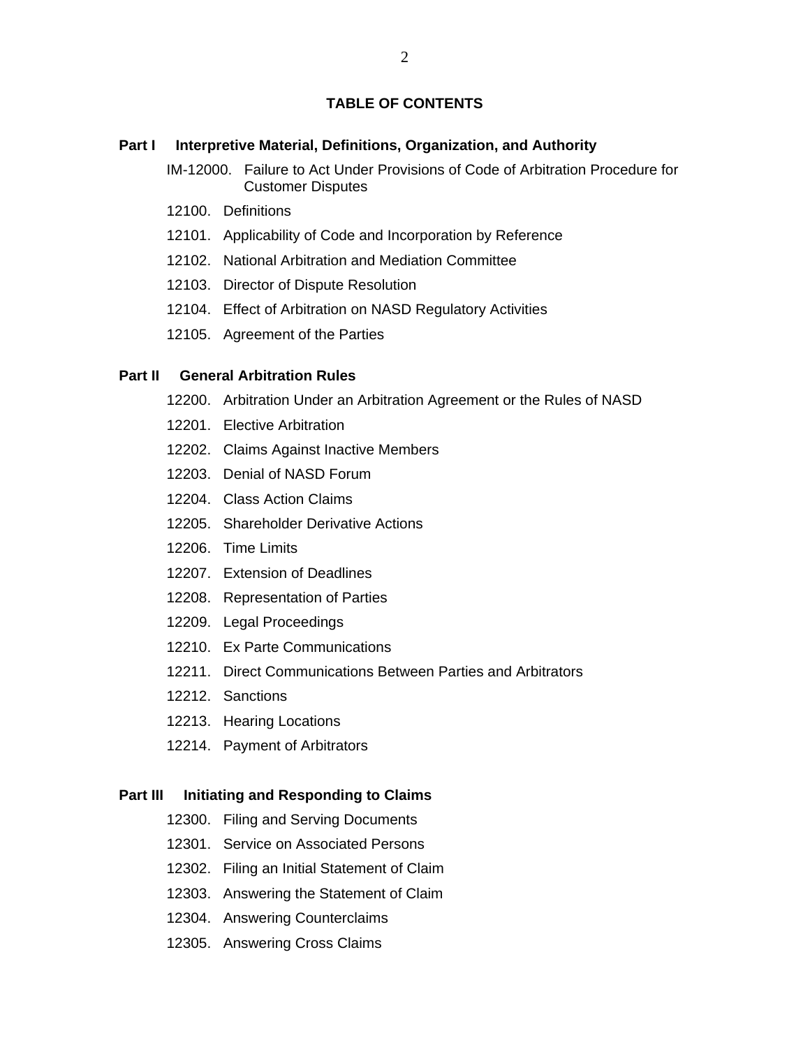## TABLE OF CONTENTS

### Part I Interpretive Material, Definitions, Organization, and Authority

IM-12000. Failure to Act Under Provisions of Code of Arbitration Procedure for Customer Disputes

12100. Definitions

12101. Applicability of Code and Incorporation by Reference

12102. National Arbitration and Mediation Committee

12103. Director of Dispute Resolution

12104. Effect of Arbitration on NASD Regulatory Activities

12105. Agreement of the Parties

### Part II General Arbitration Rules

12200. Arbitration Under an Arbitration Agreement or the Rules of NASD

12201. Elective Arbitration

12202. Claims Against Inactive Members

12203. Denial of NASD Forum

12204. Class Action Claims

12205. Shareholder Derivative Actions

12206. Time Limits

12207. Extension of Deadlines

12208. Representation of Parties

12209. Legal Proceedings

12210. Ex Parte Communications

12211. Direct Communications Between Parties and Arbitrators

12212. Sanctions

12213. Hearing Locations

12214. Payment of Arbitrators

### Part III Initiating and Responding to Claims

12300. Filing and Serving Documents

12301. Service on Associated Persons

12302. Filing an Initial Statement of Claim

12303. Answering the Statement of Claim

12304. Answering Counterclaims

12305. Answering Cross Claims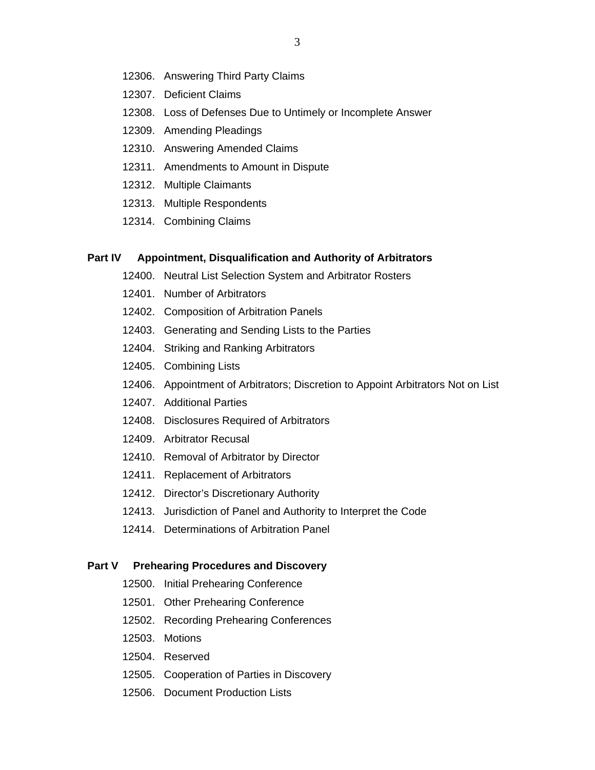12306. Answering Third Party Claims

12307. Deficient Claims

12308. Loss of Defenses Due to Untimely or Incomplete Answer

12309. Amending Pleadings

12310. Answering Amended Claims

12311. Amendments to Amount in Dispute

12312. Multiple Claimants

12313. Multiple Respondents

12314. Combining Claims

**Part IV Appointment, Disqualification and Authority of Arbitrators**

12400. Neutral List Selection System and Arbitrator Rosters

12401. Number of Arbitrators

12402. Composition of Arbitration Panels

12403. Generating and Sending Lists to the Parties

12404. Striking and Ranking Arbitrators

12405. Combining Lists

12406. Appointment of Arbitrators; Discretion to Appoint Arbitrators Not on List

12407. Additional Parties

12408. Disclosures Required of Arbitrators

12409. Arbitrator Recusal

12410. Removal of Arbitrator by Director

12411. Replacement of Arbitrators

12412. Director's Discretionary Authority

12413. Jurisdiction of Panel and Authority to Interpret the Code

12414. Determinations of Arbitration Panel

**Part V Prehearing Procedures and Discovery**

12500. Initial Prehearing Conference

12501. Other Prehearing Conference

12502. Recording Prehearing Conferences

12503. Motions

12504. Reserved

12505. Cooperation of Parties in Discovery

12506. Document Production Lists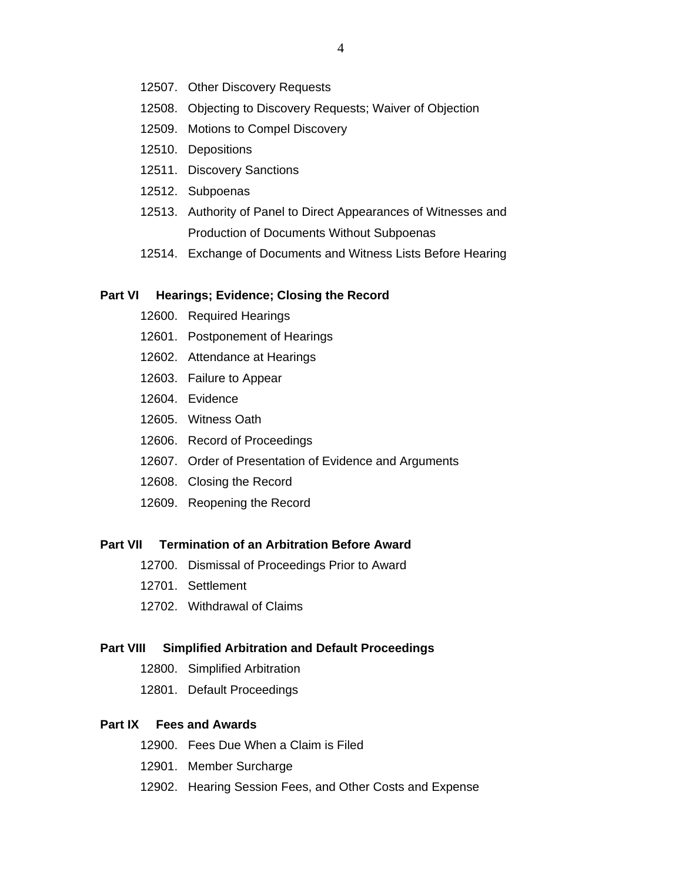12507. Other Discovery Requests

12508. Objecting to Discovery Requests; Waiver of Objection

12509. Motions to Compel Discovery

12510. Depositions

12511. Discovery Sanctions

12512. Subpoenas

12513. Authority of Panel to Direct Appearances of Witnesses and Production of Documents Without Subpoenas

12514. Exchange of Documents and Witness Lists Before Hearing

**Part VI Hearings; Evidence; Closing the Record**

12600. Required Hearings

12601. Postponement of Hearings

12602. Attendance at Hearings

12603. Failure to Appear

12604. Evidence

12605. Witness Oath

12606. Record of Proceedings

12607. Order of Presentation of Evidence and Arguments

12608. Closing the Record

12609. Reopening the Record

**Part VII Termination of an Arbitration Before Award**

12700. Dismissal of Proceedings Prior to Award

12701. Settlement

12702. Withdrawal of Claims

**Part VIII Simplified Arbitration and Default Proceedings**

12800. Simplified Arbitration

12801. Default Proceedings

**Part IX Fees and Awards**

12900. Fees Due When a Claim is Filed

12901. Member Surcharge

12902. Hearing Session Fees, and Other Costs and Expense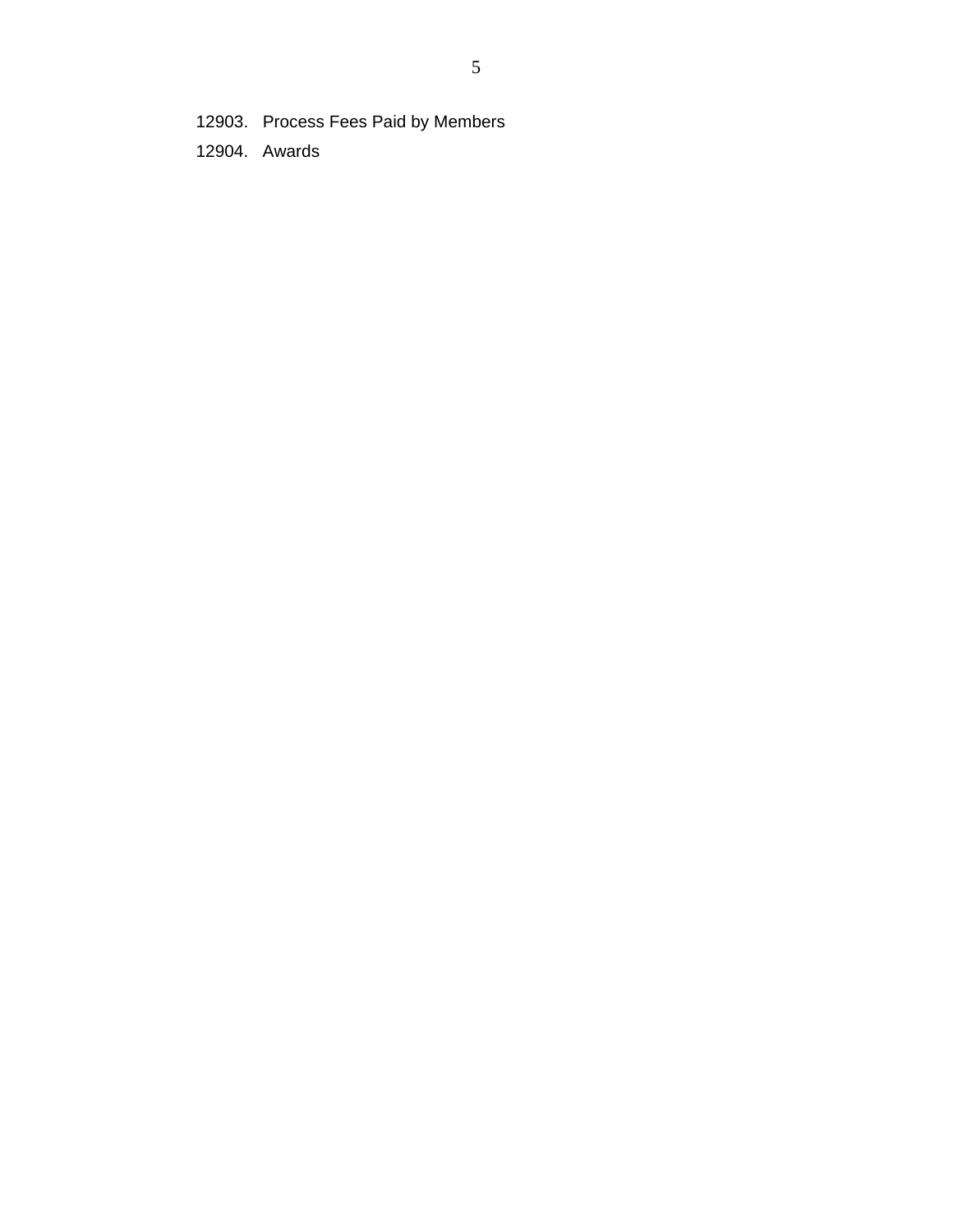12903. Process Fees Paid by Members

12904. Awards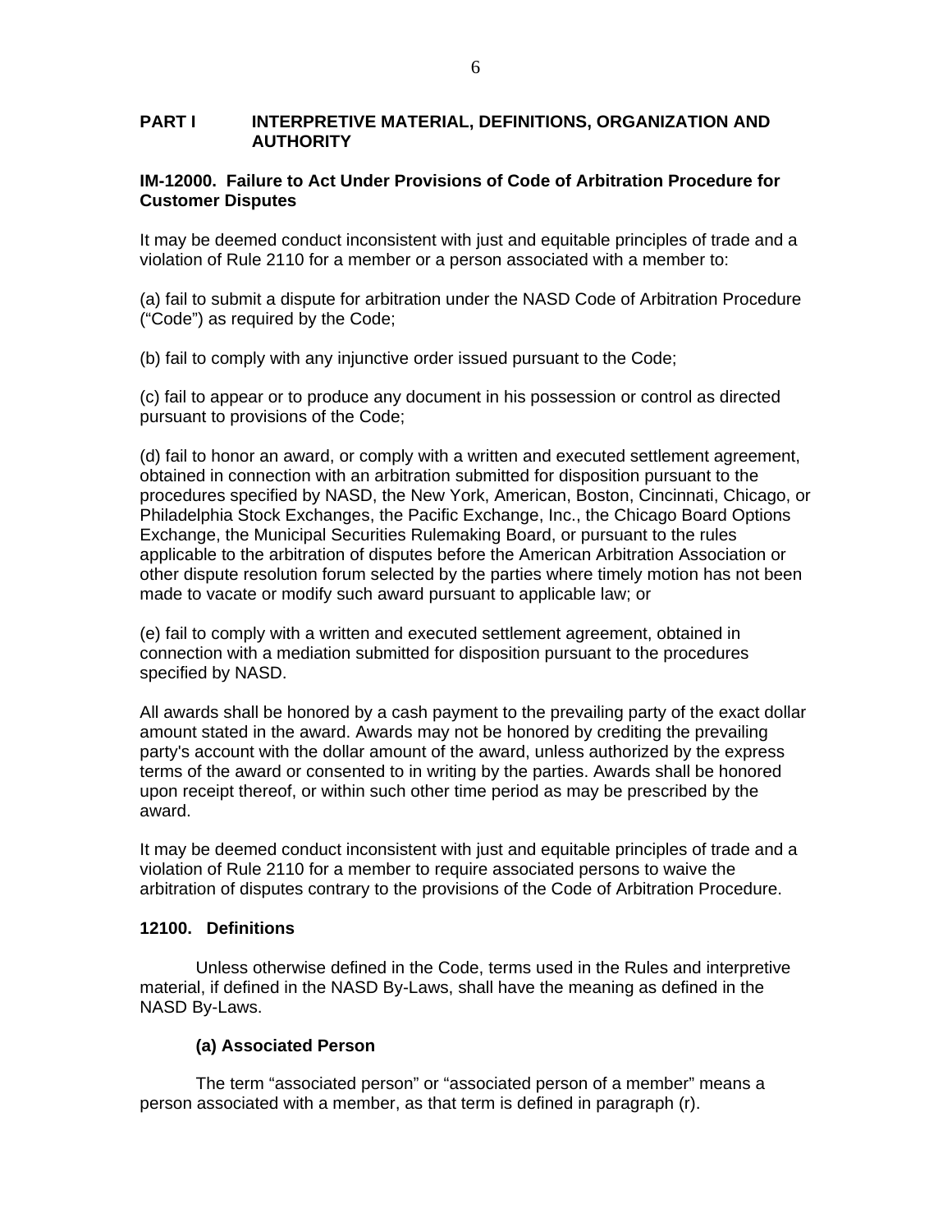## PART I INTERPRETIVE MATERIAL, DEFINITIONS, ORGANIZATION AND AUTHORITY

### IM-12000. Failure to Act Under Provisions of Code of Arbitration Procedure for Customer Disputes

It may be deemed conduct inconsistent with just and equitable principles of trade and a violation of Rule 2110 for a member or a person associated with a member to:

(a) fail to submit a dispute for arbitration under the NASD Code of Arbitration Procedure ("Code") as required by the Code;

(b) fail to comply with any injunctive order issued pursuant to the Code;

(c) fail to appear or to produce any document in his possession or control as directed pursuant to provisions of the Code;

(d) fail to honor an award, or comply with a written and executed settlement agreement, obtained in connection with an arbitration submitted for disposition pursuant to the procedures specified by NASD, the New York, American, Boston, Cincinnati, Chicago, or Philadelphia Stock Exchanges, the Pacific Exchange, Inc., the Chicago Board Options Exchange, the Municipal Securities Rulemaking Board, or pursuant to the rules applicable to the arbitration of disputes before the American Arbitration Association or other dispute resolution forum selected by the parties where timely motion has not been made to vacate or modify such award pursuant to applicable law; or

(e) fail to comply with a written and executed settlement agreement, obtained in connection with a mediation submitted for disposition pursuant to the procedures specified by NASD.

All awards shall be honored by a cash payment to the prevailing party of the exact dollar amount stated in the award. Awards may not be honored by crediting the prevailing party's account with the dollar amount of the award, unless authorized by the express terms of the award or consented to in writing by the parties. Awards shall be honored upon receipt thereof, or within such other time period as may be prescribed by the award.

It may be deemed conduct inconsistent with just and equitable principles of trade and a violation of Rule 2110 for a member to require associated persons to waive the arbitration of disputes contrary to the provisions of the Code of Arbitration Procedure.

### 12100. Definitions

Unless otherwise defined in the Code, terms used in the Rules and interpretive material, if defined in the NASD By-Laws, shall have the meaning as defined in the NASD By-Laws.

**(a) Associated Person**

The term "associated person" or "associated person of a member" means a person associated with a member, as that term is defined in paragraph (r).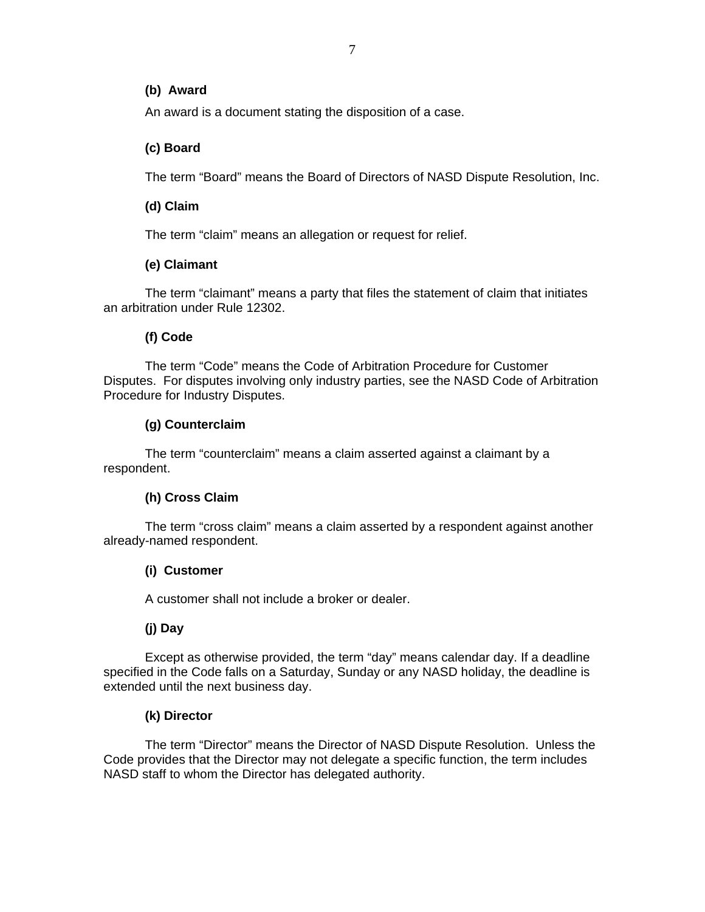**(b) Award**

An award is a document stating the disposition of a case.

**(c) Board**

The term “Board” means the Board of Directors of NASD Dispute Resolution, Inc.

**(d) Claim**

The term “claim” means an allegation or request for relief.

**(e) Claimant**

The term “claimant” means a party that files the statement of claim that initiates an arbitration under Rule 12302.

**(f) Code**

The term “Code” means the Code of Arbitration Procedure for Customer Disputes. For disputes involving only industry parties, see the NASD Code of Arbitration Procedure for Industry Disputes.

**(g) Counterclaim**

The term “counterclaim” means a claim asserted against a claimant by a respondent.

**(h) Cross Claim**

The term “cross claim” means a claim asserted by a respondent against another already-named respondent.

**(i) Customer**

A customer shall not include a broker or dealer.

**(j) Day**

Except as otherwise provided, the term “day” means calendar day. If a deadline specified in the Code falls on a Saturday, Sunday or any NASD holiday, the deadline is extended until the next business day.

**(k) Director**

The term “Director” means the Director of NASD Dispute Resolution. Unless the Code provides that the Director may not delegate a specific function, the term includes NASD staff to whom the Director has delegated authority.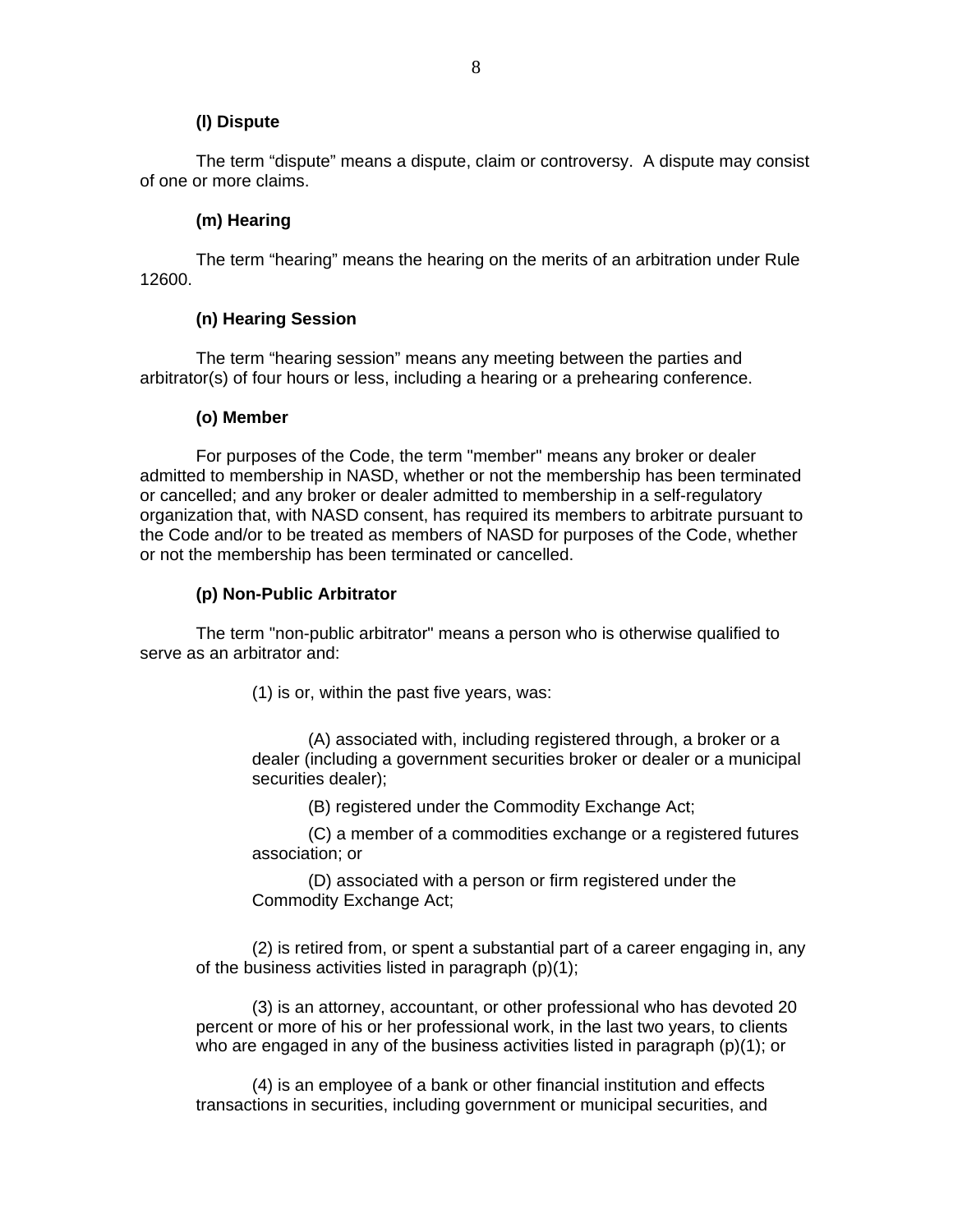**(l) Dispute**

The term "dispute" means a dispute, claim or controversy. A dispute may consist of one or more claims.

**(m) Hearing**

The term "hearing" means the hearing on the merits of an arbitration under Rule 12600.

**(n) Hearing Session**

The term "hearing session" means any meeting between the parties and arbitrator(s) of four hours or less, including a hearing or a prehearing conference.

**(o) Member**

For purposes of the Code, the term "member" means any broker or dealer admitted to membership in NASD, whether or not the membership has been terminated or cancelled; and any broker or dealer admitted to membership in a self-regulatory organization that, with NASD consent, has required its members to arbitrate pursuant to the Code and/or to be treated as members of NASD for purposes of the Code, whether or not the membership has been terminated or cancelled.

**(p) Non-Public Arbitrator**

The term "non-public arbitrator" means a person who is otherwise qualified to serve as an arbitrator and:

(1) is or, within the past five years, was:

(A) associated with, including registered through, a broker or a dealer (including a government securities broker or dealer or a municipal securities dealer);

(B) registered under the Commodity Exchange Act;

(C) a member of a commodities exchange or a registered futures association; or

(D) associated with a person or firm registered under the Commodity Exchange Act;

(2) is retired from, or spent a substantial part of a career engaging in, any of the business activities listed in paragraph (p)(1);

(3) is an attorney, accountant, or other professional who has devoted 20 percent or more of his or her professional work, in the last two years, to clients who are engaged in any of the business activities listed in paragraph (p)(1); or

(4) is an employee of a bank or other financial institution and effects transactions in securities, including government or municipal securities, and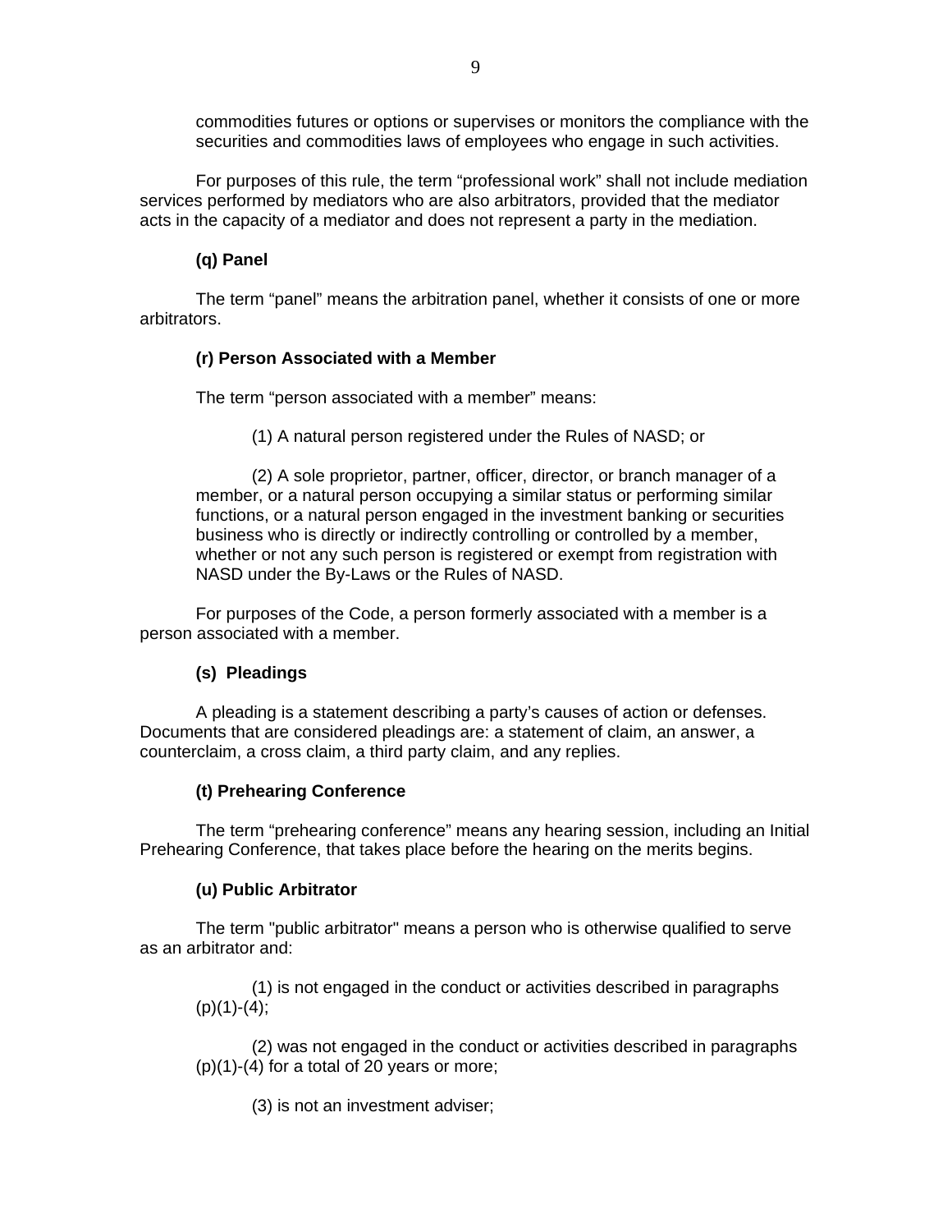commodities futures or options or supervises or monitors the compliance with the securities and commodities laws of employees who engage in such activities.

For purposes of this rule, the term “professional work” shall not include mediation services performed by mediators who are also arbitrators, provided that the mediator acts in the capacity of a mediator and does not represent a party in the mediation.

**(q) Panel**

The term “panel” means the arbitration panel, whether it consists of one or more arbitrators.

**(r) Person Associated with a Member**

The term “person associated with a member” means:

(1) A natural person registered under the Rules of NASD; or

(2) A sole proprietor, partner, officer, director, or branch manager of a member, or a natural person occupying a similar status or performing similar functions, or a natural person engaged in the investment banking or securities business who is directly or indirectly controlling or controlled by a member, whether or not any such person is registered or exempt from registration with NASD under the By-Laws or the Rules of NASD.

For purposes of the Code, a person formerly associated with a member is a person associated with a member.

**(s) Pleadings**

A pleading is a statement describing a party’s causes of action or defenses. Documents that are considered pleadings are: a statement of claim, an answer, a counterclaim, a cross claim, a third party claim, and any replies.

**(t) Prehearing Conference**

The term “prehearing conference” means any hearing session, including an Initial Prehearing Conference, that takes place before the hearing on the merits begins.

**(u) Public Arbitrator**

The term "public arbitrator" means a person who is otherwise qualified to serve as an arbitrator and:

(1) is not engaged in the conduct or activities described in paragraphs (p)(1)-(4);

(2) was not engaged in the conduct or activities described in paragraphs (p)(1)-(4) for a total of 20 years or more;

(3) is not an investment adviser;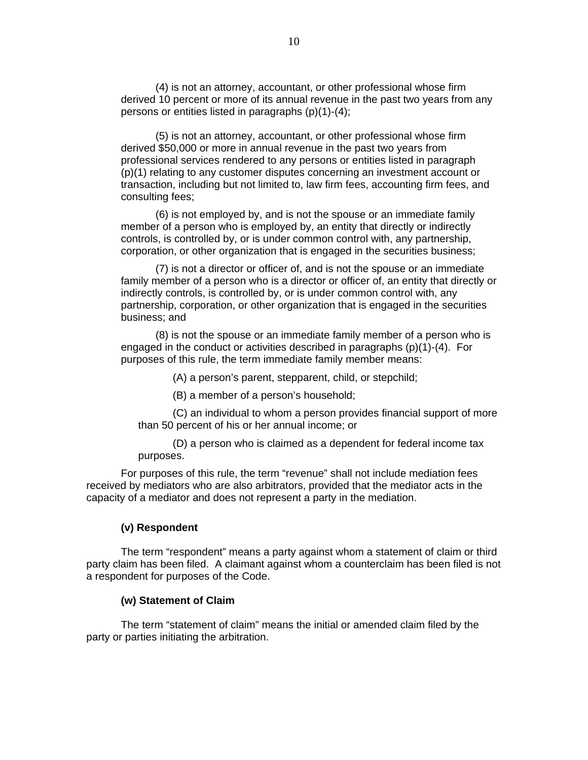(4) is not an attorney, accountant, or other professional whose firm derived 10 percent or more of its annual revenue in the past two years from any persons or entities listed in paragraphs (p)(1)-(4);

(5) is not an attorney, accountant, or other professional whose firm derived $50,000 or more in annual revenue in the past two years from professional services rendered to any persons or entities listed in paragraph (p)(1) relating to any customer disputes concerning an investment account or transaction, including but not limited to, law firm fees, accounting firm fees, and consulting fees;

(6) is not employed by, and is not the spouse or an immediate family member of a person who is employed by, an entity that directly or indirectly controls, is controlled by, or is under common control with, any partnership, corporation, or other organization that is engaged in the securities business;

(7) is not a director or officer of, and is not the spouse or an immediate family member of a person who is a director or officer of, an entity that directly or indirectly controls, is controlled by, or is under common control with, any partnership, corporation, or other organization that is engaged in the securities business; and

(8) is not the spouse or an immediate family member of a person who is engaged in the conduct or activities described in paragraphs (p)(1)-(4). For purposes of this rule, the term immediate family member means:

(A) a person's parent, stepparent, child, or stepchild;

(B) a member of a person's household;

(C) an individual to whom a person provides financial support of more than 50 percent of his or her annual income; or

(D) a person who is claimed as a dependent for federal income tax purposes.

For purposes of this rule, the term "revenue" shall not include mediation fees received by mediators who are also arbitrators, provided that the mediator acts in the capacity of a mediator and does not represent a party in the mediation.

**(v) Respondent**

The term "respondent" means a party against whom a statement of claim or third party claim has been filed. A claimant against whom a counterclaim has been filed is not a respondent for purposes of the Code.

**(w) Statement of Claim**

The term "statement of claim" means the initial or amended claim filed by the party or parties initiating the arbitration.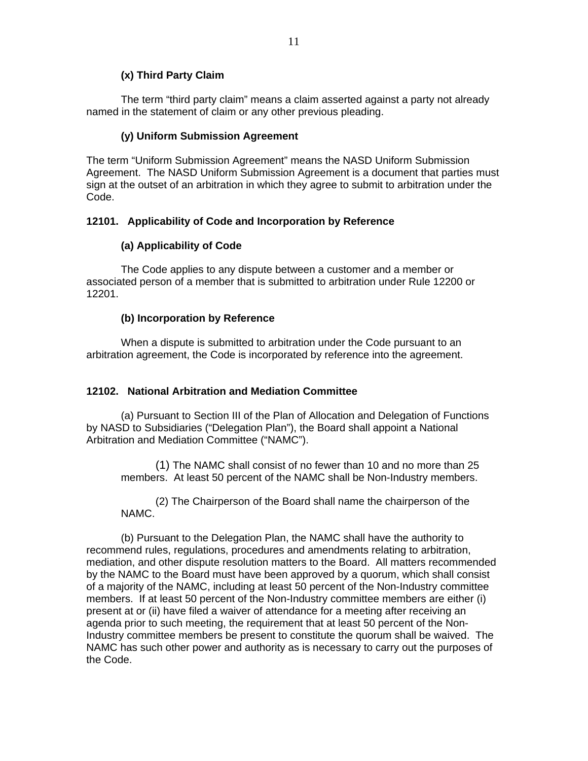**(x) Third Party Claim**

The term "third party claim" means a claim asserted against a party not already named in the statement of claim or any other previous pleading.

**(y) Uniform Submission Agreement**

The term "Uniform Submission Agreement" means the NASD Uniform Submission Agreement. The NASD Uniform Submission Agreement is a document that parties must sign at the outset of an arbitration in which they agree to submit to arbitration under the Code.

**12101. Applicability of Code and Incorporation by Reference**

**(a) Applicability of Code**

The Code applies to any dispute between a customer and a member or associated person of a member that is submitted to arbitration under Rule 12200 or 12201.

**(b) Incorporation by Reference**

When a dispute is submitted to arbitration under the Code pursuant to an arbitration agreement, the Code is incorporated by reference into the agreement.

**12102. National Arbitration and Mediation Committee**

(a) Pursuant to Section III of the Plan of Allocation and Delegation of Functions by NASD to Subsidiaries ("Delegation Plan"), the Board shall appoint a National Arbitration and Mediation Committee ("NAMC").

(1) The NAMC shall consist of no fewer than 10 and no more than 25 members. At least 50 percent of the NAMC shall be Non-Industry members.

(2) The Chairperson of the Board shall name the chairperson of the NAMC.

(b) Pursuant to the Delegation Plan, the NAMC shall have the authority to recommend rules, regulations, procedures and amendments relating to arbitration, mediation, and other dispute resolution matters to the Board. All matters recommended by the NAMC to the Board must have been approved by a quorum, which shall consist of a majority of the NAMC, including at least 50 percent of the Non-Industry committee members. If at least 50 percent of the Non-Industry committee members are either (i) present at or (ii) have filed a waiver of attendance for a meeting after receiving an agenda prior to such meeting, the requirement that at least 50 percent of the Non-Industry committee members be present to constitute the quorum shall be waived. The NAMC has such other power and authority as is necessary to carry out the purposes of the Code.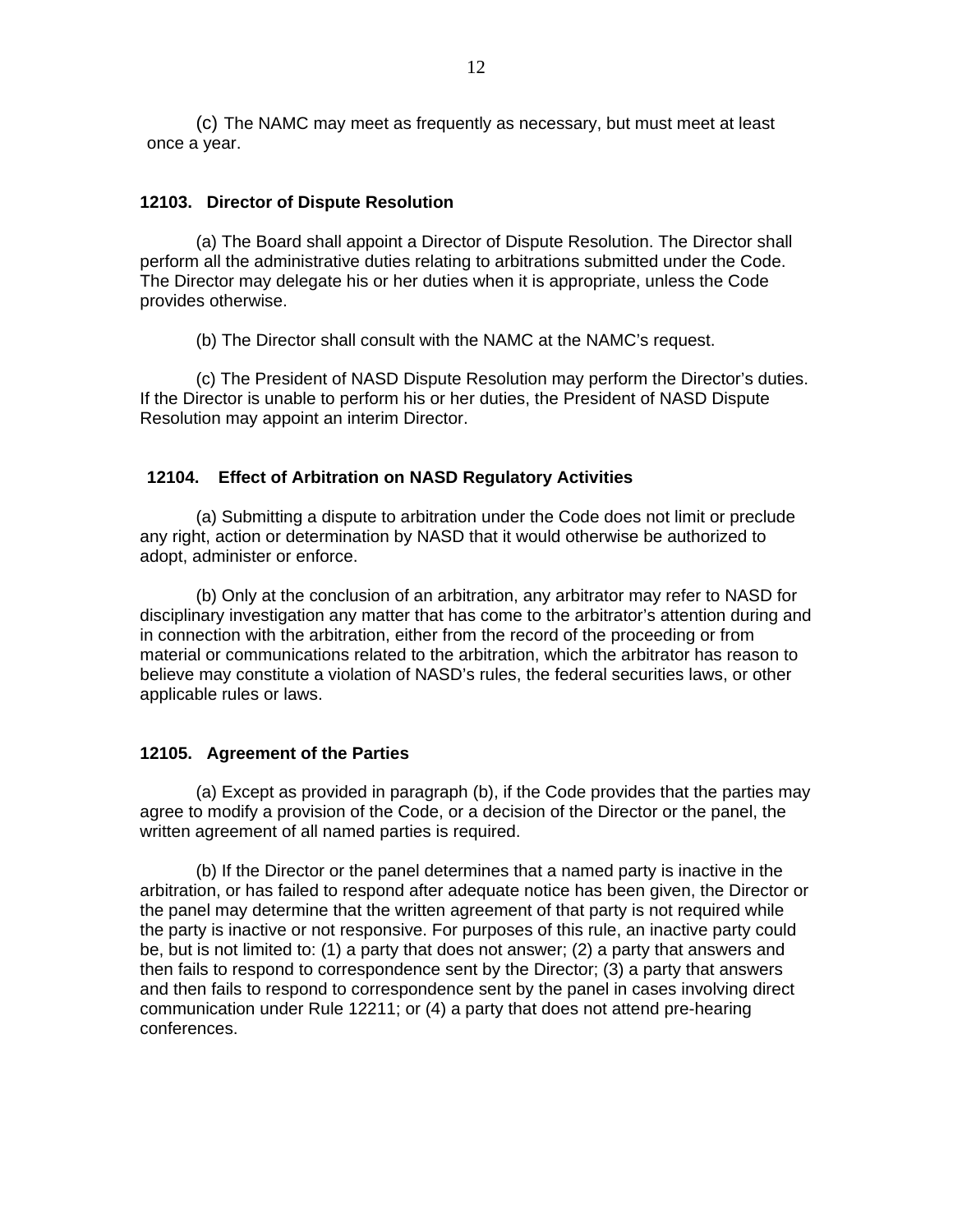(c) The NAMC may meet as frequently as necessary, but must meet at least once a year.

**12103. Director of Dispute Resolution**

(a) The Board shall appoint a Director of Dispute Resolution. The Director shall perform all the administrative duties relating to arbitrations submitted under the Code. The Director may delegate his or her duties when it is appropriate, unless the Code provides otherwise.

(b) The Director shall consult with the NAMC at the NAMC's request.

(c) The President of NASD Dispute Resolution may perform the Director's duties. If the Director is unable to perform his or her duties, the President of NASD Dispute Resolution may appoint an interim Director.

**12104. Effect of Arbitration on NASD Regulatory Activities**

(a) Submitting a dispute to arbitration under the Code does not limit or preclude any right, action or determination by NASD that it would otherwise be authorized to adopt, administer or enforce.

(b) Only at the conclusion of an arbitration, any arbitrator may refer to NASD for disciplinary investigation any matter that has come to the arbitrator's attention during and in connection with the arbitration, either from the record of the proceeding or from material or communications related to the arbitration, which the arbitrator has reason to believe may constitute a violation of NASD's rules, the federal securities laws, or other applicable rules or laws.

**12105. Agreement of the Parties**

(a) Except as provided in paragraph (b), if the Code provides that the parties may agree to modify a provision of the Code, or a decision of the Director or the panel, the written agreement of all named parties is required.

(b) If the Director or the panel determines that a named party is inactive in the arbitration, or has failed to respond after adequate notice has been given, the Director or the panel may determine that the written agreement of that party is not required while the party is inactive or not responsive. For purposes of this rule, an inactive party could be, but is not limited to: (1) a party that does not answer; (2) a party that answers and then fails to respond to correspondence sent by the Director; (3) a party that answers and then fails to respond to correspondence sent by the panel in cases involving direct communication under Rule 12211; or (4) a party that does not attend pre-hearing conferences.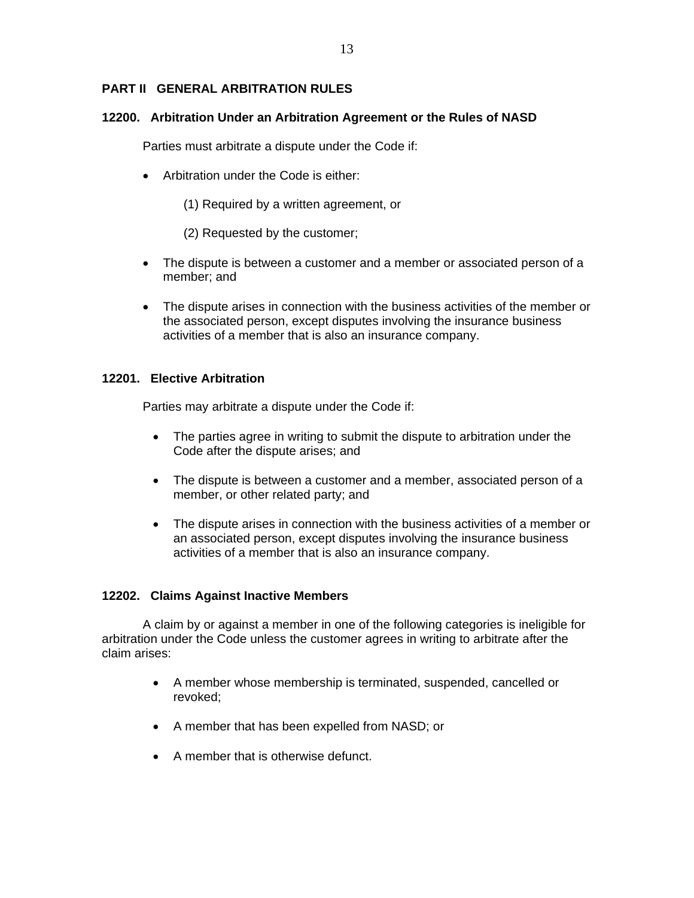## PART II GENERAL ARBITRATION RULES

### 12200. Arbitration Under an Arbitration Agreement or the Rules of NASD

Parties must arbitrate a dispute under the Code if:

- Arbitration under the Code is either:

  (1) Required by a written agreement, or

  (2) Requested by the customer;

- The dispute is between a customer and a member or associated person of a member; and

- The dispute arises in connection with the business activities of the member or the associated person, except disputes involving the insurance business activities of a member that is also an insurance company.

### 12201. Elective Arbitration

Parties may arbitrate a dispute under the Code if:

- The parties agree in writing to submit the dispute to arbitration under the Code after the dispute arises; and

- The dispute is between a customer and a member, associated person of a member, or other related party; and

- The dispute arises in connection with the business activities of a member or an associated person, except disputes involving the insurance business activities of a member that is also an insurance company.

### 12202. Claims Against Inactive Members

A claim by or against a member in one of the following categories is ineligible for arbitration under the Code unless the customer agrees in writing to arbitrate after the claim arises:

- A member whose membership is terminated, suspended, cancelled or revoked;

- A member that has been expelled from NASD; or

- A member that is otherwise defunct.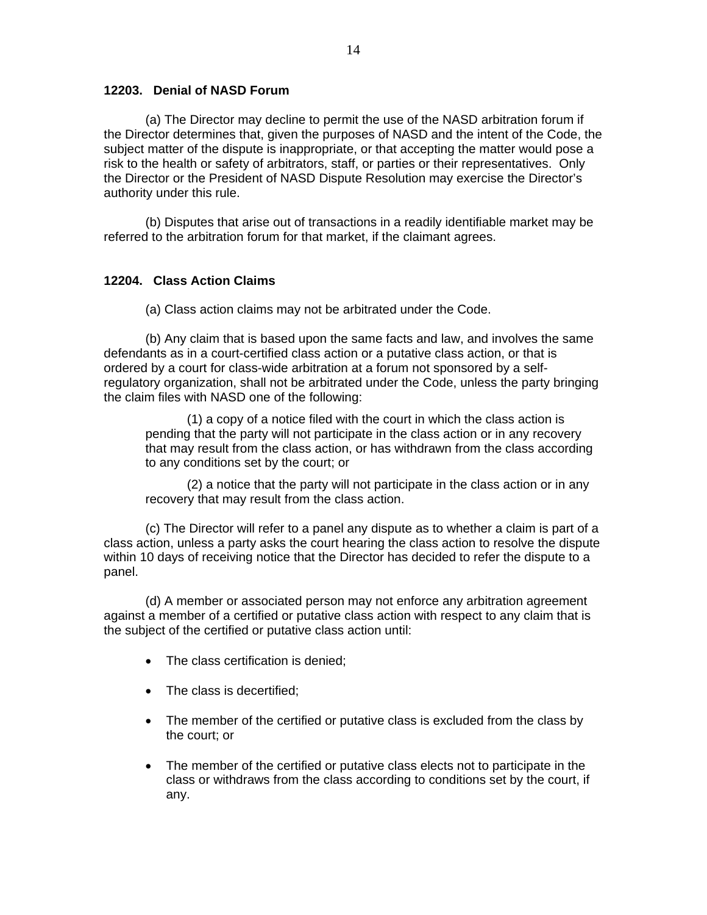### 12203. Denial of NASD Forum

(a) The Director may decline to permit the use of the NASD arbitration forum if the Director determines that, given the purposes of NASD and the intent of the Code, the subject matter of the dispute is inappropriate, or that accepting the matter would pose a risk to the health or safety of arbitrators, staff, or parties or their representatives. Only the Director or the President of NASD Dispute Resolution may exercise the Director's authority under this rule.

(b) Disputes that arise out of transactions in a readily identifiable market may be referred to the arbitration forum for that market, if the claimant agrees.

### 12204. Class Action Claims

(a) Class action claims may not be arbitrated under the Code.

(b) Any claim that is based upon the same facts and law, and involves the same defendants as in a court-certified class action or a putative class action, or that is ordered by a court for class-wide arbitration at a forum not sponsored by a self-regulatory organization, shall not be arbitrated under the Code, unless the party bringing the claim files with NASD one of the following:

> (1) a copy of a notice filed with the court in which the class action is pending that the party will not participate in the class action or in any recovery that may result from the class action, or has withdrawn from the class according to any conditions set by the court; or
>
> (2) a notice that the party will not participate in the class action or in any recovery that may result from the class action.

(c) The Director will refer to a panel any dispute as to whether a claim is part of a class action, unless a party asks the court hearing the class action to resolve the dispute within 10 days of receiving notice that the Director has decided to refer the dispute to a panel.

(d) A member or associated person may not enforce any arbitration agreement against a member of a certified or putative class action with respect to any claim that is the subject of the certified or putative class action until:

- The class certification is denied;
- The class is decertified;
- The member of the certified or putative class is excluded from the class by the court; or
- The member of the certified or putative class elects not to participate in the class or withdraws from the class according to conditions set by the court, if any.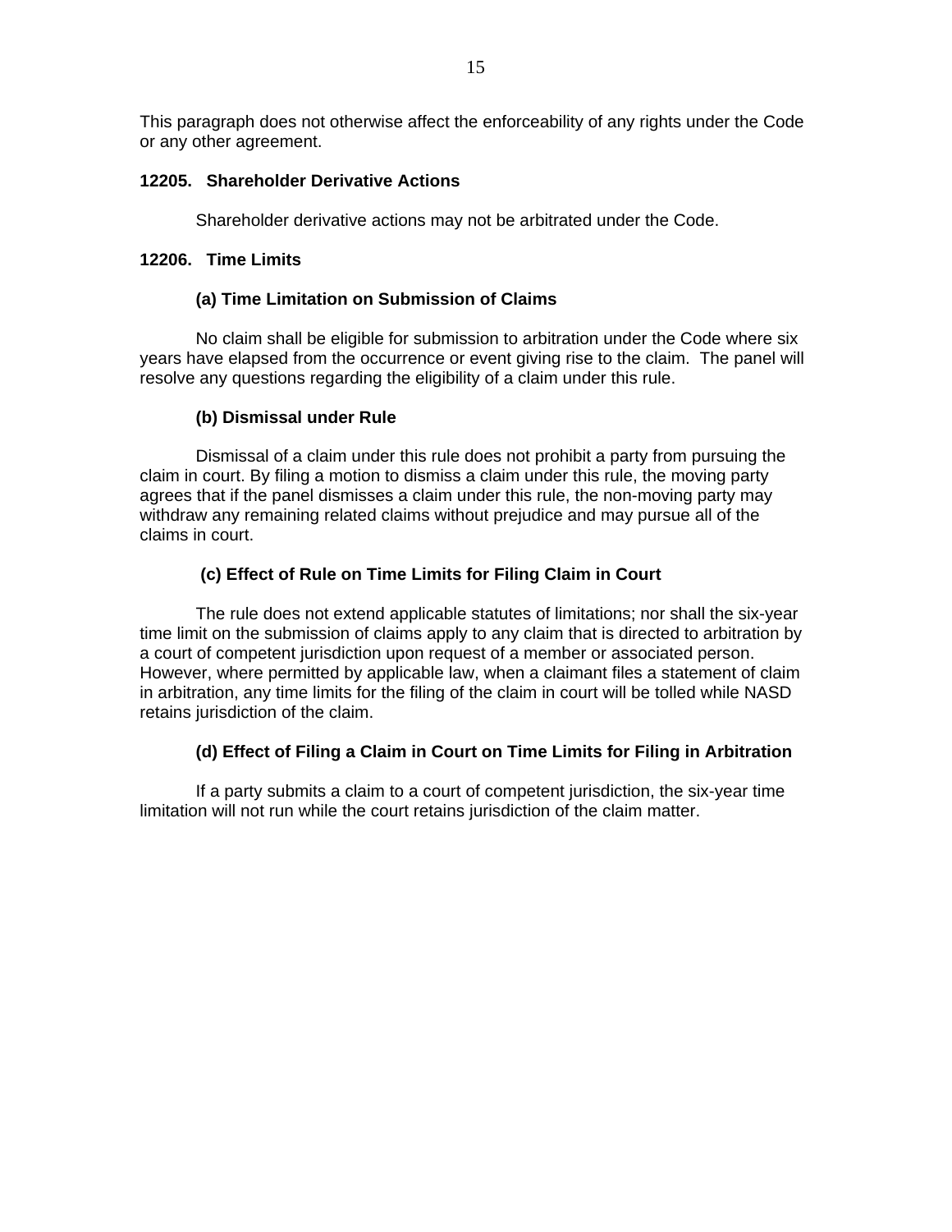This paragraph does not otherwise affect the enforceability of any rights under the Code or any other agreement.

### 12205. Shareholder Derivative Actions

Shareholder derivative actions may not be arbitrated under the Code.

### 12206. Time Limits

#### (a) Time Limitation on Submission of Claims

No claim shall be eligible for submission to arbitration under the Code where six years have elapsed from the occurrence or event giving rise to the claim. The panel will resolve any questions regarding the eligibility of a claim under this rule.

#### (b) Dismissal under Rule

Dismissal of a claim under this rule does not prohibit a party from pursuing the claim in court. By filing a motion to dismiss a claim under this rule, the moving party agrees that if the panel dismisses a claim under this rule, the non-moving party may withdraw any remaining related claims without prejudice and may pursue all of the claims in court.

#### (c) Effect of Rule on Time Limits for Filing Claim in Court

The rule does not extend applicable statutes of limitations; nor shall the six-year time limit on the submission of claims apply to any claim that is directed to arbitration by a court of competent jurisdiction upon request of a member or associated person. However, where permitted by applicable law, when a claimant files a statement of claim in arbitration, any time limits for the filing of the claim in court will be tolled while NASD retains jurisdiction of the claim.

#### (d) Effect of Filing a Claim in Court on Time Limits for Filing in Arbitration

If a party submits a claim to a court of competent jurisdiction, the six-year time limitation will not run while the court retains jurisdiction of the claim matter.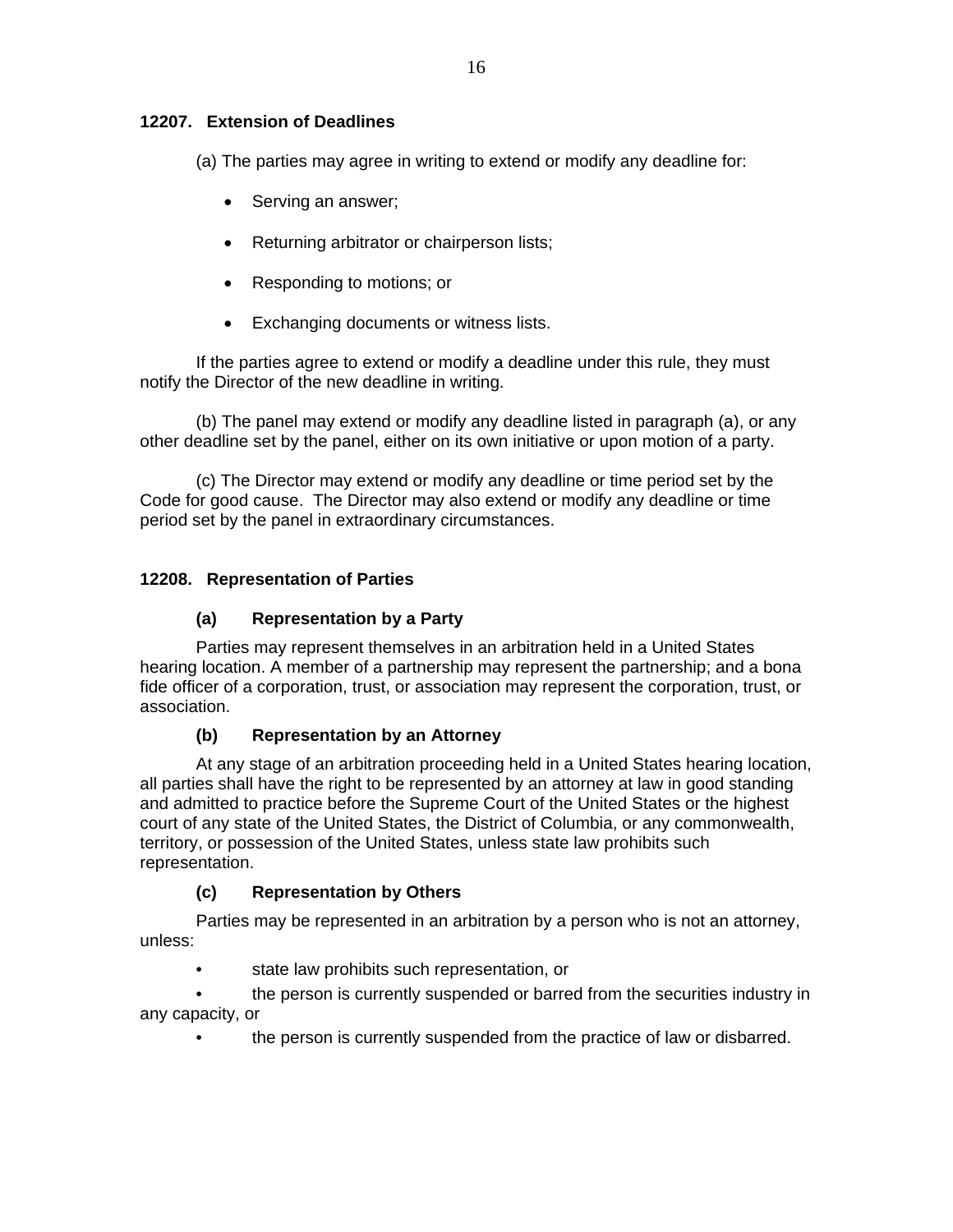## 12207. Extension of Deadlines

(a) The parties may agree in writing to extend or modify any deadline for:

- Serving an answer;
- Returning arbitrator or chairperson lists;
- Responding to motions; or
- Exchanging documents or witness lists.

If the parties agree to extend or modify a deadline under this rule, they must notify the Director of the new deadline in writing.

(b) The panel may extend or modify any deadline listed in paragraph (a), or any other deadline set by the panel, either on its own initiative or upon motion of a party.

(c) The Director may extend or modify any deadline or time period set by the Code for good cause. The Director may also extend or modify any deadline or time period set by the panel in extraordinary circumstances.

## 12208. Representation of Parties

### (a) Representation by a Party

Parties may represent themselves in an arbitration held in a United States hearing location. A member of a partnership may represent the partnership; and a bona fide officer of a corporation, trust, or association may represent the corporation, trust, or association.

### (b) Representation by an Attorney

At any stage of an arbitration proceeding held in a United States hearing location, all parties shall have the right to be represented by an attorney at law in good standing and admitted to practice before the Supreme Court of the United States or the highest court of any state of the United States, the District of Columbia, or any commonwealth, territory, or possession of the United States, unless state law prohibits such representation.

### (c) Representation by Others

Parties may be represented in an arbitration by a person who is not an attorney, unless:

- state law prohibits such representation, or
- the person is currently suspended or barred from the securities industry in any capacity, or
- the person is currently suspended from the practice of law or disbarred.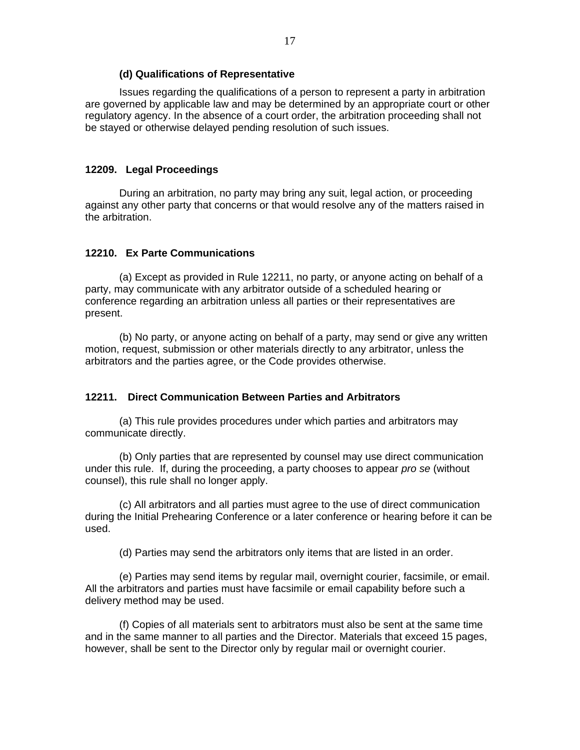#### (d) Qualifications of Representative

Issues regarding the qualifications of a person to represent a party in arbitration are governed by applicable law and may be determined by an appropriate court or other regulatory agency. In the absence of a court order, the arbitration proceeding shall not be stayed or otherwise delayed pending resolution of such issues.

### 12209. Legal Proceedings

During an arbitration, no party may bring any suit, legal action, or proceeding against any other party that concerns or that would resolve any of the matters raised in the arbitration.

### 12210. Ex Parte Communications

(a) Except as provided in Rule 12211, no party, or anyone acting on behalf of a party, may communicate with any arbitrator outside of a scheduled hearing or conference regarding an arbitration unless all parties or their representatives are present.

(b) No party, or anyone acting on behalf of a party, may send or give any written motion, request, submission or other materials directly to any arbitrator, unless the arbitrators and the parties agree, or the Code provides otherwise.

### 12211. Direct Communication Between Parties and Arbitrators

(a) This rule provides procedures under which parties and arbitrators may communicate directly.

(b) Only parties that are represented by counsel may use direct communication under this rule. If, during the proceeding, a party chooses to appear *pro se* (without counsel), this rule shall no longer apply.

(c) All arbitrators and all parties must agree to the use of direct communication during the Initial Prehearing Conference or a later conference or hearing before it can be used.

(d) Parties may send the arbitrators only items that are listed in an order.

(e) Parties may send items by regular mail, overnight courier, facsimile, or email. All the arbitrators and parties must have facsimile or email capability before such a delivery method may be used.

(f) Copies of all materials sent to arbitrators must also be sent at the same time and in the same manner to all parties and the Director. Materials that exceed 15 pages, however, shall be sent to the Director only by regular mail or overnight courier.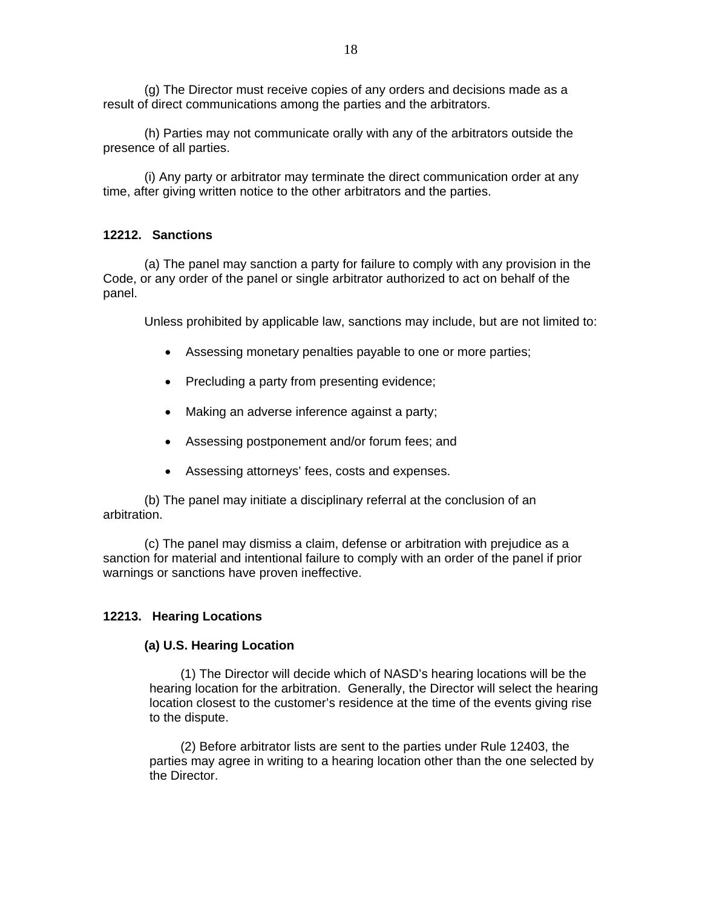(g) The Director must receive copies of any orders and decisions made as a result of direct communications among the parties and the arbitrators.

(h) Parties may not communicate orally with any of the arbitrators outside the presence of all parties.

(i) Any party or arbitrator may terminate the direct communication order at any time, after giving written notice to the other arbitrators and the parties.

### 12212. Sanctions

(a) The panel may sanction a party for failure to comply with any provision in the Code, or any order of the panel or single arbitrator authorized to act on behalf of the panel.

Unless prohibited by applicable law, sanctions may include, but are not limited to:

- Assessing monetary penalties payable to one or more parties;
- Precluding a party from presenting evidence;
- Making an adverse inference against a party;
- Assessing postponement and/or forum fees; and
- Assessing attorneys' fees, costs and expenses.

(b) The panel may initiate a disciplinary referral at the conclusion of an arbitration.

(c) The panel may dismiss a claim, defense or arbitration with prejudice as a sanction for material and intentional failure to comply with an order of the panel if prior warnings or sanctions have proven ineffective.

### 12213. Hearing Locations

**(a) U.S. Hearing Location**

(1) The Director will decide which of NASD's hearing locations will be the hearing location for the arbitration. Generally, the Director will select the hearing location closest to the customer's residence at the time of the events giving rise to the dispute.

(2) Before arbitrator lists are sent to the parties under Rule 12403, the parties may agree in writing to a hearing location other than the one selected by the Director.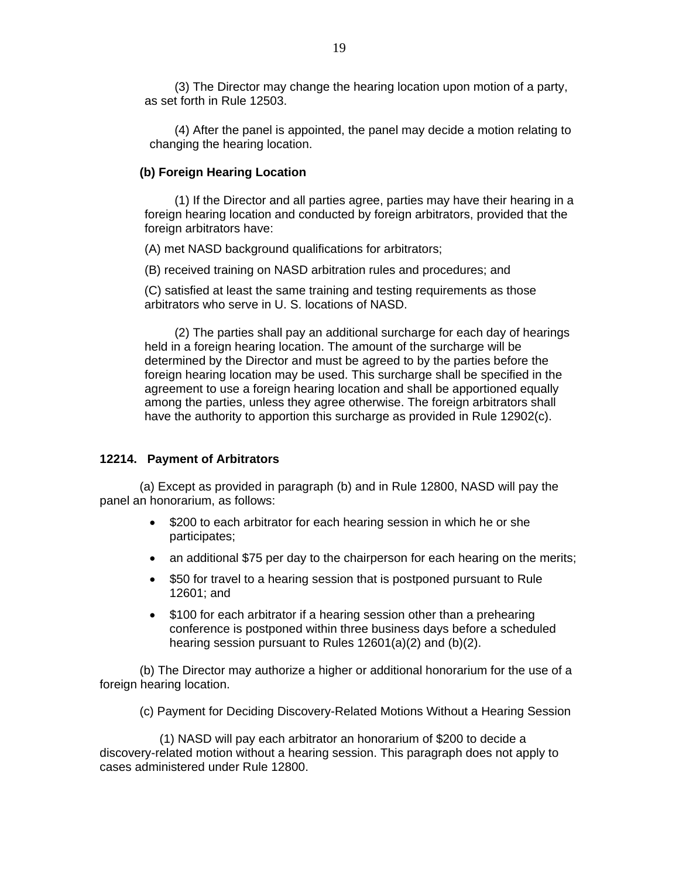(3) The Director may change the hearing location upon motion of a party, as set forth in Rule 12503.

(4) After the panel is appointed, the panel may decide a motion relating to changing the hearing location.

**(b) Foreign Hearing Location**

(1) If the Director and all parties agree, parties may have their hearing in a foreign hearing location and conducted by foreign arbitrators, provided that the foreign arbitrators have:

(A) met NASD background qualifications for arbitrators;

(B) received training on NASD arbitration rules and procedures; and

(C) satisfied at least the same training and testing requirements as those arbitrators who serve in U. S. locations of NASD.

(2) The parties shall pay an additional surcharge for each day of hearings held in a foreign hearing location. The amount of the surcharge will be determined by the Director and must be agreed to by the parties before the foreign hearing location may be used. This surcharge shall be specified in the agreement to use a foreign hearing location and shall be apportioned equally among the parties, unless they agree otherwise. The foreign arbitrators shall have the authority to apportion this surcharge as provided in Rule 12902(c).

### 12214. Payment of Arbitrators

(a) Except as provided in paragraph (b) and in Rule 12800, NASD will pay the panel an honorarium, as follows:

- $200 to each arbitrator for each hearing session in which he or she participates;
- an additional $75 per day to the chairperson for each hearing on the merits;
- $50 for travel to a hearing session that is postponed pursuant to Rule 12601; and
- $100 for each arbitrator if a hearing session other than a prehearing conference is postponed within three business days before a scheduled hearing session pursuant to Rules 12601(a)(2) and (b)(2).

(b) The Director may authorize a higher or additional honorarium for the use of a foreign hearing location.

(c) Payment for Deciding Discovery-Related Motions Without a Hearing Session

(1) NASD will pay each arbitrator an honorarium of $200 to decide a discovery-related motion without a hearing session. This paragraph does not apply to cases administered under Rule 12800.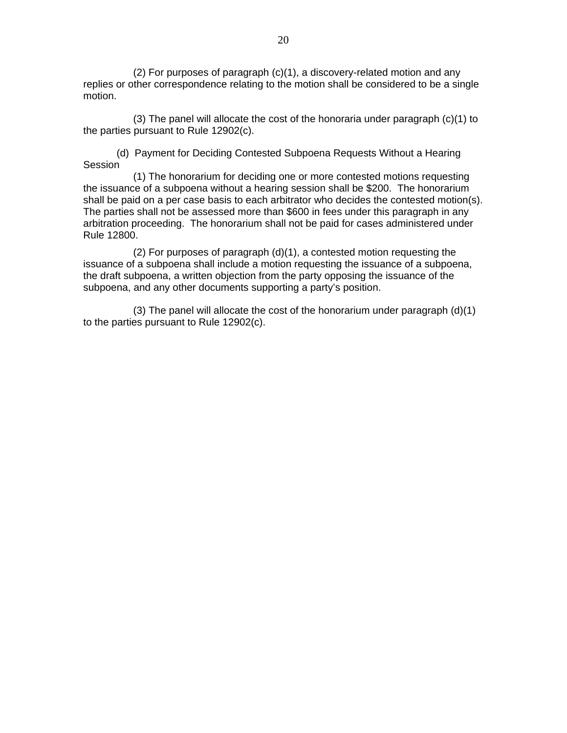(2) For purposes of paragraph (c)(1), a discovery-related motion and any replies or other correspondence relating to the motion shall be considered to be a single motion.

(3) The panel will allocate the cost of the honoraria under paragraph (c)(1) to the parties pursuant to Rule 12902(c).

(d) Payment for Deciding Contested Subpoena Requests Without a Hearing Session

(1) The honorarium for deciding one or more contested motions requesting the issuance of a subpoena without a hearing session shall be $200. The honorarium shall be paid on a per case basis to each arbitrator who decides the contested motion(s). The parties shall not be assessed more than $600 in fees under this paragraph in any arbitration proceeding. The honorarium shall not be paid for cases administered under Rule 12800.

(2) For purposes of paragraph (d)(1), a contested motion requesting the issuance of a subpoena shall include a motion requesting the issuance of a subpoena, the draft subpoena, a written objection from the party opposing the issuance of the subpoena, and any other documents supporting a party's position.

(3) The panel will allocate the cost of the honorarium under paragraph (d)(1) to the parties pursuant to Rule 12902(c).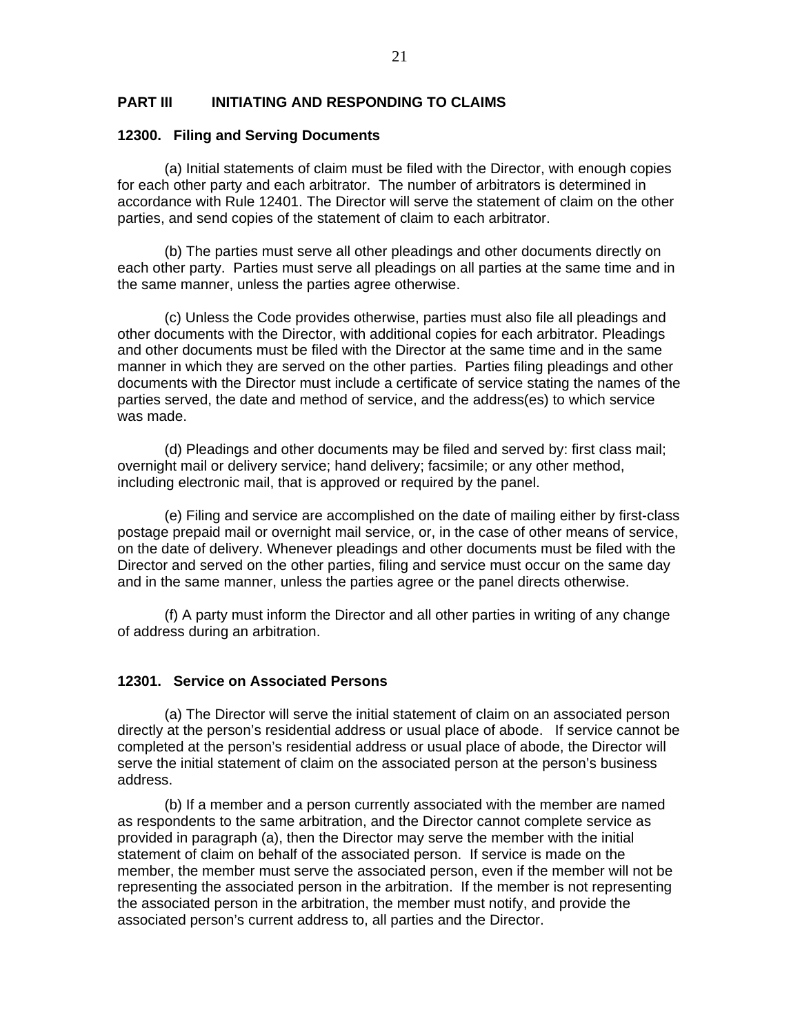## PART III INITIATING AND RESPONDING TO CLAIMS

### 12300. Filing and Serving Documents

(a) Initial statements of claim must be filed with the Director, with enough copies for each other party and each arbitrator. The number of arbitrators is determined in accordance with Rule 12401. The Director will serve the statement of claim on the other parties, and send copies of the statement of claim to each arbitrator.

(b) The parties must serve all other pleadings and other documents directly on each other party. Parties must serve all pleadings on all parties at the same time and in the same manner, unless the parties agree otherwise.

(c) Unless the Code provides otherwise, parties must also file all pleadings and other documents with the Director, with additional copies for each arbitrator. Pleadings and other documents must be filed with the Director at the same time and in the same manner in which they are served on the other parties. Parties filing pleadings and other documents with the Director must include a certificate of service stating the names of the parties served, the date and method of service, and the address(es) to which service was made.

(d) Pleadings and other documents may be filed and served by: first class mail; overnight mail or delivery service; hand delivery; facsimile; or any other method, including electronic mail, that is approved or required by the panel.

(e) Filing and service are accomplished on the date of mailing either by first-class postage prepaid mail or overnight mail service, or, in the case of other means of service, on the date of delivery. Whenever pleadings and other documents must be filed with the Director and served on the other parties, filing and service must occur on the same day and in the same manner, unless the parties agree or the panel directs otherwise.

(f) A party must inform the Director and all other parties in writing of any change of address during an arbitration.

### 12301. Service on Associated Persons

(a) The Director will serve the initial statement of claim on an associated person directly at the person's residential address or usual place of abode. If service cannot be completed at the person's residential address or usual place of abode, the Director will serve the initial statement of claim on the associated person at the person's business address.

(b) If a member and a person currently associated with the member are named as respondents to the same arbitration, and the Director cannot complete service as provided in paragraph (a), then the Director may serve the member with the initial statement of claim on behalf of the associated person. If service is made on the member, the member must serve the associated person, even if the member will not be representing the associated person in the arbitration. If the member is not representing the associated person in the arbitration, the member must notify, and provide the associated person's current address to, all parties and the Director.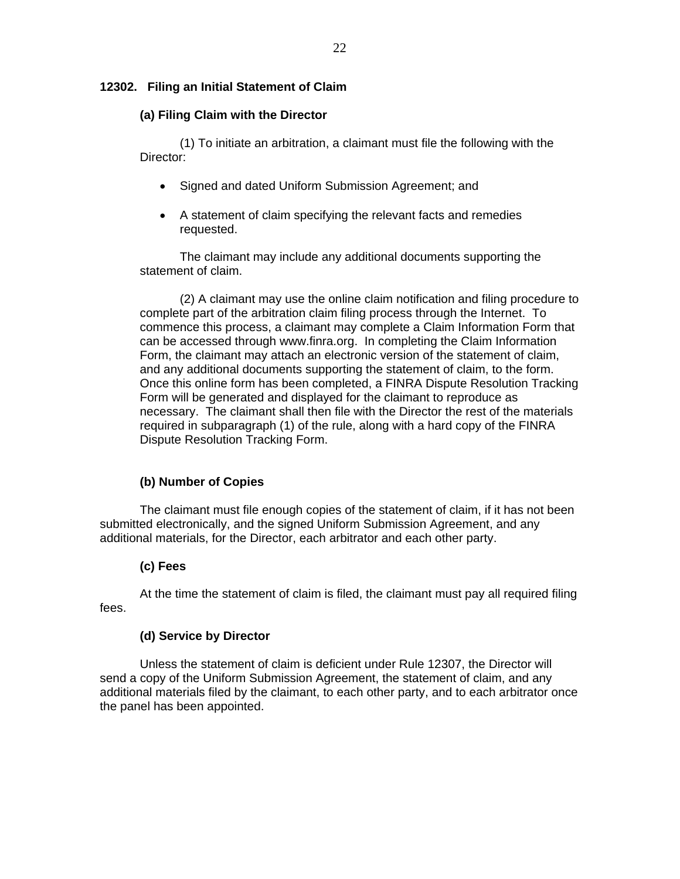## 12302. Filing an Initial Statement of Claim

### (a) Filing Claim with the Director

(1) To initiate an arbitration, a claimant must file the following with the Director:

- Signed and dated Uniform Submission Agreement; and
- A statement of claim specifying the relevant facts and remedies requested.

The claimant may include any additional documents supporting the statement of claim.

(2) A claimant may use the online claim notification and filing procedure to complete part of the arbitration claim filing process through the Internet. To commence this process, a claimant may complete a Claim Information Form that can be accessed through www.finra.org. In completing the Claim Information Form, the claimant may attach an electronic version of the statement of claim, and any additional documents supporting the statement of claim, to the form. Once this online form has been completed, a FINRA Dispute Resolution Tracking Form will be generated and displayed for the claimant to reproduce as necessary. The claimant shall then file with the Director the rest of the materials required in subparagraph (1) of the rule, along with a hard copy of the FINRA Dispute Resolution Tracking Form.

### (b) Number of Copies

The claimant must file enough copies of the statement of claim, if it has not been submitted electronically, and the signed Uniform Submission Agreement, and any additional materials, for the Director, each arbitrator and each other party.

### (c) Fees

At the time the statement of claim is filed, the claimant must pay all required filing fees.

### (d) Service by Director

Unless the statement of claim is deficient under Rule 12307, the Director will send a copy of the Uniform Submission Agreement, the statement of claim, and any additional materials filed by the claimant, to each other party, and to each arbitrator once the panel has been appointed.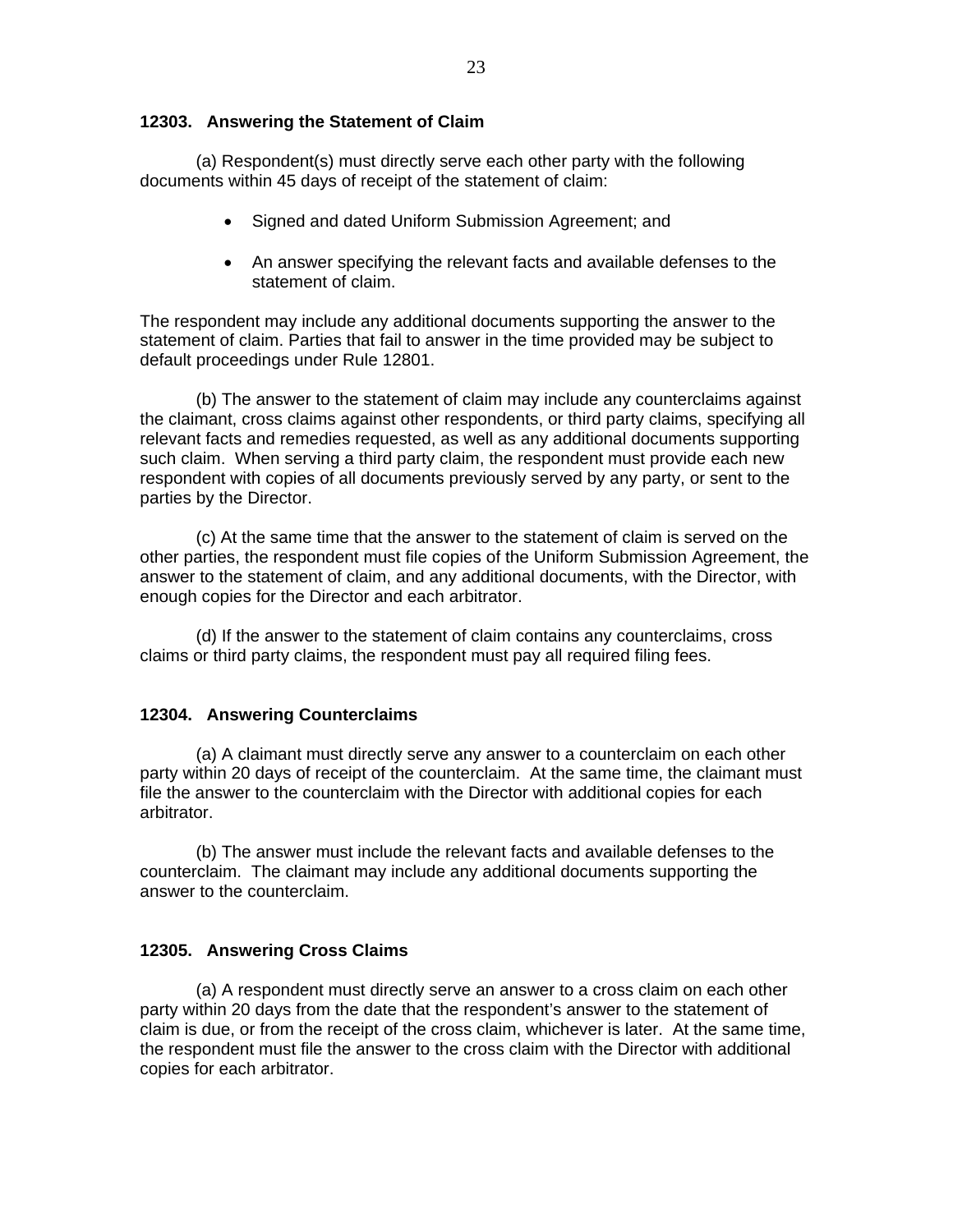### 12303. Answering the Statement of Claim

(a) Respondent(s) must directly serve each other party with the following documents within 45 days of receipt of the statement of claim:

- Signed and dated Uniform Submission Agreement; and
- An answer specifying the relevant facts and available defenses to the statement of claim.

The respondent may include any additional documents supporting the answer to the statement of claim. Parties that fail to answer in the time provided may be subject to default proceedings under Rule 12801.

(b) The answer to the statement of claim may include any counterclaims against the claimant, cross claims against other respondents, or third party claims, specifying all relevant facts and remedies requested, as well as any additional documents supporting such claim. When serving a third party claim, the respondent must provide each new respondent with copies of all documents previously served by any party, or sent to the parties by the Director.

(c) At the same time that the answer to the statement of claim is served on the other parties, the respondent must file copies of the Uniform Submission Agreement, the answer to the statement of claim, and any additional documents, with the Director, with enough copies for the Director and each arbitrator.

(d) If the answer to the statement of claim contains any counterclaims, cross claims or third party claims, the respondent must pay all required filing fees.

### 12304. Answering Counterclaims

(a) A claimant must directly serve any answer to a counterclaim on each other party within 20 days of receipt of the counterclaim. At the same time, the claimant must file the answer to the counterclaim with the Director with additional copies for each arbitrator.

(b) The answer must include the relevant facts and available defenses to the counterclaim. The claimant may include any additional documents supporting the answer to the counterclaim.

### 12305. Answering Cross Claims

(a) A respondent must directly serve an answer to a cross claim on each other party within 20 days from the date that the respondent's answer to the statement of claim is due, or from the receipt of the cross claim, whichever is later. At the same time, the respondent must file the answer to the cross claim with the Director with additional copies for each arbitrator.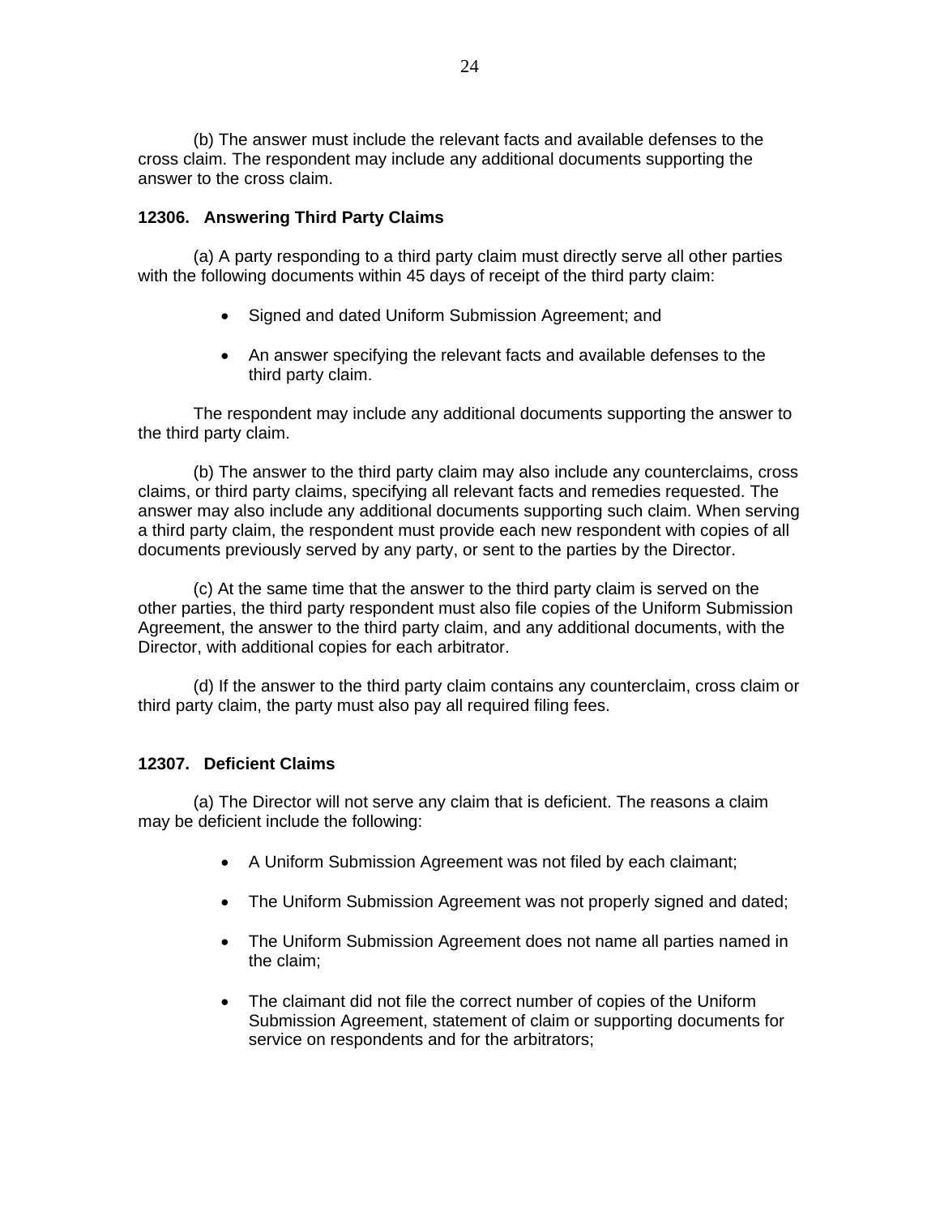(b) The answer must include the relevant facts and available defenses to the cross claim. The respondent may include any additional documents supporting the answer to the cross claim.

**12306. Answering Third Party Claims**

(a) A party responding to a third party claim must directly serve all other parties with the following documents within 45 days of receipt of the third party claim:

- Signed and dated Uniform Submission Agreement; and
- An answer specifying the relevant facts and available defenses to the third party claim.

The respondent may include any additional documents supporting the answer to the third party claim.

(b) The answer to the third party claim may also include any counterclaims, cross claims, or third party claims, specifying all relevant facts and remedies requested. The answer may also include any additional documents supporting such claim. When serving a third party claim, the respondent must provide each new respondent with copies of all documents previously served by any party, or sent to the parties by the Director.

(c) At the same time that the answer to the third party claim is served on the other parties, the third party respondent must also file copies of the Uniform Submission Agreement, the answer to the third party claim, and any additional documents, with the Director, with additional copies for each arbitrator.

(d) If the answer to the third party claim contains any counterclaim, cross claim or third party claim, the party must also pay all required filing fees.

**12307. Deficient Claims**

(a) The Director will not serve any claim that is deficient. The reasons a claim may be deficient include the following:

- A Uniform Submission Agreement was not filed by each claimant;
- The Uniform Submission Agreement was not properly signed and dated;
- The Uniform Submission Agreement does not name all parties named in the claim;
- The claimant did not file the correct number of copies of the Uniform Submission Agreement, statement of claim or supporting documents for service on respondents and for the arbitrators;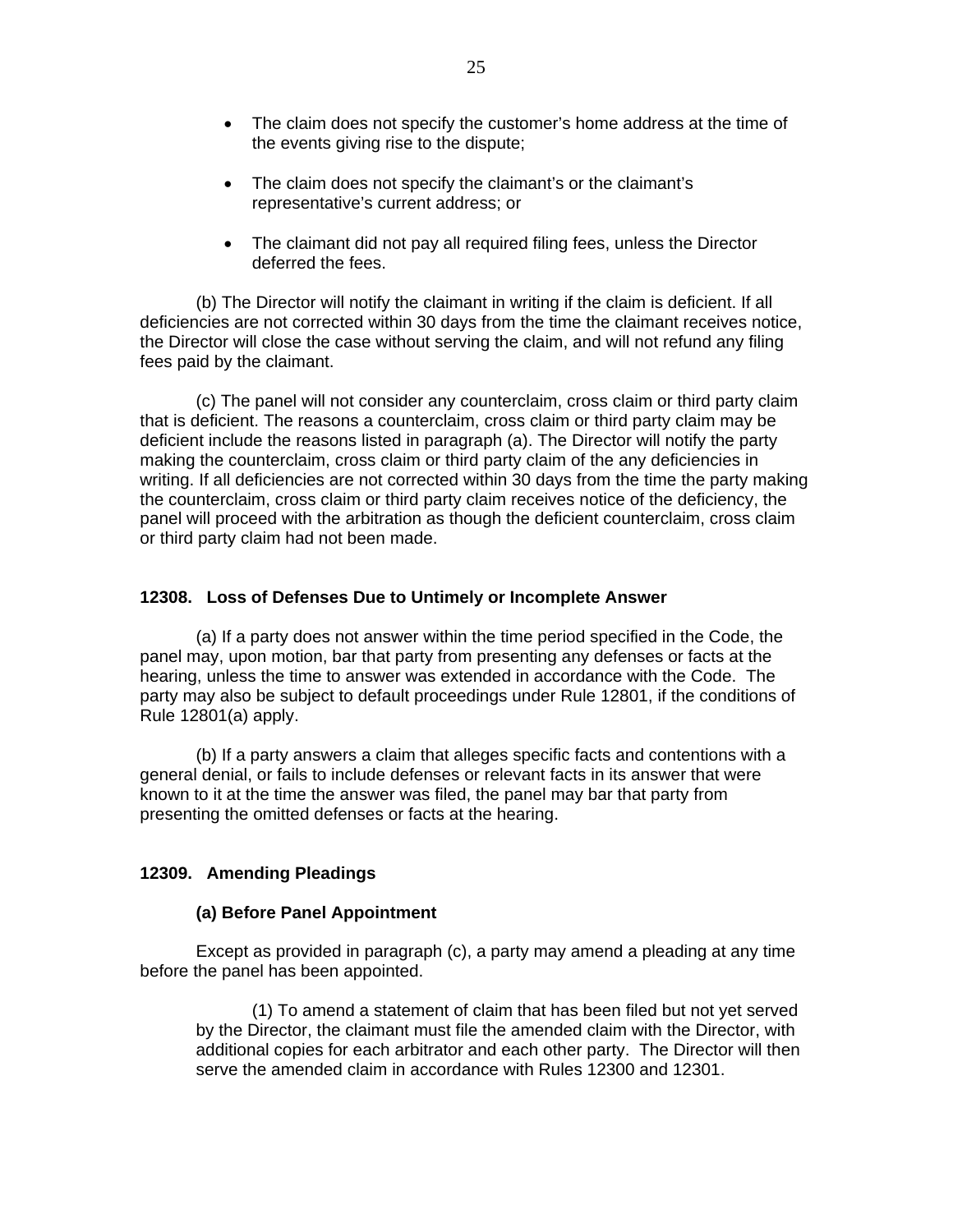- The claim does not specify the customer's home address at the time of the events giving rise to the dispute;
- The claim does not specify the claimant's or the claimant's representative's current address; or
- The claimant did not pay all required filing fees, unless the Director deferred the fees.

(b) The Director will notify the claimant in writing if the claim is deficient. If all deficiencies are not corrected within 30 days from the time the claimant receives notice, the Director will close the case without serving the claim, and will not refund any filing fees paid by the claimant.

(c) The panel will not consider any counterclaim, cross claim or third party claim that is deficient. The reasons a counterclaim, cross claim or third party claim may be deficient include the reasons listed in paragraph (a). The Director will notify the party making the counterclaim, cross claim or third party claim of the any deficiencies in writing. If all deficiencies are not corrected within 30 days from the time the party making the counterclaim, cross claim or third party claim receives notice of the deficiency, the panel will proceed with the arbitration as though the deficient counterclaim, cross claim or third party claim had not been made.

### 12308. Loss of Defenses Due to Untimely or Incomplete Answer

(a) If a party does not answer within the time period specified in the Code, the panel may, upon motion, bar that party from presenting any defenses or facts at the hearing, unless the time to answer was extended in accordance with the Code. The party may also be subject to default proceedings under Rule 12801, if the conditions of Rule 12801(a) apply.

(b) If a party answers a claim that alleges specific facts and contentions with a general denial, or fails to include defenses or relevant facts in its answer that were known to it at the time the answer was filed, the panel may bar that party from presenting the omitted defenses or facts at the hearing.

### 12309. Amending Pleadings

#### (a) Before Panel Appointment

Except as provided in paragraph (c), a party may amend a pleading at any time before the panel has been appointed.

(1) To amend a statement of claim that has been filed but not yet served by the Director, the claimant must file the amended claim with the Director, with additional copies for each arbitrator and each other party. The Director will then serve the amended claim in accordance with Rules 12300 and 12301.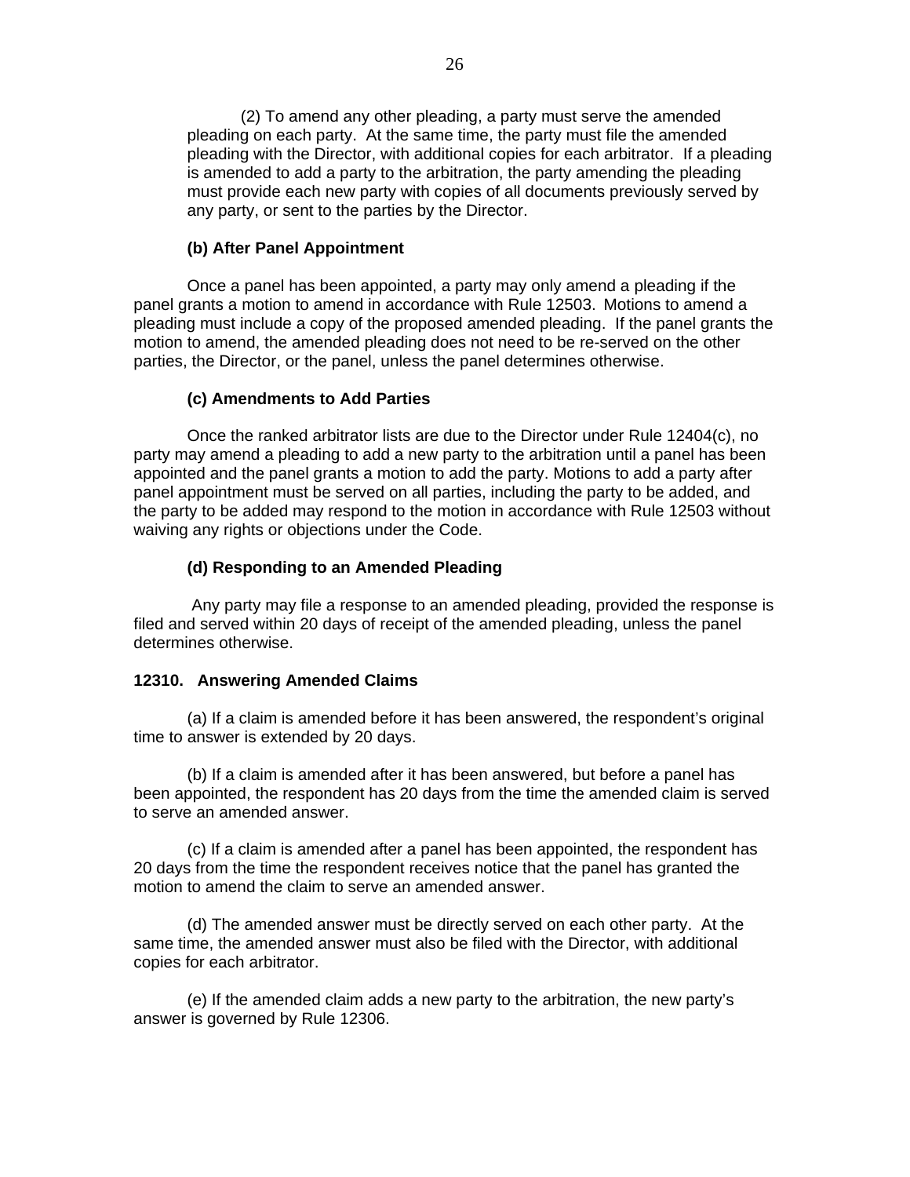(2) To amend any other pleading, a party must serve the amended pleading on each party. At the same time, the party must file the amended pleading with the Director, with additional copies for each arbitrator. If a pleading is amended to add a party to the arbitration, the party amending the pleading must provide each new party with copies of all documents previously served by any party, or sent to the parties by the Director.

**(b) After Panel Appointment**

Once a panel has been appointed, a party may only amend a pleading if the panel grants a motion to amend in accordance with Rule 12503. Motions to amend a pleading must include a copy of the proposed amended pleading. If the panel grants the motion to amend, the amended pleading does not need to be re-served on the other parties, the Director, or the panel, unless the panel determines otherwise.

**(c) Amendments to Add Parties**

Once the ranked arbitrator lists are due to the Director under Rule 12404(c), no party may amend a pleading to add a new party to the arbitration until a panel has been appointed and the panel grants a motion to add the party. Motions to add a party after panel appointment must be served on all parties, including the party to be added, and the party to be added may respond to the motion in accordance with Rule 12503 without waiving any rights or objections under the Code.

**(d) Responding to an Amended Pleading**

Any party may file a response to an amended pleading, provided the response is filed and served within 20 days of receipt of the amended pleading, unless the panel determines otherwise.

**12310. Answering Amended Claims**

(a) If a claim is amended before it has been answered, the respondent's original time to answer is extended by 20 days.

(b) If a claim is amended after it has been answered, but before a panel has been appointed, the respondent has 20 days from the time the amended claim is served to serve an amended answer.

(c) If a claim is amended after a panel has been appointed, the respondent has 20 days from the time the respondent receives notice that the panel has granted the motion to amend the claim to serve an amended answer.

(d) The amended answer must be directly served on each other party. At the same time, the amended answer must also be filed with the Director, with additional copies for each arbitrator.

(e) If the amended claim adds a new party to the arbitration, the new party's answer is governed by Rule 12306.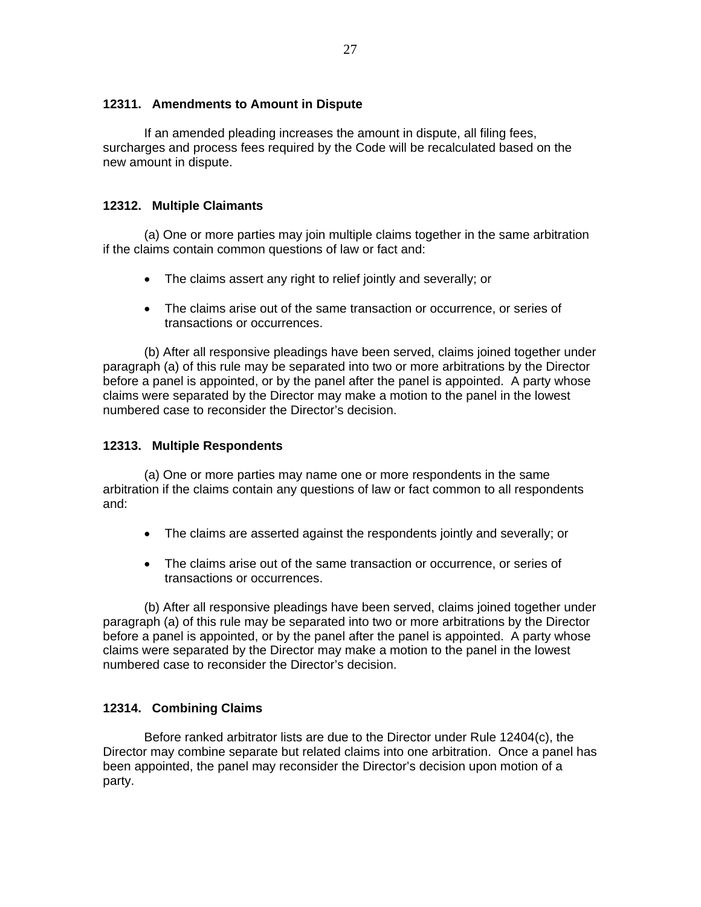### 12311. Amendments to Amount in Dispute

If an amended pleading increases the amount in dispute, all filing fees, surcharges and process fees required by the Code will be recalculated based on the new amount in dispute.

### 12312. Multiple Claimants

(a) One or more parties may join multiple claims together in the same arbitration if the claims contain common questions of law or fact and:

- The claims assert any right to relief jointly and severally; or
- The claims arise out of the same transaction or occurrence, or series of transactions or occurrences.

(b) After all responsive pleadings have been served, claims joined together under paragraph (a) of this rule may be separated into two or more arbitrations by the Director before a panel is appointed, or by the panel after the panel is appointed. A party whose claims were separated by the Director may make a motion to the panel in the lowest numbered case to reconsider the Director's decision.

### 12313. Multiple Respondents

(a) One or more parties may name one or more respondents in the same arbitration if the claims contain any questions of law or fact common to all respondents and:

- The claims are asserted against the respondents jointly and severally; or
- The claims arise out of the same transaction or occurrence, or series of transactions or occurrences.

(b) After all responsive pleadings have been served, claims joined together under paragraph (a) of this rule may be separated into two or more arbitrations by the Director before a panel is appointed, or by the panel after the panel is appointed. A party whose claims were separated by the Director may make a motion to the panel in the lowest numbered case to reconsider the Director's decision.

### 12314. Combining Claims

Before ranked arbitrator lists are due to the Director under Rule 12404(c), the Director may combine separate but related claims into one arbitration. Once a panel has been appointed, the panel may reconsider the Director's decision upon motion of a party.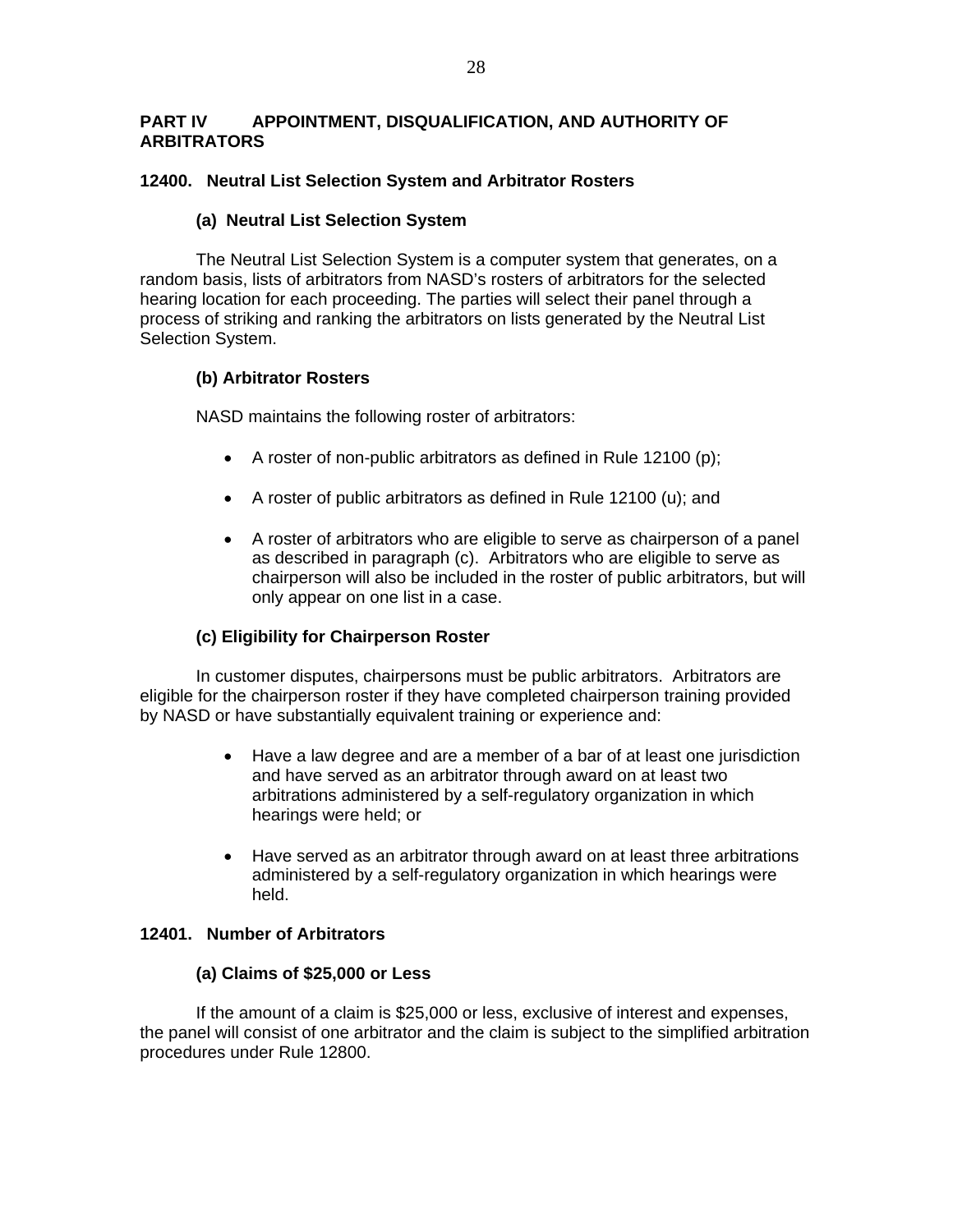## PART IV APPOINTMENT, DISQUALIFICATION, AND AUTHORITY OF ARBITRATORS

### 12400. Neutral List Selection System and Arbitrator Rosters

#### (a) Neutral List Selection System

The Neutral List Selection System is a computer system that generates, on a random basis, lists of arbitrators from NASD's rosters of arbitrators for the selected hearing location for each proceeding. The parties will select their panel through a process of striking and ranking the arbitrators on lists generated by the Neutral List Selection System.

#### (b) Arbitrator Rosters

NASD maintains the following roster of arbitrators:

- A roster of non-public arbitrators as defined in Rule 12100 (p);
- A roster of public arbitrators as defined in Rule 12100 (u); and
- A roster of arbitrators who are eligible to serve as chairperson of a panel as described in paragraph (c). Arbitrators who are eligible to serve as chairperson will also be included in the roster of public arbitrators, but will only appear on one list in a case.

#### (c) Eligibility for Chairperson Roster

In customer disputes, chairpersons must be public arbitrators. Arbitrators are eligible for the chairperson roster if they have completed chairperson training provided by NASD or have substantially equivalent training or experience and:

- Have a law degree and are a member of a bar of at least one jurisdiction and have served as an arbitrator through award on at least two arbitrations administered by a self-regulatory organization in which hearings were held; or
- Have served as an arbitrator through award on at least three arbitrations administered by a self-regulatory organization in which hearings were held.

### 12401. Number of Arbitrators

#### (a) Claims of $25,000 or Less

If the amount of a claim is $25,000 or less, exclusive of interest and expenses, the panel will consist of one arbitrator and the claim is subject to the simplified arbitration procedures under Rule 12800.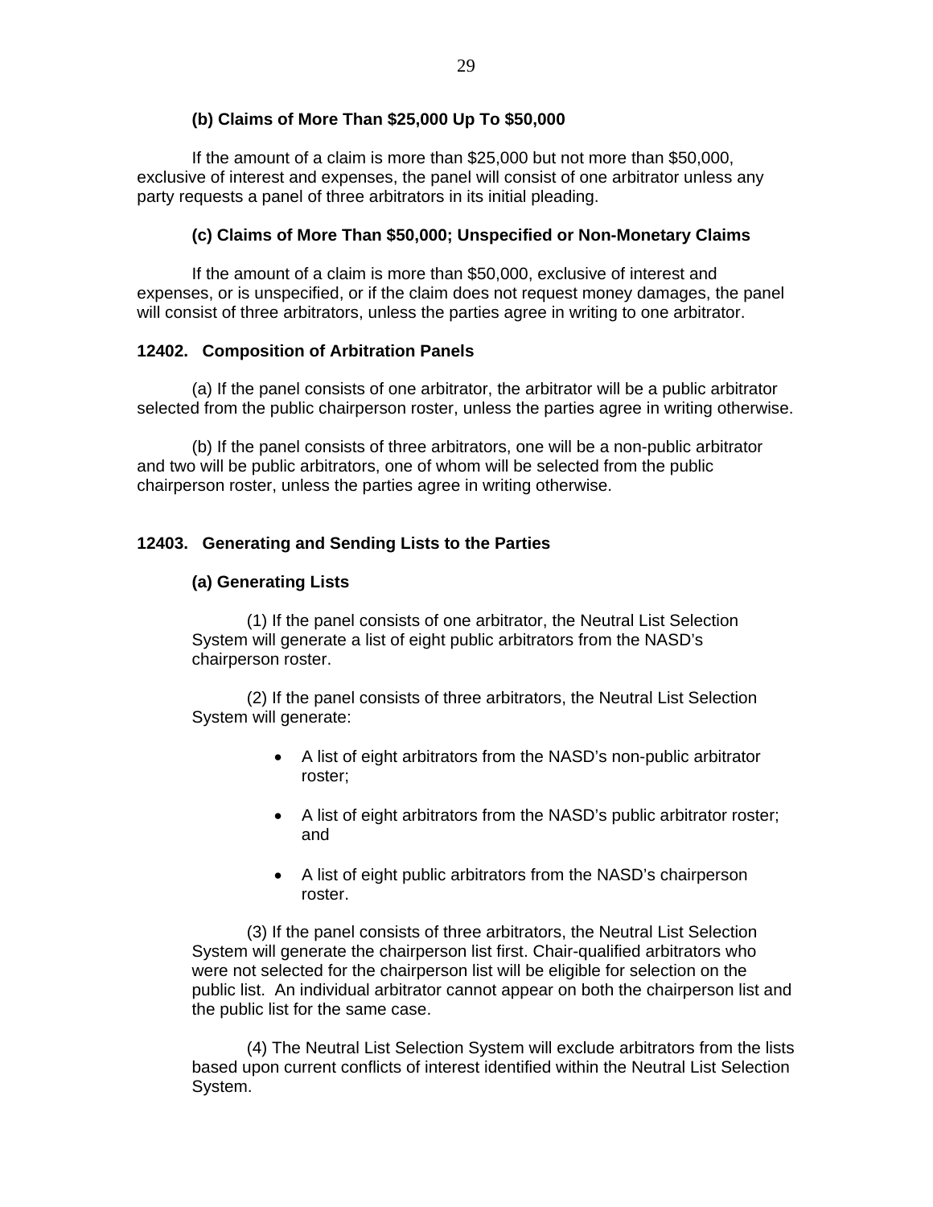#### (b) Claims of More Than $25,000 Up To $50,000

If the amount of a claim is more than $25,000 but not more than $50,000, exclusive of interest and expenses, the panel will consist of one arbitrator unless any party requests a panel of three arbitrators in its initial pleading.

#### (c) Claims of More Than $50,000; Unspecified or Non-Monetary Claims

If the amount of a claim is more than $50,000, exclusive of interest and expenses, or is unspecified, or if the claim does not request money damages, the panel will consist of three arbitrators, unless the parties agree in writing to one arbitrator.

### 12402. Composition of Arbitration Panels

(a) If the panel consists of one arbitrator, the arbitrator will be a public arbitrator selected from the public chairperson roster, unless the parties agree in writing otherwise.

(b) If the panel consists of three arbitrators, one will be a non-public arbitrator and two will be public arbitrators, one of whom will be selected from the public chairperson roster, unless the parties agree in writing otherwise.

### 12403. Generating and Sending Lists to the Parties

#### (a) Generating Lists

(1) If the panel consists of one arbitrator, the Neutral List Selection System will generate a list of eight public arbitrators from the NASD's chairperson roster.

(2) If the panel consists of three arbitrators, the Neutral List Selection System will generate:

- A list of eight arbitrators from the NASD's non-public arbitrator roster;
- A list of eight arbitrators from the NASD's public arbitrator roster; and
- A list of eight public arbitrators from the NASD's chairperson roster.

(3) If the panel consists of three arbitrators, the Neutral List Selection System will generate the chairperson list first. Chair-qualified arbitrators who were not selected for the chairperson list will be eligible for selection on the public list. An individual arbitrator cannot appear on both the chairperson list and the public list for the same case.

(4) The Neutral List Selection System will exclude arbitrators from the lists based upon current conflicts of interest identified within the Neutral List Selection System.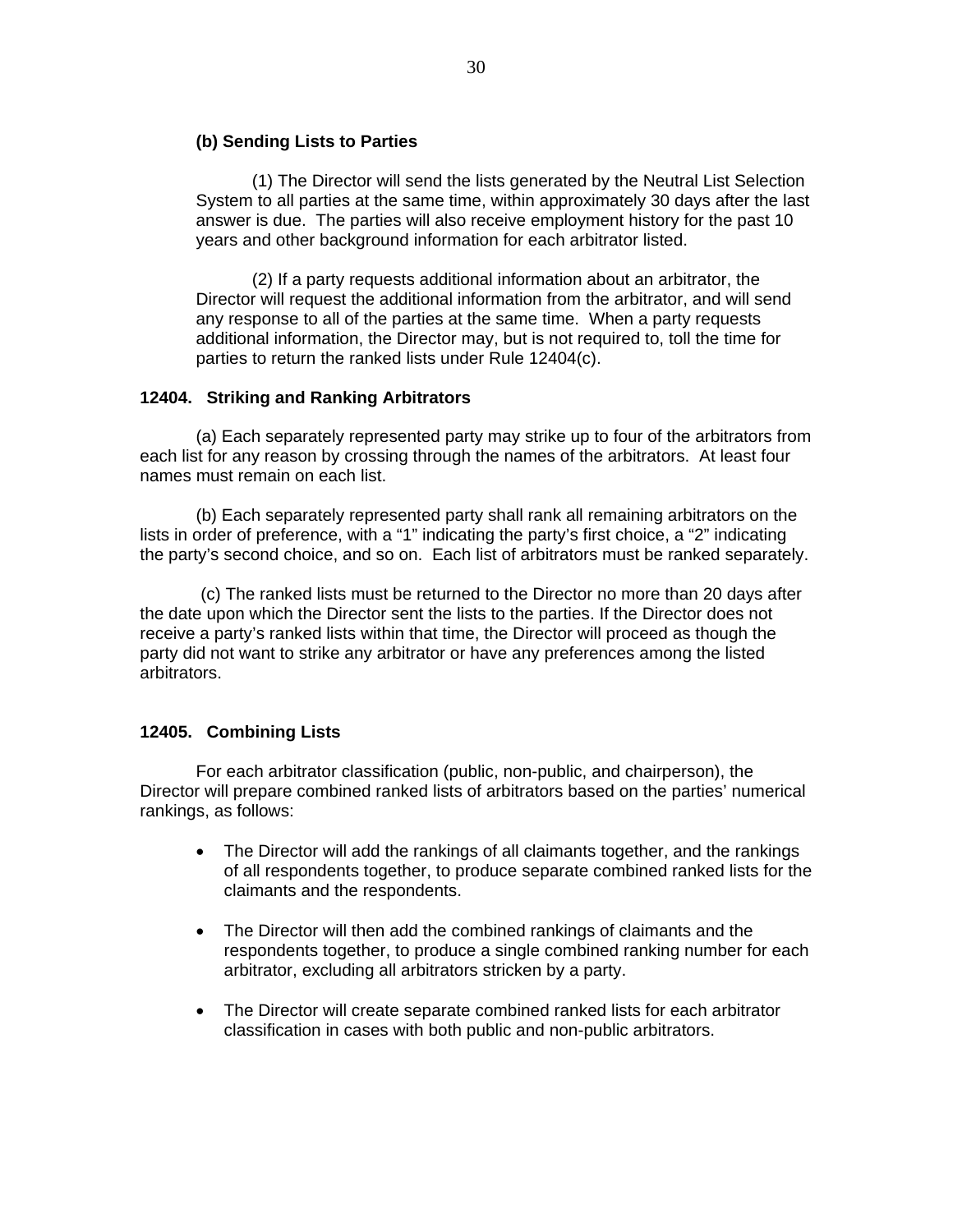**(b) Sending Lists to Parties**

(1) The Director will send the lists generated by the Neutral List Selection System to all parties at the same time, within approximately 30 days after the last answer is due. The parties will also receive employment history for the past 10 years and other background information for each arbitrator listed.

(2) If a party requests additional information about an arbitrator, the Director will request the additional information from the arbitrator, and will send any response to all of the parties at the same time. When a party requests additional information, the Director may, but is not required to, toll the time for parties to return the ranked lists under Rule 12404(c).

### 12404. Striking and Ranking Arbitrators

(a) Each separately represented party may strike up to four of the arbitrators from each list for any reason by crossing through the names of the arbitrators. At least four names must remain on each list.

(b) Each separately represented party shall rank all remaining arbitrators on the lists in order of preference, with a "1" indicating the party's first choice, a "2" indicating the party's second choice, and so on. Each list of arbitrators must be ranked separately.

(c) The ranked lists must be returned to the Director no more than 20 days after the date upon which the Director sent the lists to the parties. If the Director does not receive a party's ranked lists within that time, the Director will proceed as though the party did not want to strike any arbitrator or have any preferences among the listed arbitrators.

### 12405. Combining Lists

For each arbitrator classification (public, non-public, and chairperson), the Director will prepare combined ranked lists of arbitrators based on the parties' numerical rankings, as follows:

- The Director will add the rankings of all claimants together, and the rankings of all respondents together, to produce separate combined ranked lists for the claimants and the respondents.
- The Director will then add the combined rankings of claimants and the respondents together, to produce a single combined ranking number for each arbitrator, excluding all arbitrators stricken by a party.
- The Director will create separate combined ranked lists for each arbitrator classification in cases with both public and non-public arbitrators.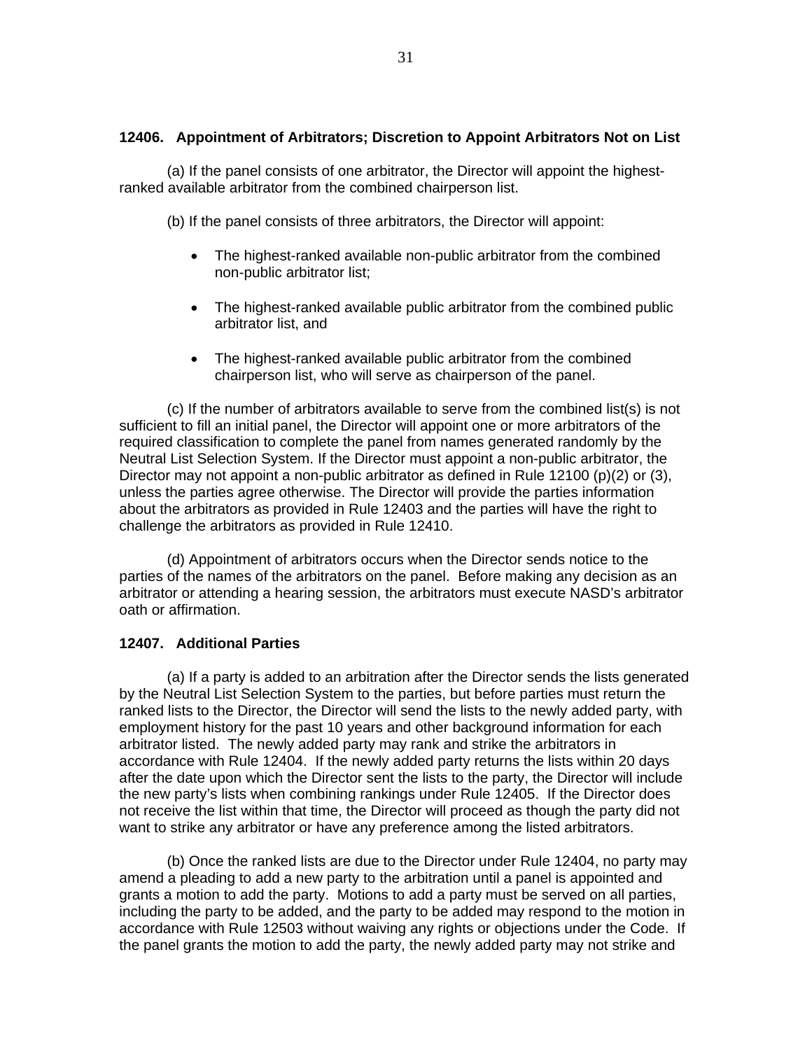### 12406. Appointment of Arbitrators; Discretion to Appoint Arbitrators Not on List

(a) If the panel consists of one arbitrator, the Director will appoint the highest-ranked available arbitrator from the combined chairperson list.

(b) If the panel consists of three arbitrators, the Director will appoint:

- The highest-ranked available non-public arbitrator from the combined non-public arbitrator list;
- The highest-ranked available public arbitrator from the combined public arbitrator list, and
- The highest-ranked available public arbitrator from the combined chairperson list, who will serve as chairperson of the panel.

(c) If the number of arbitrators available to serve from the combined list(s) is not sufficient to fill an initial panel, the Director will appoint one or more arbitrators of the required classification to complete the panel from names generated randomly by the Neutral List Selection System. If the Director must appoint a non-public arbitrator, the Director may not appoint a non-public arbitrator as defined in Rule 12100 (p)(2) or (3), unless the parties agree otherwise. The Director will provide the parties information about the arbitrators as provided in Rule 12403 and the parties will have the right to challenge the arbitrators as provided in Rule 12410.

(d) Appointment of arbitrators occurs when the Director sends notice to the parties of the names of the arbitrators on the panel. Before making any decision as an arbitrator or attending a hearing session, the arbitrators must execute NASD's arbitrator oath or affirmation.

### 12407. Additional Parties

(a) If a party is added to an arbitration after the Director sends the lists generated by the Neutral List Selection System to the parties, but before parties must return the ranked lists to the Director, the Director will send the lists to the newly added party, with employment history for the past 10 years and other background information for each arbitrator listed. The newly added party may rank and strike the arbitrators in accordance with Rule 12404. If the newly added party returns the lists within 20 days after the date upon which the Director sent the lists to the party, the Director will include the new party's lists when combining rankings under Rule 12405. If the Director does not receive the list within that time, the Director will proceed as though the party did not want to strike any arbitrator or have any preference among the listed arbitrators.

(b) Once the ranked lists are due to the Director under Rule 12404, no party may amend a pleading to add a new party to the arbitration until a panel is appointed and grants a motion to add the party. Motions to add a party must be served on all parties, including the party to be added, and the party to be added may respond to the motion in accordance with Rule 12503 without waiving any rights or objections under the Code. If the panel grants the motion to add the party, the newly added party may not strike and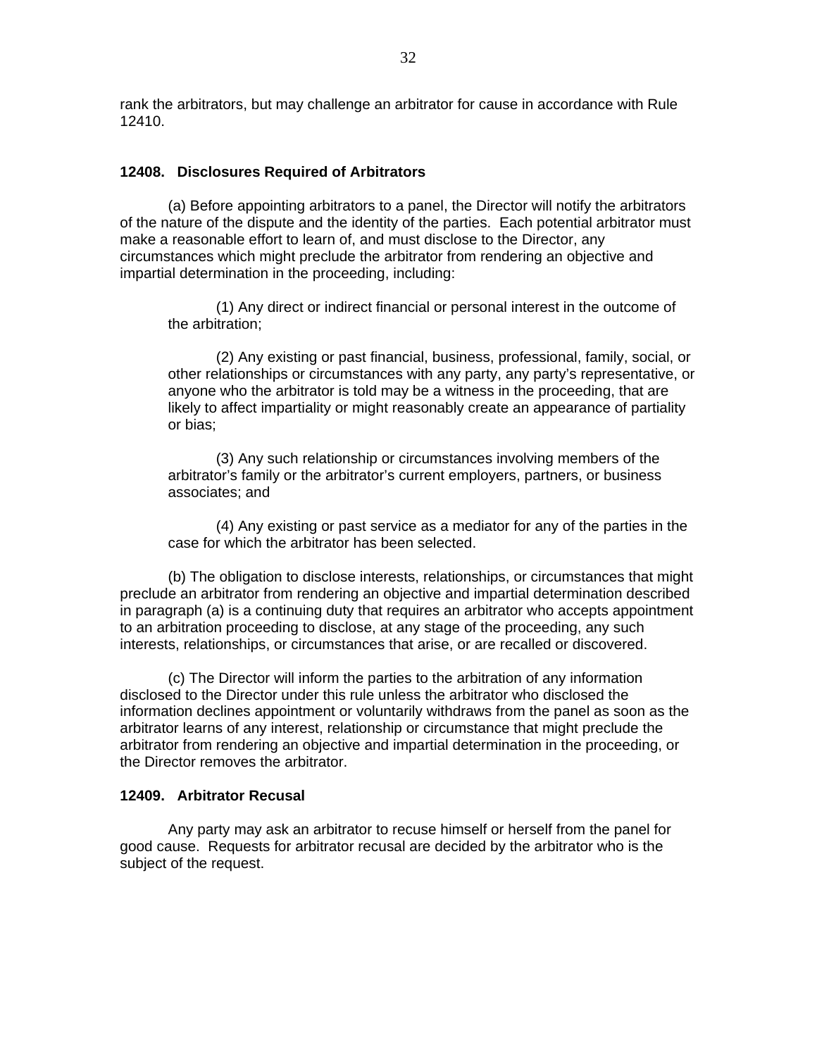rank the arbitrators, but may challenge an arbitrator for cause in accordance with Rule 12410.

**12408. Disclosures Required of Arbitrators**

(a) Before appointing arbitrators to a panel, the Director will notify the arbitrators of the nature of the dispute and the identity of the parties. Each potential arbitrator must make a reasonable effort to learn of, and must disclose to the Director, any circumstances which might preclude the arbitrator from rendering an objective and impartial determination in the proceeding, including:

(1) Any direct or indirect financial or personal interest in the outcome of the arbitration;

(2) Any existing or past financial, business, professional, family, social, or other relationships or circumstances with any party, any party's representative, or anyone who the arbitrator is told may be a witness in the proceeding, that are likely to affect impartiality or might reasonably create an appearance of partiality or bias;

(3) Any such relationship or circumstances involving members of the arbitrator's family or the arbitrator's current employers, partners, or business associates; and

(4) Any existing or past service as a mediator for any of the parties in the case for which the arbitrator has been selected.

(b) The obligation to disclose interests, relationships, or circumstances that might preclude an arbitrator from rendering an objective and impartial determination described in paragraph (a) is a continuing duty that requires an arbitrator who accepts appointment to an arbitration proceeding to disclose, at any stage of the proceeding, any such interests, relationships, or circumstances that arise, or are recalled or discovered.

(c) The Director will inform the parties to the arbitration of any information disclosed to the Director under this rule unless the arbitrator who disclosed the information declines appointment or voluntarily withdraws from the panel as soon as the arbitrator learns of any interest, relationship or circumstance that might preclude the arbitrator from rendering an objective and impartial determination in the proceeding, or the Director removes the arbitrator.

**12409. Arbitrator Recusal**

Any party may ask an arbitrator to recuse himself or herself from the panel for good cause. Requests for arbitrator recusal are decided by the arbitrator who is the subject of the request.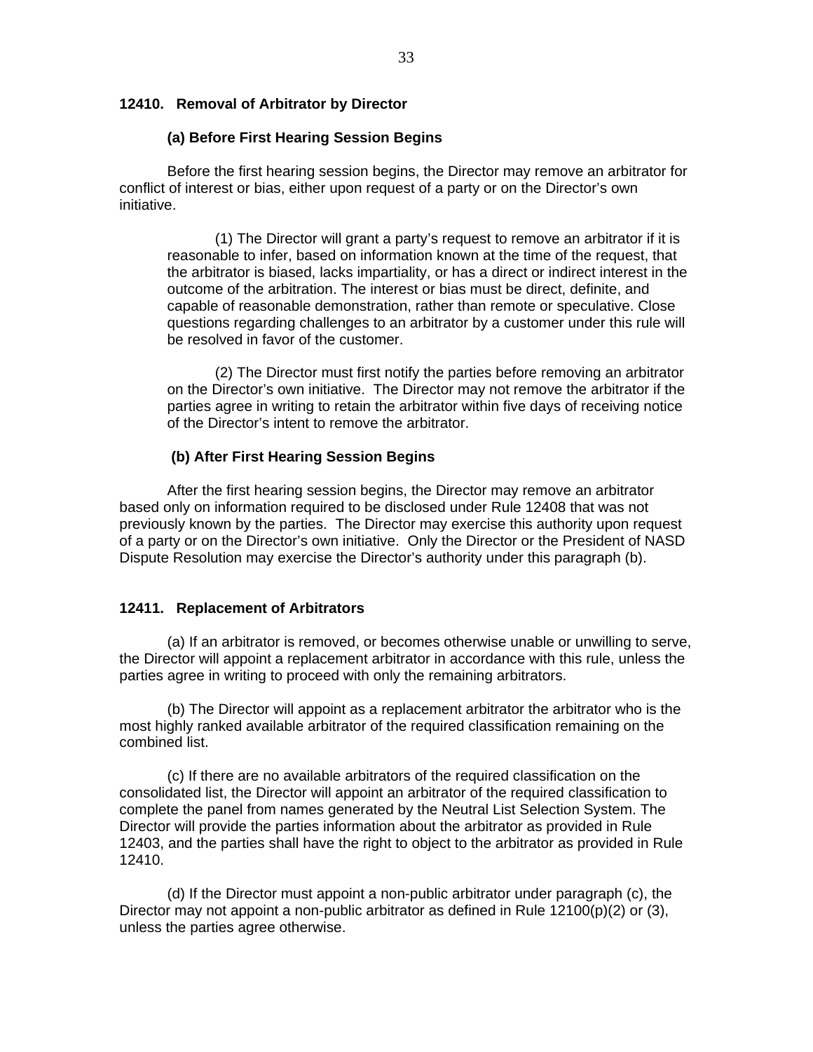### 12410. Removal of Arbitrator by Director

**(a) Before First Hearing Session Begins**

Before the first hearing session begins, the Director may remove an arbitrator for conflict of interest or bias, either upon request of a party or on the Director's own initiative.

(1) The Director will grant a party's request to remove an arbitrator if it is reasonable to infer, based on information known at the time of the request, that the arbitrator is biased, lacks impartiality, or has a direct or indirect interest in the outcome of the arbitration. The interest or bias must be direct, definite, and capable of reasonable demonstration, rather than remote or speculative. Close questions regarding challenges to an arbitrator by a customer under this rule will be resolved in favor of the customer.

(2) The Director must first notify the parties before removing an arbitrator on the Director's own initiative. The Director may not remove the arbitrator if the parties agree in writing to retain the arbitrator within five days of receiving notice of the Director's intent to remove the arbitrator.

**(b) After First Hearing Session Begins**

After the first hearing session begins, the Director may remove an arbitrator based only on information required to be disclosed under Rule 12408 that was not previously known by the parties. The Director may exercise this authority upon request of a party or on the Director's own initiative. Only the Director or the President of NASD Dispute Resolution may exercise the Director's authority under this paragraph (b).

### 12411. Replacement of Arbitrators

(a) If an arbitrator is removed, or becomes otherwise unable or unwilling to serve, the Director will appoint a replacement arbitrator in accordance with this rule, unless the parties agree in writing to proceed with only the remaining arbitrators.

(b) The Director will appoint as a replacement arbitrator the arbitrator who is the most highly ranked available arbitrator of the required classification remaining on the combined list.

(c) If there are no available arbitrators of the required classification on the consolidated list, the Director will appoint an arbitrator of the required classification to complete the panel from names generated by the Neutral List Selection System. The Director will provide the parties information about the arbitrator as provided in Rule 12403, and the parties shall have the right to object to the arbitrator as provided in Rule 12410.

(d) If the Director must appoint a non-public arbitrator under paragraph (c), the Director may not appoint a non-public arbitrator as defined in Rule 12100(p)(2) or (3), unless the parties agree otherwise.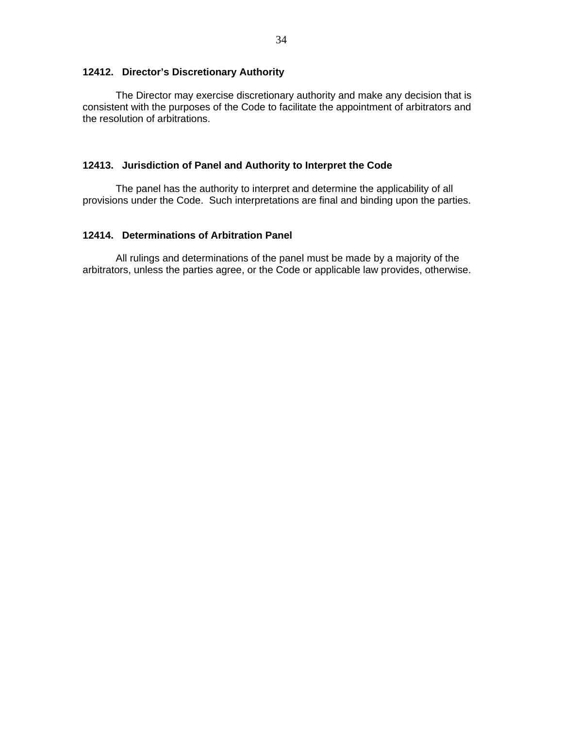### 12412. Director's Discretionary Authority

The Director may exercise discretionary authority and make any decision that is consistent with the purposes of the Code to facilitate the appointment of arbitrators and the resolution of arbitrations.

### 12413. Jurisdiction of Panel and Authority to Interpret the Code

The panel has the authority to interpret and determine the applicability of all provisions under the Code. Such interpretations are final and binding upon the parties.

### 12414. Determinations of Arbitration Panel

All rulings and determinations of the panel must be made by a majority of the arbitrators, unless the parties agree, or the Code or applicable law provides, otherwise.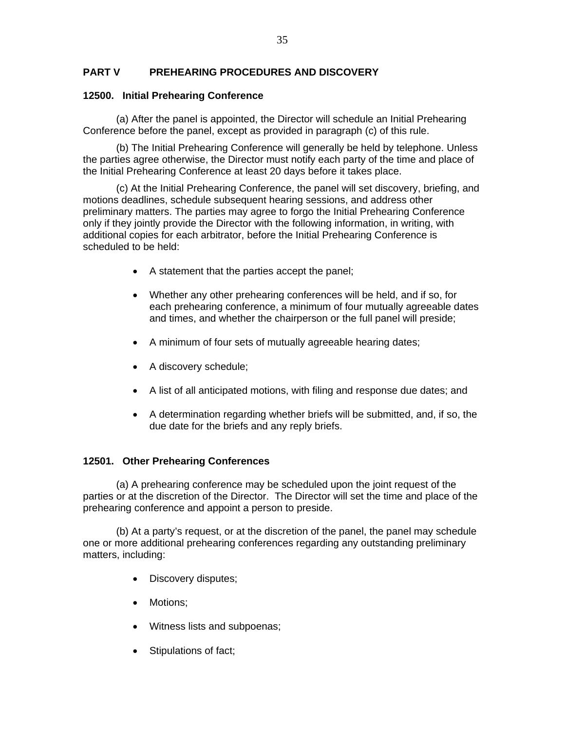## PART V PREHEARING PROCEDURES AND DISCOVERY

### 12500. Initial Prehearing Conference

(a) After the panel is appointed, the Director will schedule an Initial Prehearing Conference before the panel, except as provided in paragraph (c) of this rule.

(b) The Initial Prehearing Conference will generally be held by telephone. Unless the parties agree otherwise, the Director must notify each party of the time and place of the Initial Prehearing Conference at least 20 days before it takes place.

(c) At the Initial Prehearing Conference, the panel will set discovery, briefing, and motions deadlines, schedule subsequent hearing sessions, and address other preliminary matters. The parties may agree to forgo the Initial Prehearing Conference only if they jointly provide the Director with the following information, in writing, with additional copies for each arbitrator, before the Initial Prehearing Conference is scheduled to be held:

- A statement that the parties accept the panel;
- Whether any other prehearing conferences will be held, and if so, for each prehearing conference, a minimum of four mutually agreeable dates and times, and whether the chairperson or the full panel will preside;
- A minimum of four sets of mutually agreeable hearing dates;
- A discovery schedule;
- A list of all anticipated motions, with filing and response due dates; and
- A determination regarding whether briefs will be submitted, and, if so, the due date for the briefs and any reply briefs.

### 12501. Other Prehearing Conferences

(a) A prehearing conference may be scheduled upon the joint request of the parties or at the discretion of the Director. The Director will set the time and place of the prehearing conference and appoint a person to preside.

(b) At a party's request, or at the discretion of the panel, the panel may schedule one or more additional prehearing conferences regarding any outstanding preliminary matters, including:

- Discovery disputes;
- Motions;
- Witness lists and subpoenas;
- Stipulations of fact;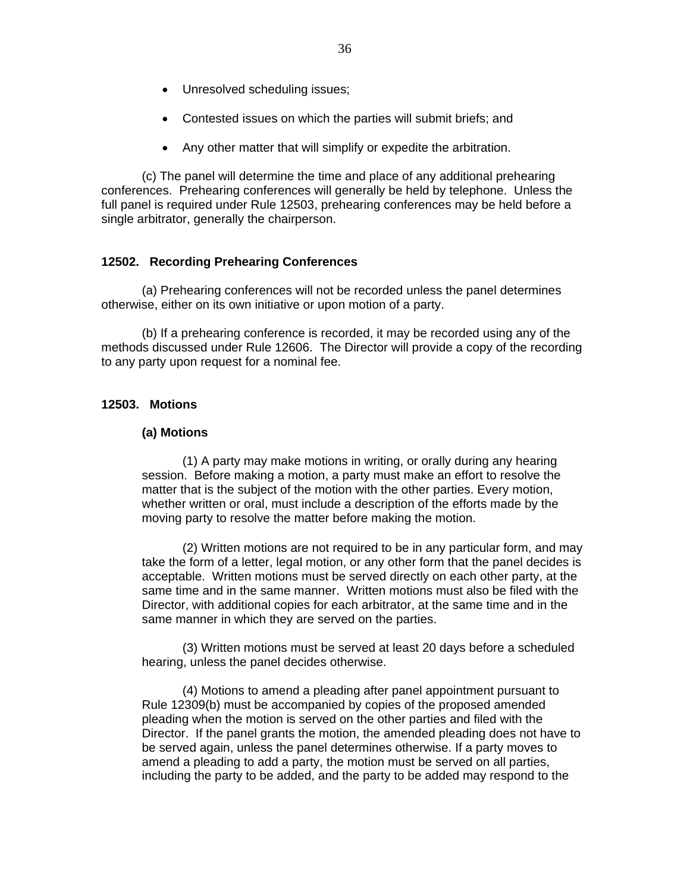- Unresolved scheduling issues;
- Contested issues on which the parties will submit briefs; and
- Any other matter that will simplify or expedite the arbitration.

(c) The panel will determine the time and place of any additional prehearing conferences. Prehearing conferences will generally be held by telephone. Unless the full panel is required under Rule 12503, prehearing conferences may be held before a single arbitrator, generally the chairperson.

### 12502. Recording Prehearing Conferences

(a) Prehearing conferences will not be recorded unless the panel determines otherwise, either on its own initiative or upon motion of a party.

(b) If a prehearing conference is recorded, it may be recorded using any of the methods discussed under Rule 12606. The Director will provide a copy of the recording to any party upon request for a nominal fee.

### 12503. Motions

**(a) Motions**

(1) A party may make motions in writing, or orally during any hearing session. Before making a motion, a party must make an effort to resolve the matter that is the subject of the motion with the other parties. Every motion, whether written or oral, must include a description of the efforts made by the moving party to resolve the matter before making the motion.

(2) Written motions are not required to be in any particular form, and may take the form of a letter, legal motion, or any other form that the panel decides is acceptable. Written motions must be served directly on each other party, at the same time and in the same manner. Written motions must also be filed with the Director, with additional copies for each arbitrator, at the same time and in the same manner in which they are served on the parties.

(3) Written motions must be served at least 20 days before a scheduled hearing, unless the panel decides otherwise.

(4) Motions to amend a pleading after panel appointment pursuant to Rule 12309(b) must be accompanied by copies of the proposed amended pleading when the motion is served on the other parties and filed with the Director. If the panel grants the motion, the amended pleading does not have to be served again, unless the panel determines otherwise. If a party moves to amend a pleading to add a party, the motion must be served on all parties, including the party to be added, and the party to be added may respond to the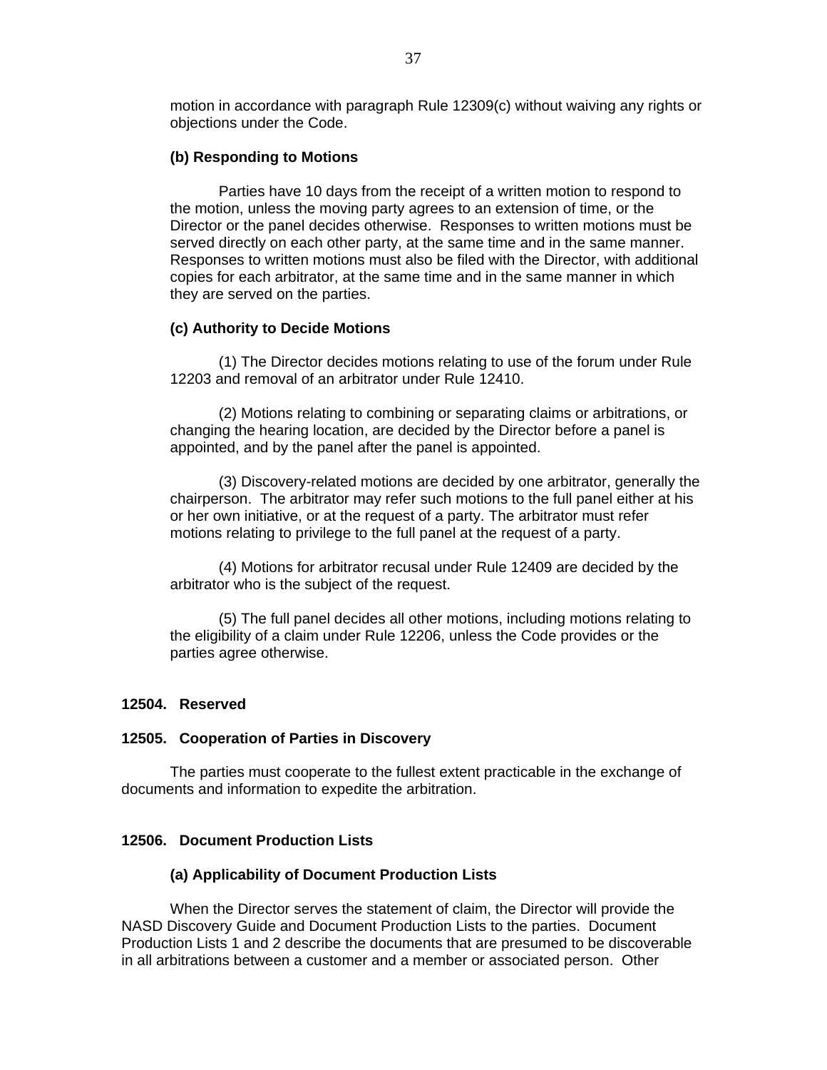motion in accordance with paragraph Rule 12309(c) without waiving any rights or objections under the Code.

**(b) Responding to Motions**

Parties have 10 days from the receipt of a written motion to respond to the motion, unless the moving party agrees to an extension of time, or the Director or the panel decides otherwise. Responses to written motions must be served directly on each other party, at the same time and in the same manner. Responses to written motions must also be filed with the Director, with additional copies for each arbitrator, at the same time and in the same manner in which they are served on the parties.

**(c) Authority to Decide Motions**

(1) The Director decides motions relating to use of the forum under Rule 12203 and removal of an arbitrator under Rule 12410.

(2) Motions relating to combining or separating claims or arbitrations, or changing the hearing location, are decided by the Director before a panel is appointed, and by the panel after the panel is appointed.

(3) Discovery-related motions are decided by one arbitrator, generally the chairperson. The arbitrator may refer such motions to the full panel either at his or her own initiative, or at the request of a party. The arbitrator must refer motions relating to privilege to the full panel at the request of a party.

(4) Motions for arbitrator recusal under Rule 12409 are decided by the arbitrator who is the subject of the request.

(5) The full panel decides all other motions, including motions relating to the eligibility of a claim under Rule 12206, unless the Code provides or the parties agree otherwise.

**12504. Reserved**

**12505. Cooperation of Parties in Discovery**

The parties must cooperate to the fullest extent practicable in the exchange of documents and information to expedite the arbitration.

**12506. Document Production Lists**

**(a) Applicability of Document Production Lists**

When the Director serves the statement of claim, the Director will provide the NASD Discovery Guide and Document Production Lists to the parties. Document Production Lists 1 and 2 describe the documents that are presumed to be discoverable in all arbitrations between a customer and a member or associated person. Other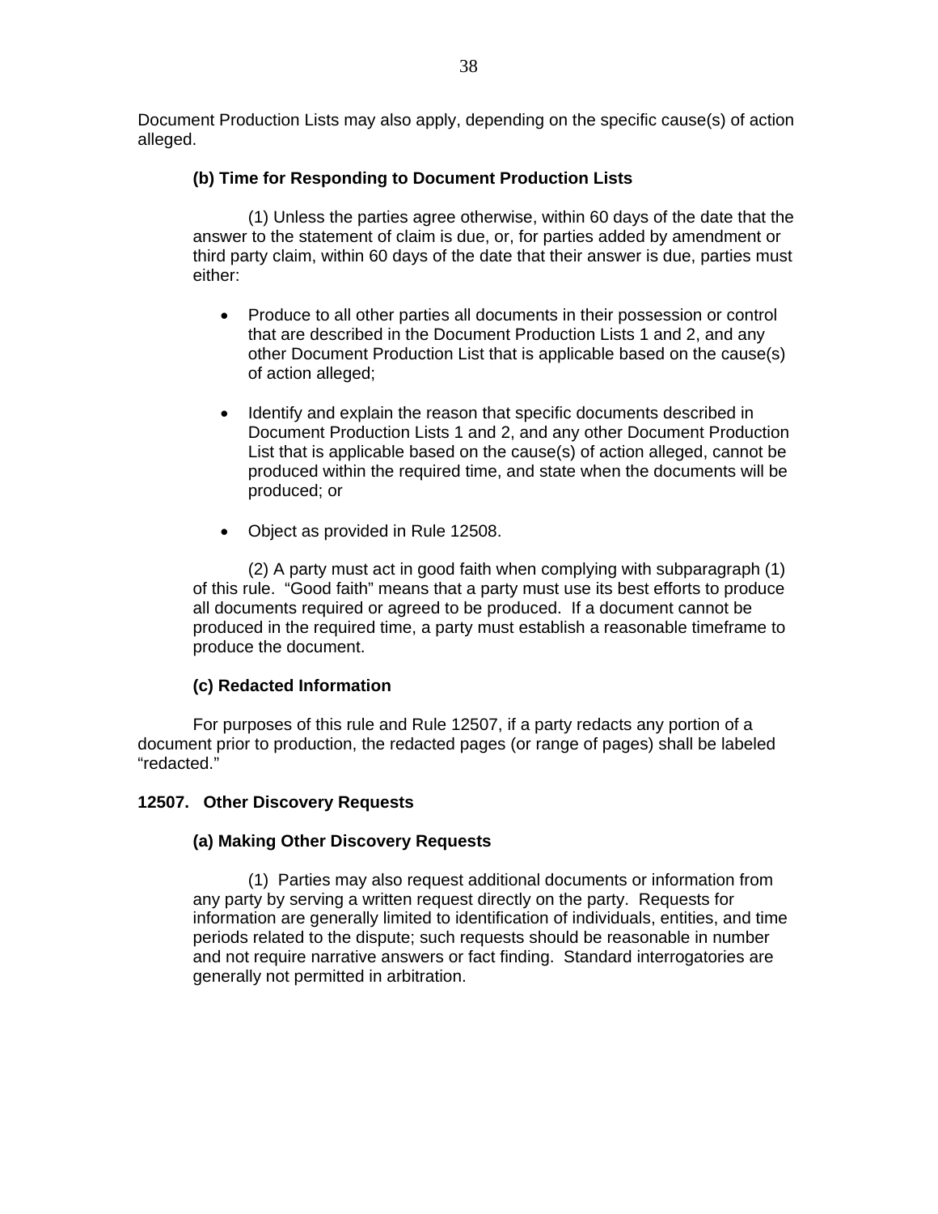Document Production Lists may also apply, depending on the specific cause(s) of action alleged.

**(b) Time for Responding to Document Production Lists**

(1) Unless the parties agree otherwise, within 60 days of the date that the answer to the statement of claim is due, or, for parties added by amendment or third party claim, within 60 days of the date that their answer is due, parties must either:

- Produce to all other parties all documents in their possession or control that are described in the Document Production Lists 1 and 2, and any other Document Production List that is applicable based on the cause(s) of action alleged;
- Identify and explain the reason that specific documents described in Document Production Lists 1 and 2, and any other Document Production List that is applicable based on the cause(s) of action alleged, cannot be produced within the required time, and state when the documents will be produced; or
- Object as provided in Rule 12508.

(2) A party must act in good faith when complying with subparagraph (1) of this rule. "Good faith" means that a party must use its best efforts to produce all documents required or agreed to be produced. If a document cannot be produced in the required time, a party must establish a reasonable timeframe to produce the document.

**(c) Redacted Information**

For purposes of this rule and Rule 12507, if a party redacts any portion of a document prior to production, the redacted pages (or range of pages) shall be labeled "redacted."

### 12507. Other Discovery Requests

**(a) Making Other Discovery Requests**

(1) Parties may also request additional documents or information from any party by serving a written request directly on the party. Requests for information are generally limited to identification of individuals, entities, and time periods related to the dispute; such requests should be reasonable in number and not require narrative answers or fact finding. Standard interrogatories are generally not permitted in arbitration.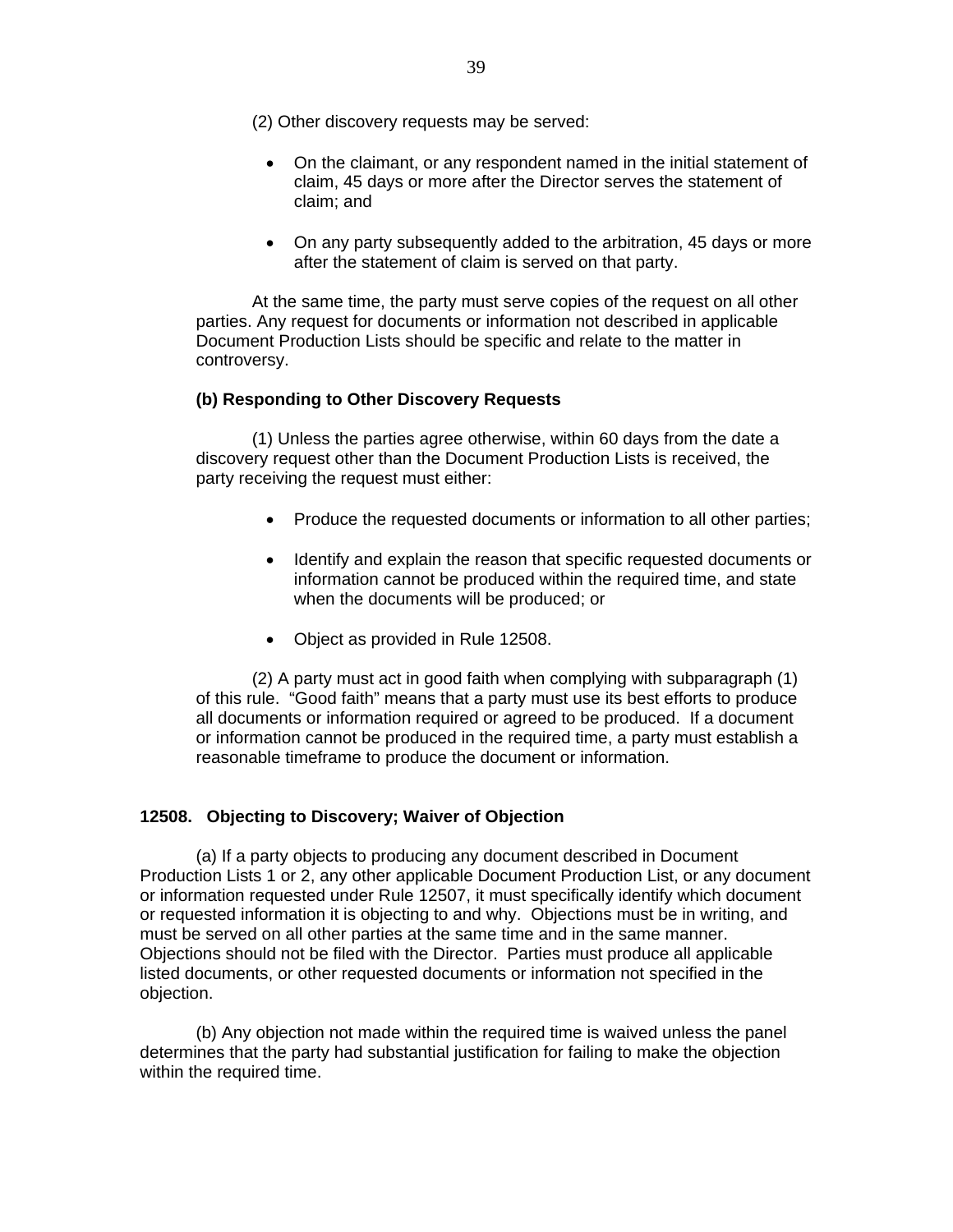(2) Other discovery requests may be served:

- On the claimant, or any respondent named in the initial statement of claim, 45 days or more after the Director serves the statement of claim; and
- On any party subsequently added to the arbitration, 45 days or more after the statement of claim is served on that party.

At the same time, the party must serve copies of the request on all other parties. Any request for documents or information not described in applicable Document Production Lists should be specific and relate to the matter in controversy.

**(b) Responding to Other Discovery Requests**

(1) Unless the parties agree otherwise, within 60 days from the date a discovery request other than the Document Production Lists is received, the party receiving the request must either:

- Produce the requested documents or information to all other parties;
- Identify and explain the reason that specific requested documents or information cannot be produced within the required time, and state when the documents will be produced; or
- Object as provided in Rule 12508.

(2) A party must act in good faith when complying with subparagraph (1) of this rule. "Good faith" means that a party must use its best efforts to produce all documents or information required or agreed to be produced. If a document or information cannot be produced in the required time, a party must establish a reasonable timeframe to produce the document or information.

## 12508. Objecting to Discovery; Waiver of Objection

(a) If a party objects to producing any document described in Document Production Lists 1 or 2, any other applicable Document Production List, or any document or information requested under Rule 12507, it must specifically identify which document or requested information it is objecting to and why. Objections must be in writing, and must be served on all other parties at the same time and in the same manner. Objections should not be filed with the Director. Parties must produce all applicable listed documents, or other requested documents or information not specified in the objection.

(b) Any objection not made within the required time is waived unless the panel determines that the party had substantial justification for failing to make the objection within the required time.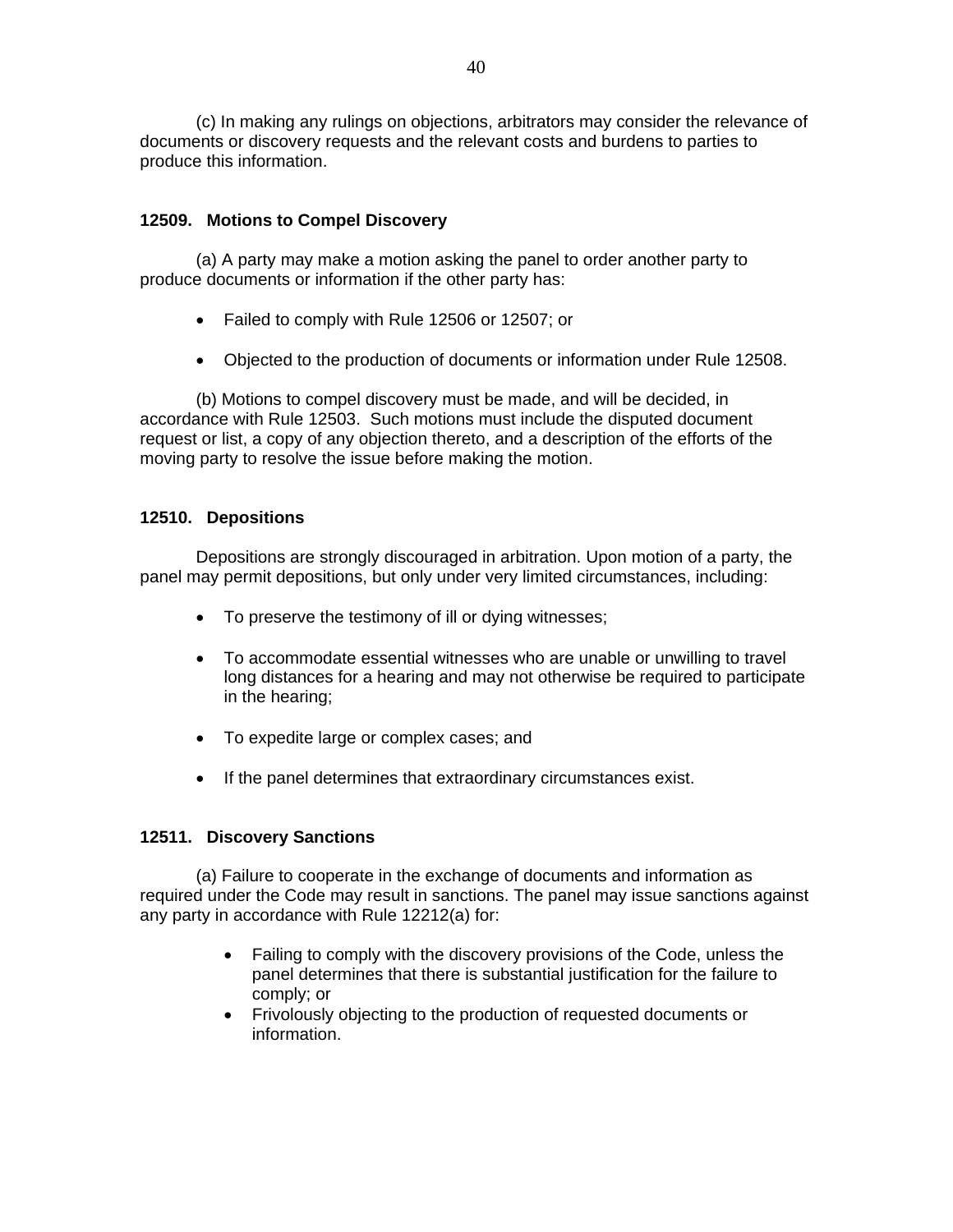(c) In making any rulings on objections, arbitrators may consider the relevance of documents or discovery requests and the relevant costs and burdens to parties to produce this information.

**12509. Motions to Compel Discovery**

(a) A party may make a motion asking the panel to order another party to produce documents or information if the other party has:

- Failed to comply with Rule 12506 or 12507; or
- Objected to the production of documents or information under Rule 12508.

(b) Motions to compel discovery must be made, and will be decided, in accordance with Rule 12503. Such motions must include the disputed document request or list, a copy of any objection thereto, and a description of the efforts of the moving party to resolve the issue before making the motion.

**12510. Depositions**

Depositions are strongly discouraged in arbitration. Upon motion of a party, the panel may permit depositions, but only under very limited circumstances, including:

- To preserve the testimony of ill or dying witnesses;
- To accommodate essential witnesses who are unable or unwilling to travel long distances for a hearing and may not otherwise be required to participate in the hearing;
- To expedite large or complex cases; and
- If the panel determines that extraordinary circumstances exist.

**12511. Discovery Sanctions**

(a) Failure to cooperate in the exchange of documents and information as required under the Code may result in sanctions. The panel may issue sanctions against any party in accordance with Rule 12212(a) for:

- Failing to comply with the discovery provisions of the Code, unless the panel determines that there is substantial justification for the failure to comply; or
- Frivolously objecting to the production of requested documents or information.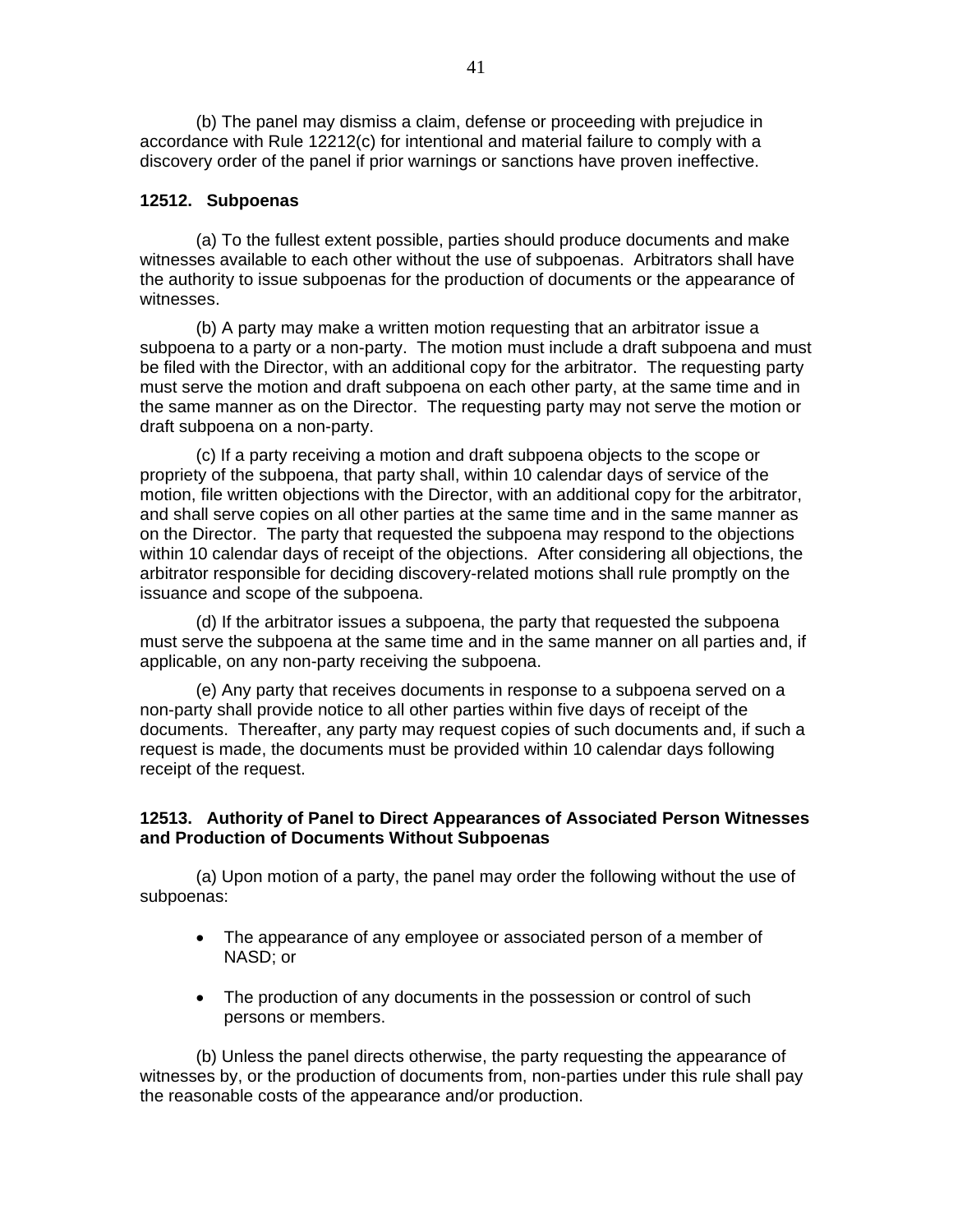(b) The panel may dismiss a claim, defense or proceeding with prejudice in accordance with Rule 12212(c) for intentional and material failure to comply with a discovery order of the panel if prior warnings or sanctions have proven ineffective.

**12512. Subpoenas**

(a) To the fullest extent possible, parties should produce documents and make witnesses available to each other without the use of subpoenas. Arbitrators shall have the authority to issue subpoenas for the production of documents or the appearance of witnesses.

(b) A party may make a written motion requesting that an arbitrator issue a subpoena to a party or a non-party. The motion must include a draft subpoena and must be filed with the Director, with an additional copy for the arbitrator. The requesting party must serve the motion and draft subpoena on each other party, at the same time and in the same manner as on the Director. The requesting party may not serve the motion or draft subpoena on a non-party.

(c) If a party receiving a motion and draft subpoena objects to the scope or propriety of the subpoena, that party shall, within 10 calendar days of service of the motion, file written objections with the Director, with an additional copy for the arbitrator, and shall serve copies on all other parties at the same time and in the same manner as on the Director. The party that requested the subpoena may respond to the objections within 10 calendar days of receipt of the objections. After considering all objections, the arbitrator responsible for deciding discovery-related motions shall rule promptly on the issuance and scope of the subpoena.

(d) If the arbitrator issues a subpoena, the party that requested the subpoena must serve the subpoena at the same time and in the same manner on all parties and, if applicable, on any non-party receiving the subpoena.

(e) Any party that receives documents in response to a subpoena served on a non-party shall provide notice to all other parties within five days of receipt of the documents. Thereafter, any party may request copies of such documents and, if such a request is made, the documents must be provided within 10 calendar days following receipt of the request.

**12513. Authority of Panel to Direct Appearances of Associated Person Witnesses and Production of Documents Without Subpoenas**

(a) Upon motion of a party, the panel may order the following without the use of subpoenas:

- The appearance of any employee or associated person of a member of NASD; or
- The production of any documents in the possession or control of such persons or members.

(b) Unless the panel directs otherwise, the party requesting the appearance of witnesses by, or the production of documents from, non-parties under this rule shall pay the reasonable costs of the appearance and/or production.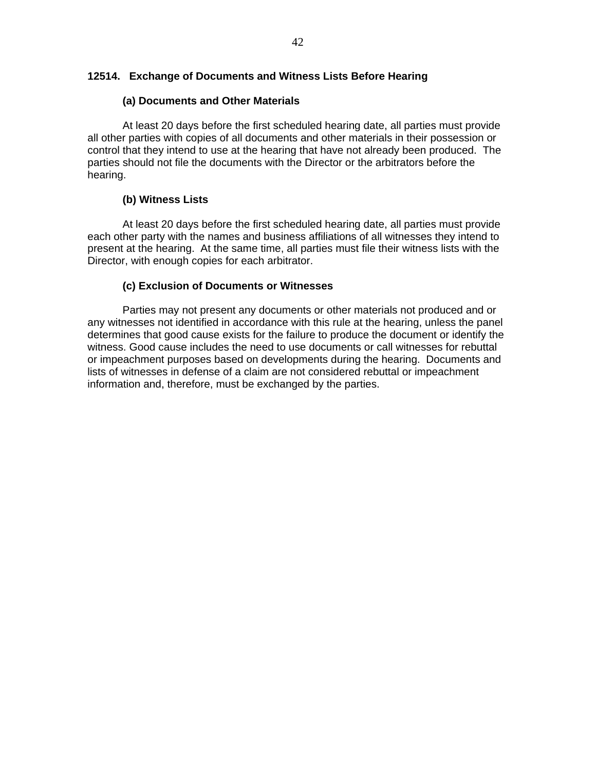## 12514. Exchange of Documents and Witness Lists Before Hearing

### (a) Documents and Other Materials

At least 20 days before the first scheduled hearing date, all parties must provide all other parties with copies of all documents and other materials in their possession or control that they intend to use at the hearing that have not already been produced. The parties should not file the documents with the Director or the arbitrators before the hearing.

### (b) Witness Lists

At least 20 days before the first scheduled hearing date, all parties must provide each other party with the names and business affiliations of all witnesses they intend to present at the hearing. At the same time, all parties must file their witness lists with the Director, with enough copies for each arbitrator.

### (c) Exclusion of Documents or Witnesses

Parties may not present any documents or other materials not produced and or any witnesses not identified in accordance with this rule at the hearing, unless the panel determines that good cause exists for the failure to produce the document or identify the witness. Good cause includes the need to use documents or call witnesses for rebuttal or impeachment purposes based on developments during the hearing. Documents and lists of witnesses in defense of a claim are not considered rebuttal or impeachment information and, therefore, must be exchanged by the parties.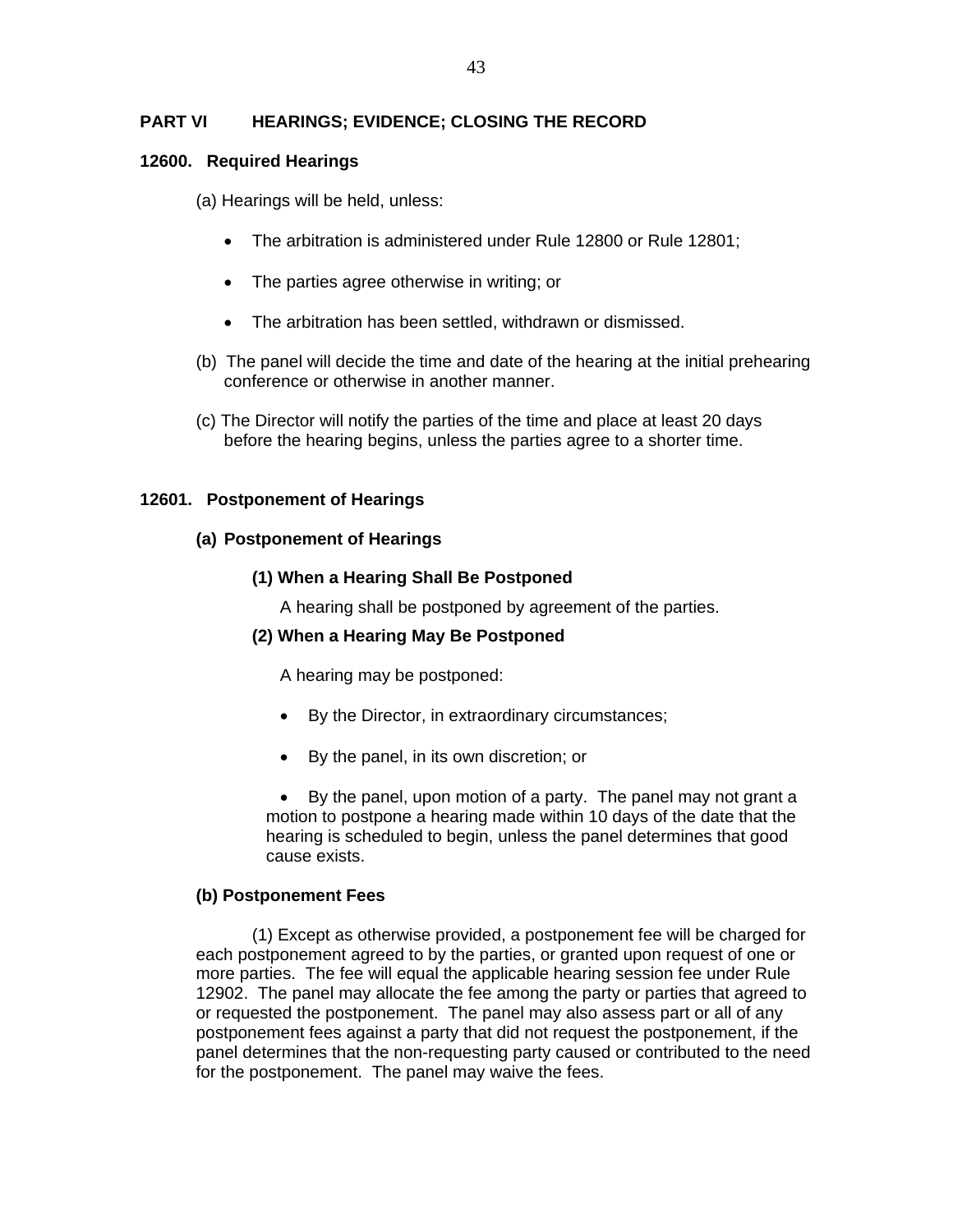## PART VI HEARINGS; EVIDENCE; CLOSING THE RECORD

### 12600. Required Hearings

(a) Hearings will be held, unless:

- The arbitration is administered under Rule 12800 or Rule 12801;
- The parties agree otherwise in writing; or
- The arbitration has been settled, withdrawn or dismissed.

(b) The panel will decide the time and date of the hearing at the initial prehearing conference or otherwise in another manner.

(c) The Director will notify the parties of the time and place at least 20 days before the hearing begins, unless the parties agree to a shorter time.

### 12601. Postponement of Hearings

**(a) Postponement of Hearings**

**(1) When a Hearing Shall Be Postponed**

A hearing shall be postponed by agreement of the parties.

**(2) When a Hearing May Be Postponed**

A hearing may be postponed:

- By the Director, in extraordinary circumstances;
- By the panel, in its own discretion; or
- By the panel, upon motion of a party. The panel may not grant a motion to postpone a hearing made within 10 days of the date that the hearing is scheduled to begin, unless the panel determines that good cause exists.

**(b) Postponement Fees**

(1) Except as otherwise provided, a postponement fee will be charged for each postponement agreed to by the parties, or granted upon request of one or more parties. The fee will equal the applicable hearing session fee under Rule 12902. The panel may allocate the fee among the party or parties that agreed to or requested the postponement. The panel may also assess part or all of any postponement fees against a party that did not request the postponement, if the panel determines that the non-requesting party caused or contributed to the need for the postponement. The panel may waive the fees.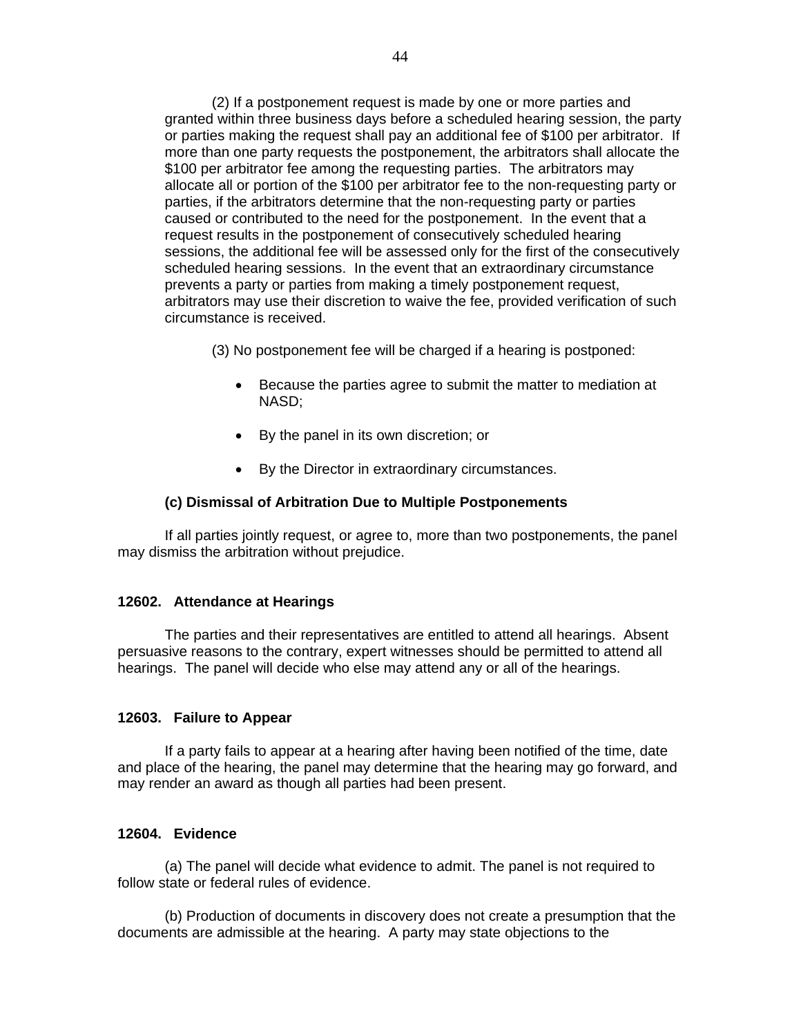(2) If a postponement request is made by one or more parties and granted within three business days before a scheduled hearing session, the party or parties making the request shall pay an additional fee of $100 per arbitrator. If more than one party requests the postponement, the arbitrators shall allocate the $100 per arbitrator fee among the requesting parties. The arbitrators may allocate all or portion of the $100 per arbitrator fee to the non-requesting party or parties, if the arbitrators determine that the non-requesting party or parties caused or contributed to the need for the postponement. In the event that a request results in the postponement of consecutively scheduled hearing sessions, the additional fee will be assessed only for the first of the consecutively scheduled hearing sessions. In the event that an extraordinary circumstance prevents a party or parties from making a timely postponement request, arbitrators may use their discretion to waive the fee, provided verification of such circumstance is received.

(3) No postponement fee will be charged if a hearing is postponed:

- Because the parties agree to submit the matter to mediation at NASD;
- By the panel in its own discretion; or
- By the Director in extraordinary circumstances.

**(c) Dismissal of Arbitration Due to Multiple Postponements**

If all parties jointly request, or agree to, more than two postponements, the panel may dismiss the arbitration without prejudice.

### 12602. Attendance at Hearings

The parties and their representatives are entitled to attend all hearings. Absent persuasive reasons to the contrary, expert witnesses should be permitted to attend all hearings. The panel will decide who else may attend any or all of the hearings.

### 12603. Failure to Appear

If a party fails to appear at a hearing after having been notified of the time, date and place of the hearing, the panel may determine that the hearing may go forward, and may render an award as though all parties had been present.

### 12604. Evidence

(a) The panel will decide what evidence to admit. The panel is not required to follow state or federal rules of evidence.

(b) Production of documents in discovery does not create a presumption that the documents are admissible at the hearing. A party may state objections to the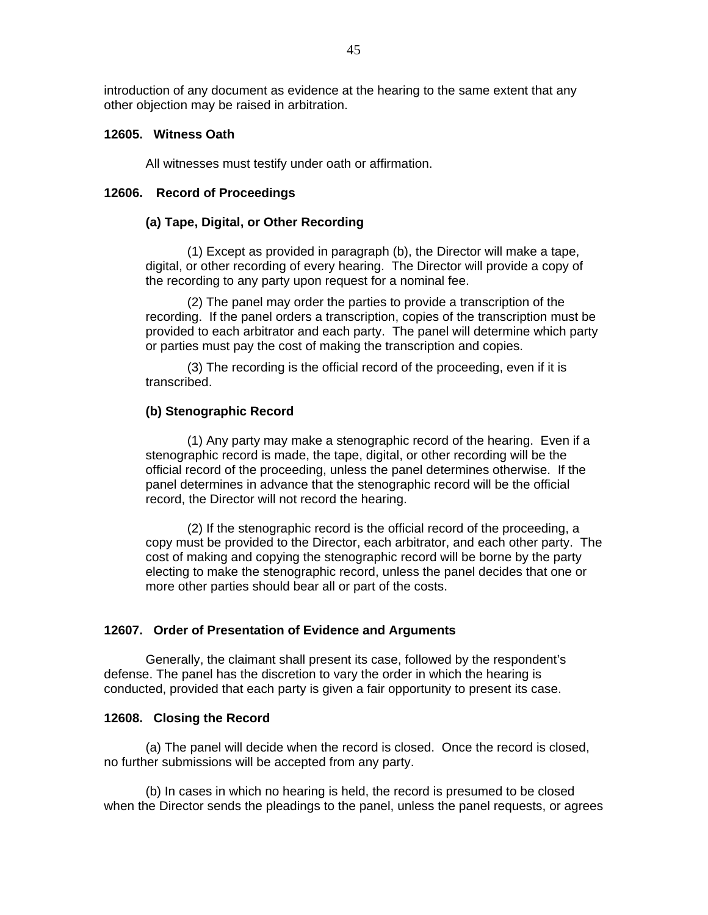introduction of any document as evidence at the hearing to the same extent that any other objection may be raised in arbitration.

**12605. Witness Oath**

All witnesses must testify under oath or affirmation.

**12606. Record of Proceedings**

**(a) Tape, Digital, or Other Recording**

(1) Except as provided in paragraph (b), the Director will make a tape, digital, or other recording of every hearing. The Director will provide a copy of the recording to any party upon request for a nominal fee.

(2) The panel may order the parties to provide a transcription of the recording. If the panel orders a transcription, copies of the transcription must be provided to each arbitrator and each party. The panel will determine which party or parties must pay the cost of making the transcription and copies.

(3) The recording is the official record of the proceeding, even if it is transcribed.

**(b) Stenographic Record**

(1) Any party may make a stenographic record of the hearing. Even if a stenographic record is made, the tape, digital, or other recording will be the official record of the proceeding, unless the panel determines otherwise. If the panel determines in advance that the stenographic record will be the official record, the Director will not record the hearing.

(2) If the stenographic record is the official record of the proceeding, a copy must be provided to the Director, each arbitrator, and each other party. The cost of making and copying the stenographic record will be borne by the party electing to make the stenographic record, unless the panel decides that one or more other parties should bear all or part of the costs.

**12607. Order of Presentation of Evidence and Arguments**

Generally, the claimant shall present its case, followed by the respondent's defense. The panel has the discretion to vary the order in which the hearing is conducted, provided that each party is given a fair opportunity to present its case.

**12608. Closing the Record**

(a) The panel will decide when the record is closed. Once the record is closed, no further submissions will be accepted from any party.

(b) In cases in which no hearing is held, the record is presumed to be closed when the Director sends the pleadings to the panel, unless the panel requests, or agrees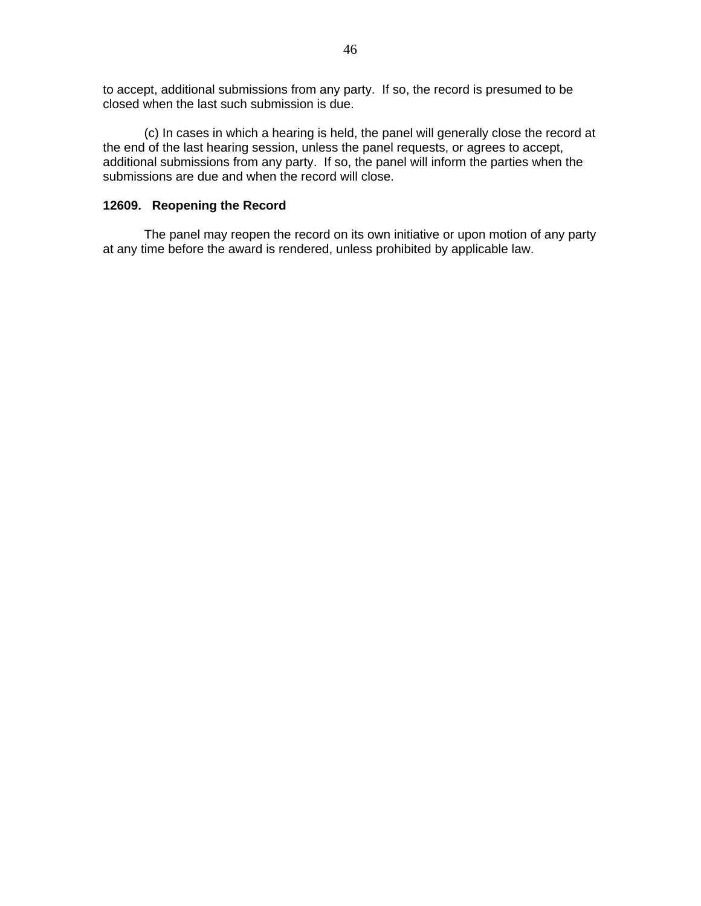to accept, additional submissions from any party. If so, the record is presumed to be closed when the last such submission is due.

(c) In cases in which a hearing is held, the panel will generally close the record at the end of the last hearing session, unless the panel requests, or agrees to accept, additional submissions from any party. If so, the panel will inform the parties when the submissions are due and when the record will close.

**12609. Reopening the Record**

The panel may reopen the record on its own initiative or upon motion of any party at any time before the award is rendered, unless prohibited by applicable law.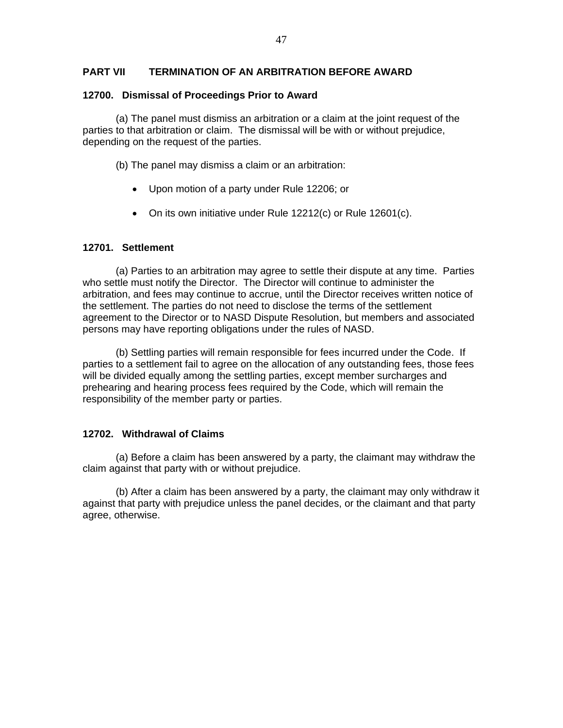## PART VII TERMINATION OF AN ARBITRATION BEFORE AWARD

### 12700. Dismissal of Proceedings Prior to Award

(a) The panel must dismiss an arbitration or a claim at the joint request of the parties to that arbitration or claim. The dismissal will be with or without prejudice, depending on the request of the parties.

(b) The panel may dismiss a claim or an arbitration:

- Upon motion of a party under Rule 12206; or
- On its own initiative under Rule 12212(c) or Rule 12601(c).

### 12701. Settlement

(a) Parties to an arbitration may agree to settle their dispute at any time. Parties who settle must notify the Director. The Director will continue to administer the arbitration, and fees may continue to accrue, until the Director receives written notice of the settlement. The parties do not need to disclose the terms of the settlement agreement to the Director or to NASD Dispute Resolution, but members and associated persons may have reporting obligations under the rules of NASD.

(b) Settling parties will remain responsible for fees incurred under the Code. If parties to a settlement fail to agree on the allocation of any outstanding fees, those fees will be divided equally among the settling parties, except member surcharges and prehearing and hearing process fees required by the Code, which will remain the responsibility of the member party or parties.

### 12702. Withdrawal of Claims

(a) Before a claim has been answered by a party, the claimant may withdraw the claim against that party with or without prejudice.

(b) After a claim has been answered by a party, the claimant may only withdraw it against that party with prejudice unless the panel decides, or the claimant and that party agree, otherwise.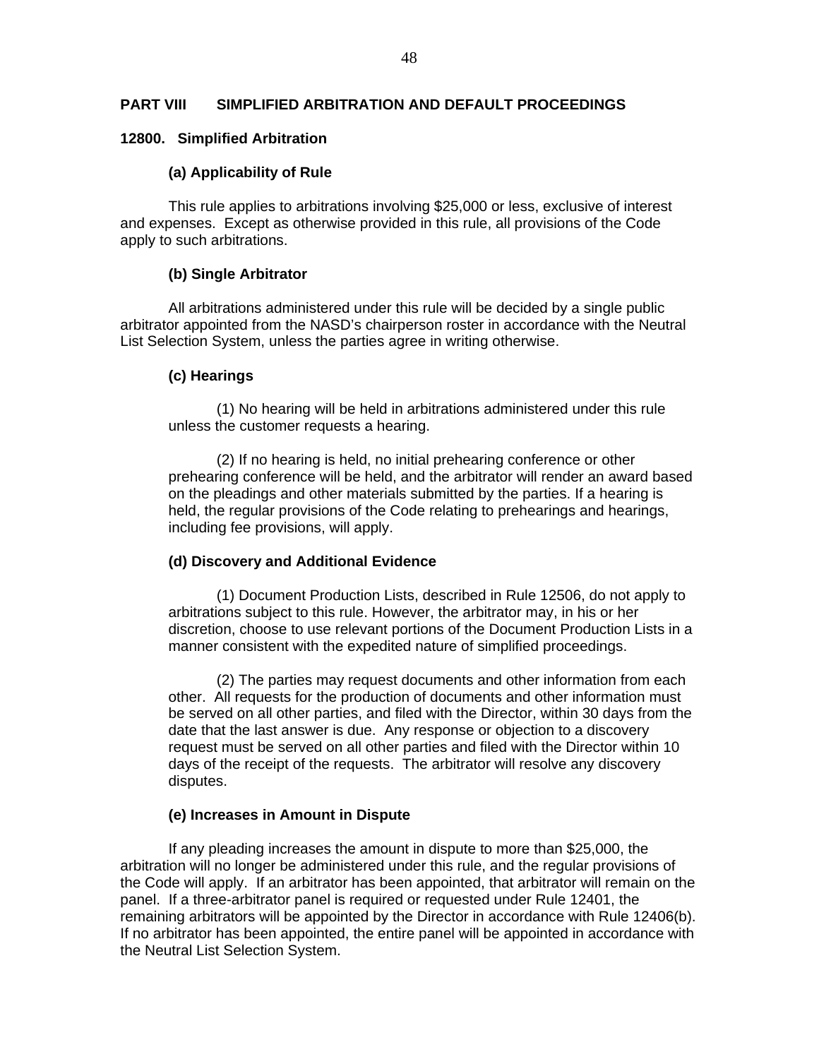# PART VIII SIMPLIFIED ARBITRATION AND DEFAULT PROCEEDINGS

## 12800. Simplified Arbitration

### (a) Applicability of Rule

This rule applies to arbitrations involving $25,000 or less, exclusive of interest and expenses. Except as otherwise provided in this rule, all provisions of the Code apply to such arbitrations.

### (b) Single Arbitrator

All arbitrations administered under this rule will be decided by a single public arbitrator appointed from the NASD's chairperson roster in accordance with the Neutral List Selection System, unless the parties agree in writing otherwise.

### (c) Hearings

(1) No hearing will be held in arbitrations administered under this rule unless the customer requests a hearing.

(2) If no hearing is held, no initial prehearing conference or other prehearing conference will be held, and the arbitrator will render an award based on the pleadings and other materials submitted by the parties. If a hearing is held, the regular provisions of the Code relating to prehearings and hearings, including fee provisions, will apply.

### (d) Discovery and Additional Evidence

(1) Document Production Lists, described in Rule 12506, do not apply to arbitrations subject to this rule. However, the arbitrator may, in his or her discretion, choose to use relevant portions of the Document Production Lists in a manner consistent with the expedited nature of simplified proceedings.

(2) The parties may request documents and other information from each other. All requests for the production of documents and other information must be served on all other parties, and filed with the Director, within 30 days from the date that the last answer is due. Any response or objection to a discovery request must be served on all other parties and filed with the Director within 10 days of the receipt of the requests. The arbitrator will resolve any discovery disputes.

### (e) Increases in Amount in Dispute

If any pleading increases the amount in dispute to more than $25,000, the arbitration will no longer be administered under this rule, and the regular provisions of the Code will apply. If an arbitrator has been appointed, that arbitrator will remain on the panel. If a three-arbitrator panel is required or requested under Rule 12401, the remaining arbitrators will be appointed by the Director in accordance with Rule 12406(b). If no arbitrator has been appointed, the entire panel will be appointed in accordance with the Neutral List Selection System.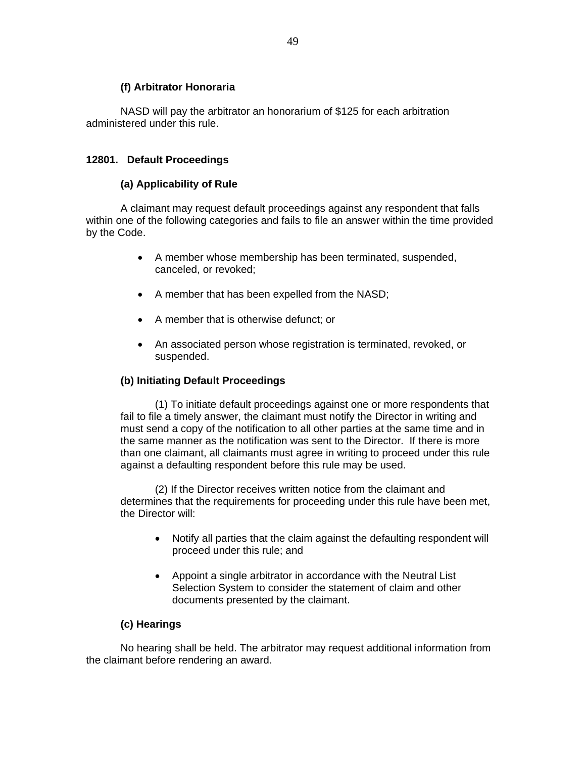**(f) Arbitrator Honoraria**

NASD will pay the arbitrator an honorarium of $125 for each arbitration administered under this rule.

### 12801. Default Proceedings

**(a) Applicability of Rule**

A claimant may request default proceedings against any respondent that falls within one of the following categories and fails to file an answer within the time provided by the Code.

- A member whose membership has been terminated, suspended, canceled, or revoked;
- A member that has been expelled from the NASD;
- A member that is otherwise defunct; or
- An associated person whose registration is terminated, revoked, or suspended.

**(b) Initiating Default Proceedings**

(1) To initiate default proceedings against one or more respondents that fail to file a timely answer, the claimant must notify the Director in writing and must send a copy of the notification to all other parties at the same time and in the same manner as the notification was sent to the Director. If there is more than one claimant, all claimants must agree in writing to proceed under this rule against a defaulting respondent before this rule may be used.

(2) If the Director receives written notice from the claimant and determines that the requirements for proceeding under this rule have been met, the Director will:

- Notify all parties that the claim against the defaulting respondent will proceed under this rule; and
- Appoint a single arbitrator in accordance with the Neutral List Selection System to consider the statement of claim and other documents presented by the claimant.

**(c) Hearings**

No hearing shall be held. The arbitrator may request additional information from the claimant before rendering an award.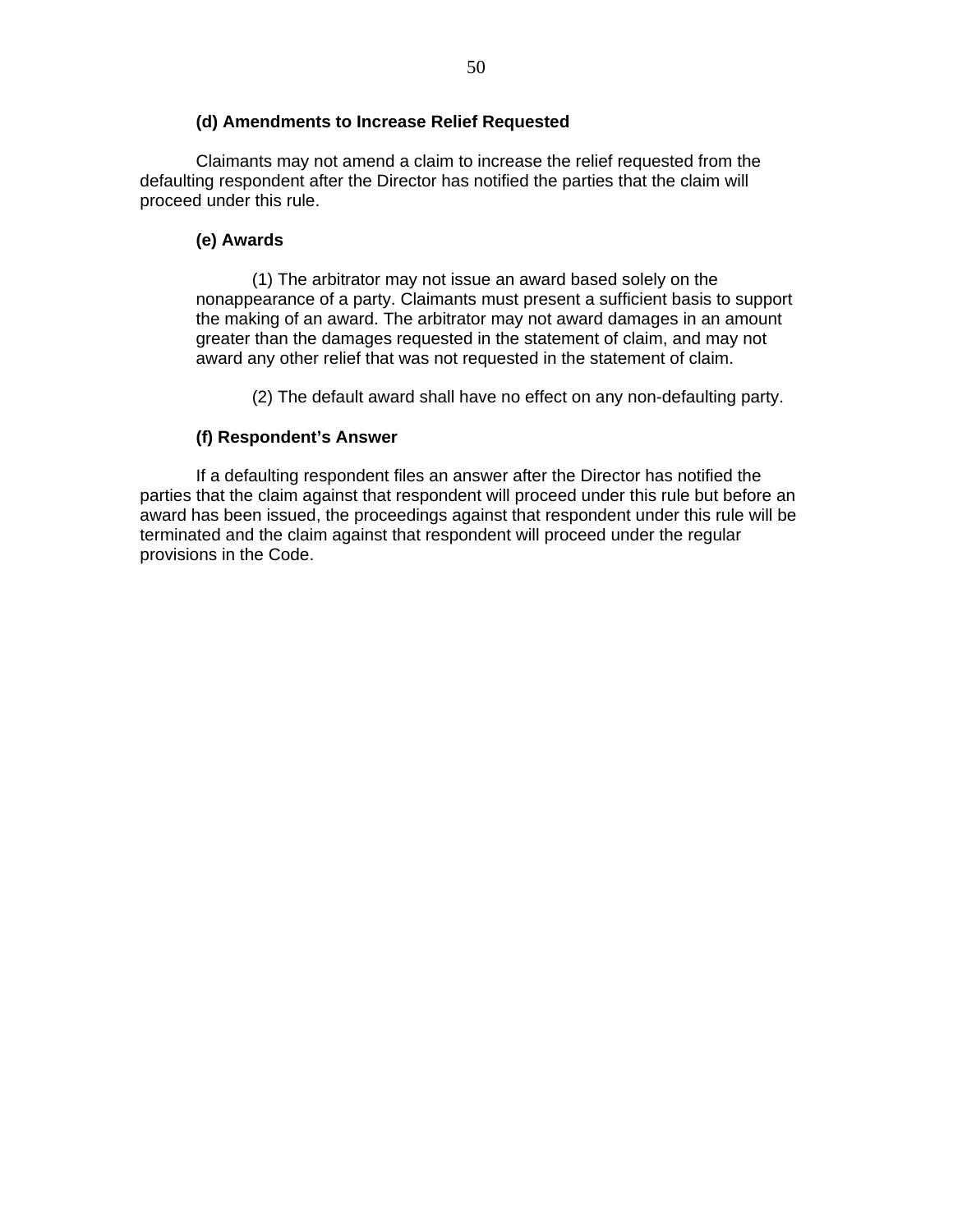**(d) Amendments to Increase Relief Requested**

Claimants may not amend a claim to increase the relief requested from the defaulting respondent after the Director has notified the parties that the claim will proceed under this rule.

**(e) Awards**

(1) The arbitrator may not issue an award based solely on the nonappearance of a party. Claimants must present a sufficient basis to support the making of an award. The arbitrator may not award damages in an amount greater than the damages requested in the statement of claim, and may not award any other relief that was not requested in the statement of claim.

(2) The default award shall have no effect on any non-defaulting party.

**(f) Respondent's Answer**

If a defaulting respondent files an answer after the Director has notified the parties that the claim against that respondent will proceed under this rule but before an award has been issued, the proceedings against that respondent under this rule will be terminated and the claim against that respondent will proceed under the regular provisions in the Code.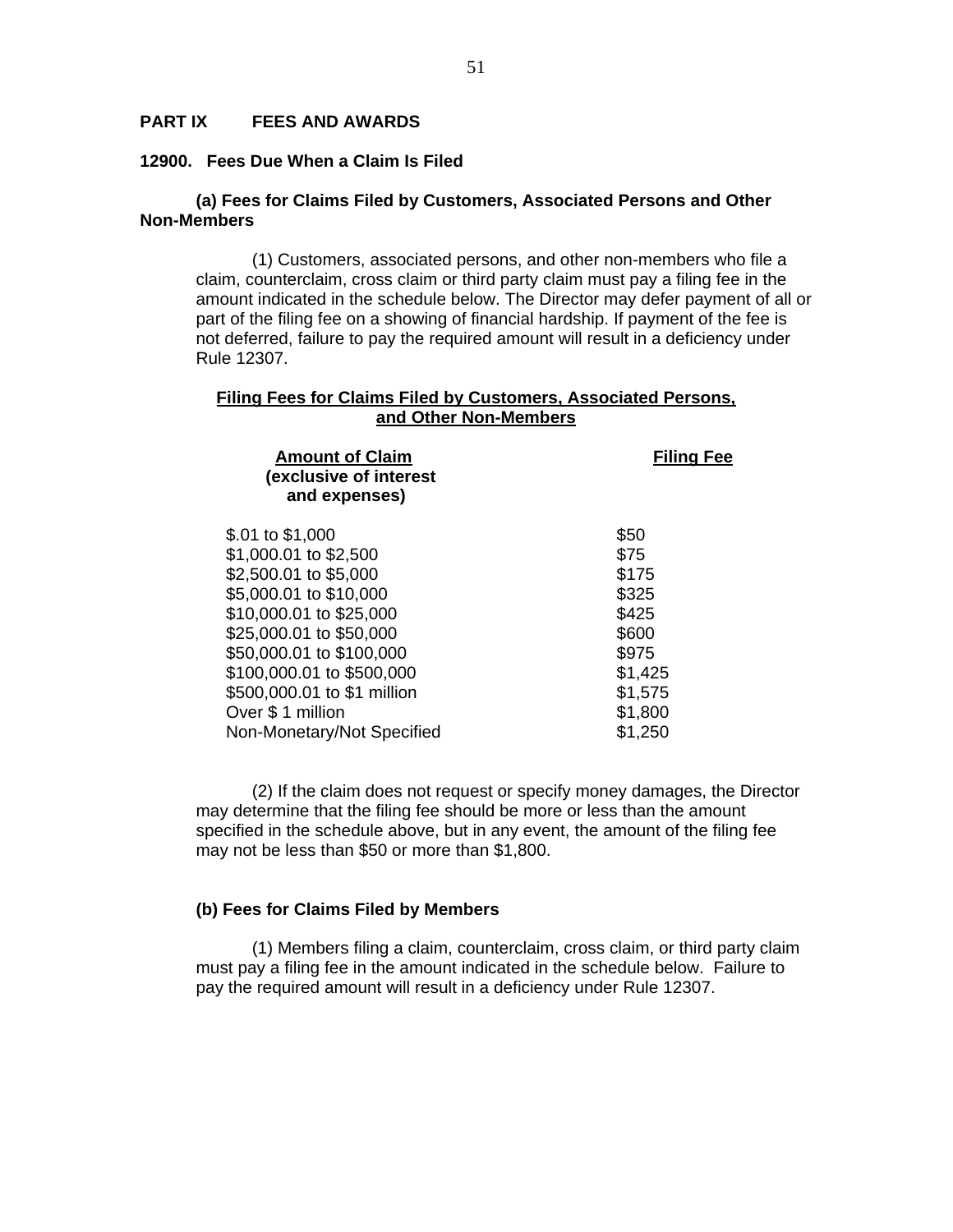## PART IX FEES AND AWARDS

### 12900. Fees Due When a Claim Is Filed

**(a) Fees for Claims Filed by Customers, Associated Persons and Other Non-Members**

(1) Customers, associated persons, and other non-members who file a claim, counterclaim, cross claim or third party claim must pay a filing fee in the amount indicated in the schedule below. The Director may defer payment of all or part of the filing fee on a showing of financial hardship. If payment of the fee is not deferred, failure to pay the required amount will result in a deficiency under Rule 12307.

**Filing Fees for Claims Filed by Customers, Associated Persons, and Other Non-Members**

| Amount of Claim (exclusive of interest and expenses) | Filing Fee |
|---|---|
| $.01 to $1,000 | $50 |
| $1,000.01 to $2,500 | $75 |
| $2,500.01 to $5,000 | $175 |
| $5,000.01 to $10,000 | $325 |
| $10,000.01 to $25,000 | $425 |
| $25,000.01 to $50,000 | $600 |
| $50,000.01 to $100,000 | $975 |
| $100,000.01 to $500,000 | $1,425 |
| $500,000.01 to $1 million | $1,575 |
| Over $ 1 million | $1,800 |
| Non-Monetary/Not Specified | $1,250 |

(2) If the claim does not request or specify money damages, the Director may determine that the filing fee should be more or less than the amount specified in the schedule above, but in any event, the amount of the filing fee may not be less than $50 or more than $1,800.

**(b) Fees for Claims Filed by Members**

(1) Members filing a claim, counterclaim, cross claim, or third party claim must pay a filing fee in the amount indicated in the schedule below. Failure to pay the required amount will result in a deficiency under Rule 12307.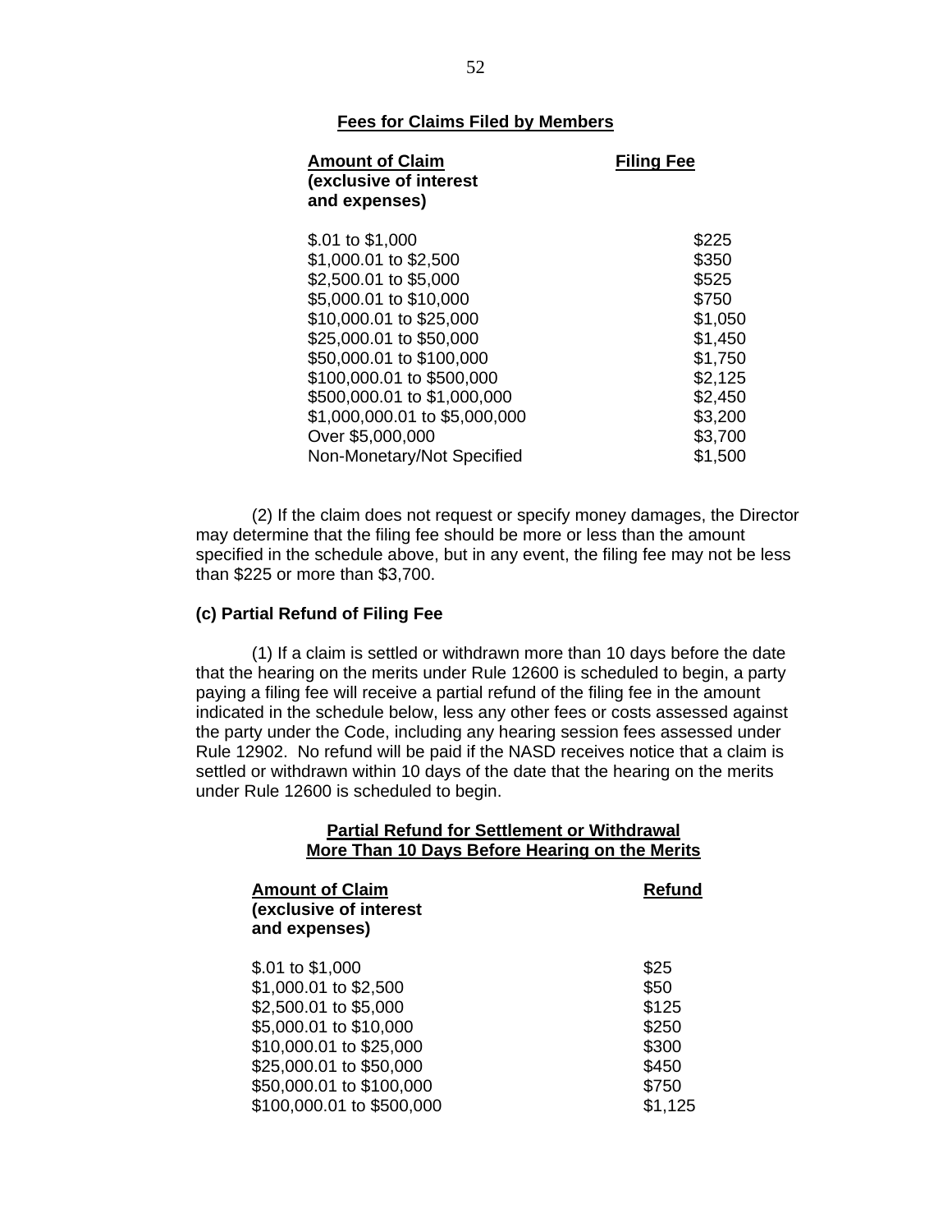**Fees for Claims Filed by Members**

| Amount of Claim (exclusive of interest and expenses) | Filing Fee |
| --- | --- |
| $.01 to $1,000 | $225 |
| $1,000.01 to $2,500 | $350 |
| $2,500.01 to $5,000 | $525 |
| $5,000.01 to $10,000 | $750 |
| $10,000.01 to $25,000 | $1,050 |
| $25,000.01 to $50,000 | $1,450 |
| $50,000.01 to $100,000 | $1,750 |
| $100,000.01 to $500,000 | $2,125 |
| $500,000.01 to $1,000,000 | $2,450 |
| $1,000,000.01 to $5,000,000 | $3,200 |
| Over $5,000,000 | $3,700 |
| Non-Monetary/Not Specified | $1,500 |

(2) If the claim does not request or specify money damages, the Director may determine that the filing fee should be more or less than the amount specified in the schedule above, but in any event, the filing fee may not be less than $225 or more than $3,700.

**(c) Partial Refund of Filing Fee**

(1) If a claim is settled or withdrawn more than 10 days before the date that the hearing on the merits under Rule 12600 is scheduled to begin, a party paying a filing fee will receive a partial refund of the filing fee in the amount indicated in the schedule below, less any other fees or costs assessed against the party under the Code, including any hearing session fees assessed under Rule 12902. No refund will be paid if the NASD receives notice that a claim is settled or withdrawn within 10 days of the date that the hearing on the merits under Rule 12600 is scheduled to begin.

**Partial Refund for Settlement or Withdrawal More Than 10 Days Before Hearing on the Merits**

| Amount of Claim (exclusive of interest and expenses) | Refund |
| --- | --- |
| $.01 to $1,000 | $25 |
| $1,000.01 to $2,500 | $50 |
| $2,500.01 to $5,000 | $125 |
| $5,000.01 to $10,000 | $250 |
| $10,000.01 to $25,000 | $300 |
| $25,000.01 to $50,000 | $450 |
| $50,000.01 to $100,000 | $750 |
| $100,000.01 to $500,000 | $1,125 |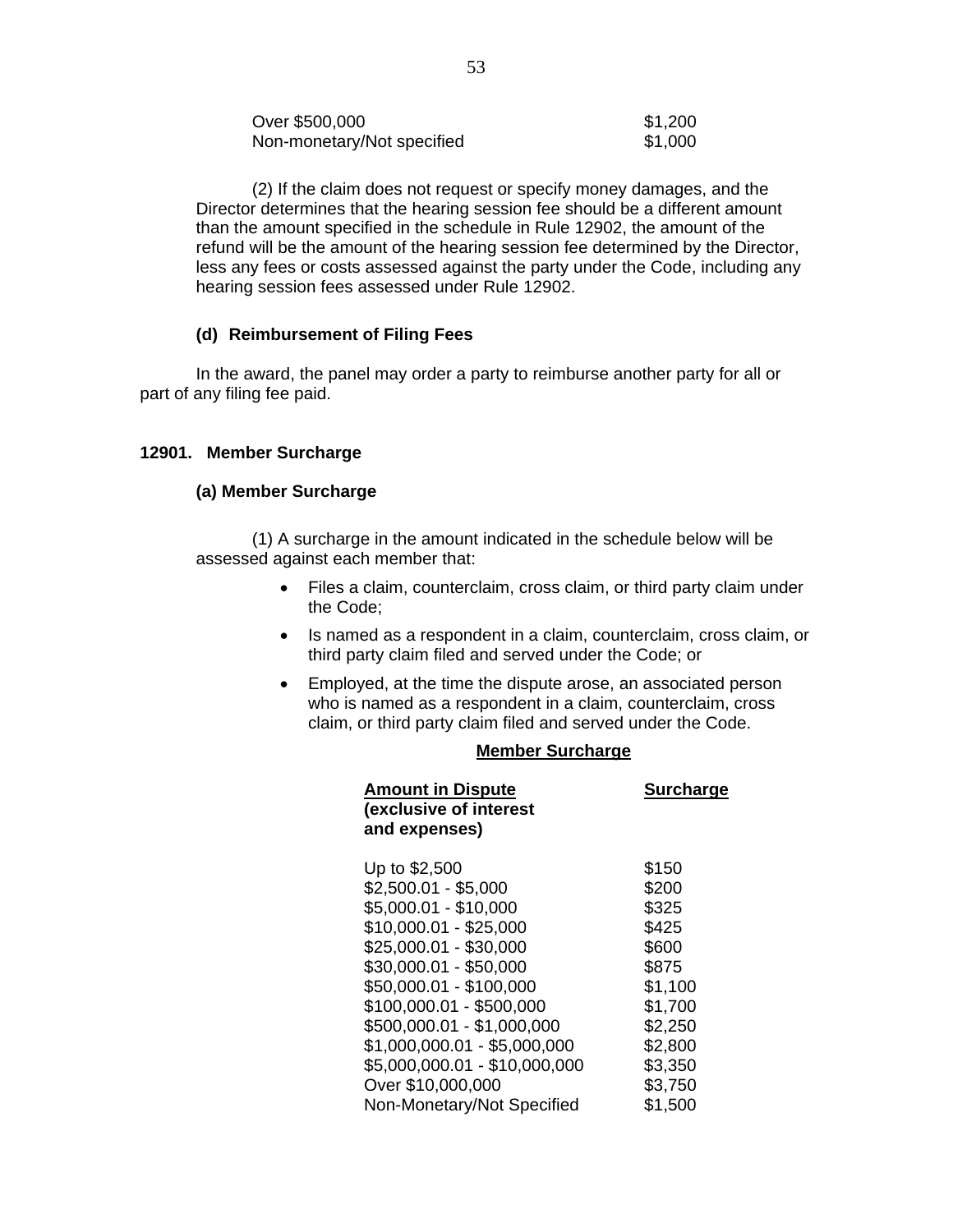| | |
|---|---|
| Over $500,000 | $1,200 |
| Non-monetary/Not specified | $1,000 |

(2) If the claim does not request or specify money damages, and the Director determines that the hearing session fee should be a different amount than the amount specified in the schedule in Rule 12902, the amount of the refund will be the amount of the hearing session fee determined by the Director, less any fees or costs assessed against the party under the Code, including any hearing session fees assessed under Rule 12902.

**(d) Reimbursement of Filing Fees**

In the award, the panel may order a party to reimburse another party for all or part of any filing fee paid.

**12901. Member Surcharge**

**(a) Member Surcharge**

(1) A surcharge in the amount indicated in the schedule below will be assessed against each member that:

- Files a claim, counterclaim, cross claim, or third party claim under the Code;
- Is named as a respondent in a claim, counterclaim, cross claim, or third party claim filed and served under the Code; or
- Employed, at the time the dispute arose, an associated person who is named as a respondent in a claim, counterclaim, cross claim, or third party claim filed and served under the Code.

**Member Surcharge**

| **Amount in Dispute (exclusive of interest and expenses)** | **Surcharge** |
|---|---|
| Up to $2,500 | $150 |
| $2,500.01 - $5,000 | $200 |
| $5,000.01 - $10,000 | $325 |
| $10,000.01 - $25,000 | $425 |
| $25,000.01 - $30,000 | $600 |
| $30,000.01 - $50,000 | $875 |
| $50,000.01 - $100,000 | $1,100 |
| $100,000.01 - $500,000 | $1,700 |
| $500,000.01 - $1,000,000 | $2,250 |
| $1,000,000.01 - $5,000,000 | $2,800 |
| $5,000,000.01 - $10,000,000 | $3,350 |
| Over $10,000,000 | $3,750 |
| Non-Monetary/Not Specified | $1,500 |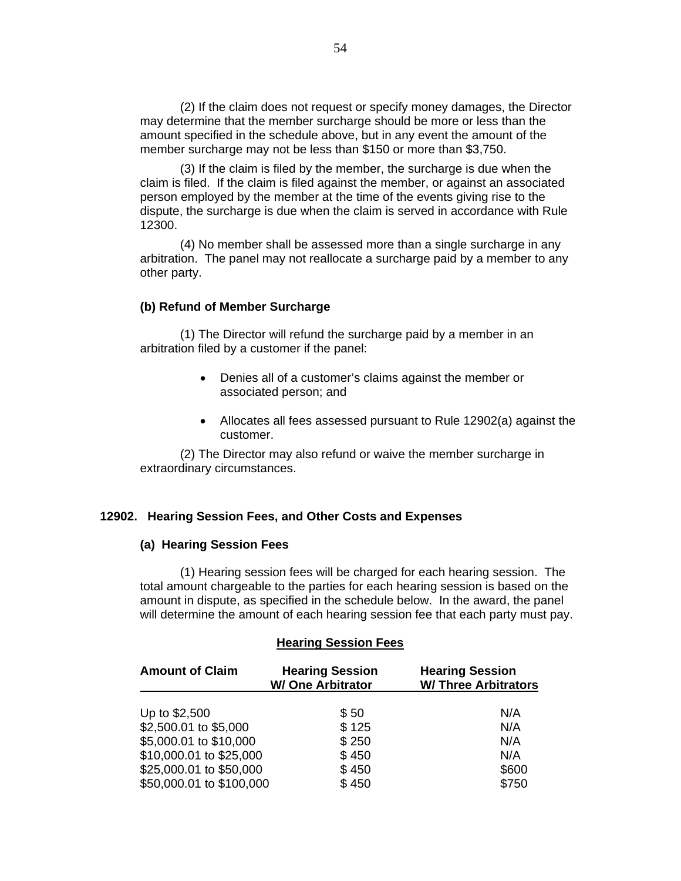(2) If the claim does not request or specify money damages, the Director may determine that the member surcharge should be more or less than the amount specified in the schedule above, but in any event the amount of the member surcharge may not be less than $150 or more than $3,750.

(3) If the claim is filed by the member, the surcharge is due when the claim is filed. If the claim is filed against the member, or against an associated person employed by the member at the time of the events giving rise to the dispute, the surcharge is due when the claim is served in accordance with Rule 12300.

(4) No member shall be assessed more than a single surcharge in any arbitration. The panel may not reallocate a surcharge paid by a member to any other party.

**(b) Refund of Member Surcharge**

(1) The Director will refund the surcharge paid by a member in an arbitration filed by a customer if the panel:

- Denies all of a customer's claims against the member or associated person; and
- Allocates all fees assessed pursuant to Rule 12902(a) against the customer.

(2) The Director may also refund or waive the member surcharge in extraordinary circumstances.

## 12902. Hearing Session Fees, and Other Costs and Expenses

**(a) Hearing Session Fees**

(1) Hearing session fees will be charged for each hearing session. The total amount chargeable to the parties for each hearing session is based on the amount in dispute, as specified in the schedule below. In the award, the panel will determine the amount of each hearing session fee that each party must pay.

**Hearing Session Fees**

| Amount of Claim | Hearing Session W/ One Arbitrator | Hearing Session W/ Three Arbitrators |
|---|---|---|
| Up to $2,500 | $ 50 | N/A |
| $2,500.01 to $5,000 | $ 125 | N/A |
| $5,000.01 to $10,000 | $ 250 | N/A |
| $10,000.01 to $25,000 | $ 450 | N/A |
| $25,000.01 to $50,000 | $ 450 | $600 |
| $50,000.01 to $100,000 | $ 450 | $750 |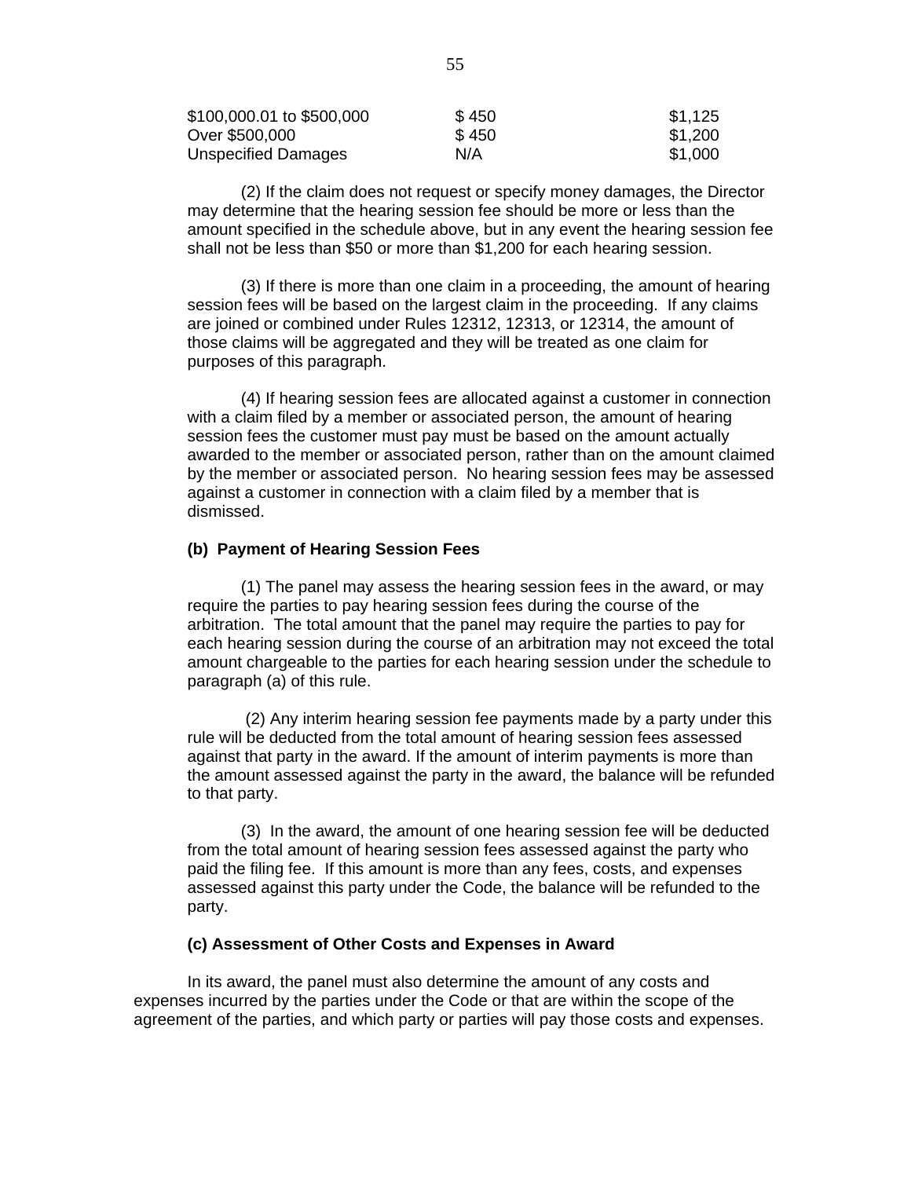| | | |
|---|---|---|
| $100,000.01 to $500,000 | $ 450 | $1,125 |
| Over $500,000 | $ 450 | $1,200 |
| Unspecified Damages | N/A | $1,000 |

(2) If the claim does not request or specify money damages, the Director may determine that the hearing session fee should be more or less than the amount specified in the schedule above, but in any event the hearing session fee shall not be less than $50 or more than $1,200 for each hearing session.

(3) If there is more than one claim in a proceeding, the amount of hearing session fees will be based on the largest claim in the proceeding. If any claims are joined or combined under Rules 12312, 12313, or 12314, the amount of those claims will be aggregated and they will be treated as one claim for purposes of this paragraph.

(4) If hearing session fees are allocated against a customer in connection with a claim filed by a member or associated person, the amount of hearing session fees the customer must pay must be based on the amount actually awarded to the member or associated person, rather than on the amount claimed by the member or associated person. No hearing session fees may be assessed against a customer in connection with a claim filed by a member that is dismissed.

**(b) Payment of Hearing Session Fees**

(1) The panel may assess the hearing session fees in the award, or may require the parties to pay hearing session fees during the course of the arbitration. The total amount that the panel may require the parties to pay for each hearing session during the course of an arbitration may not exceed the total amount chargeable to the parties for each hearing session under the schedule to paragraph (a) of this rule.

(2) Any interim hearing session fee payments made by a party under this rule will be deducted from the total amount of hearing session fees assessed against that party in the award. If the amount of interim payments is more than the amount assessed against the party in the award, the balance will be refunded to that party.

(3) In the award, the amount of one hearing session fee will be deducted from the total amount of hearing session fees assessed against the party who paid the filing fee. If this amount is more than any fees, costs, and expenses assessed against this party under the Code, the balance will be refunded to the party.

**(c) Assessment of Other Costs and Expenses in Award**

In its award, the panel must also determine the amount of any costs and expenses incurred by the parties under the Code or that are within the scope of the agreement of the parties, and which party or parties will pay those costs and expenses.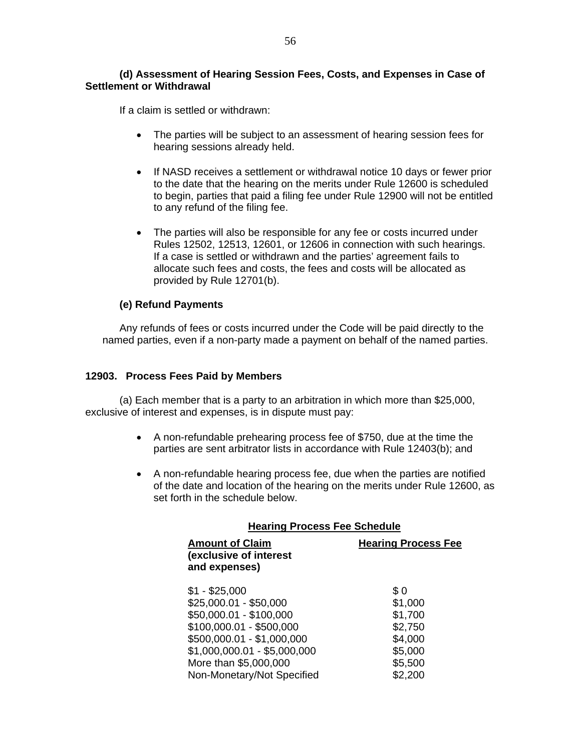**(d) Assessment of Hearing Session Fees, Costs, and Expenses in Case of Settlement or Withdrawal**

If a claim is settled or withdrawn:

- The parties will be subject to an assessment of hearing session fees for hearing sessions already held.
- If NASD receives a settlement or withdrawal notice 10 days or fewer prior to the date that the hearing on the merits under Rule 12600 is scheduled to begin, parties that paid a filing fee under Rule 12900 will not be entitled to any refund of the filing fee.
- The parties will also be responsible for any fee or costs incurred under Rules 12502, 12513, 12601, or 12606 in connection with such hearings. If a case is settled or withdrawn and the parties' agreement fails to allocate such fees and costs, the fees and costs will be allocated as provided by Rule 12701(b).

**(e) Refund Payments**

Any refunds of fees or costs incurred under the Code will be paid directly to the named parties, even if a non-party made a payment on behalf of the named parties.

**12903. Process Fees Paid by Members**

(a) Each member that is a party to an arbitration in which more than $25,000, exclusive of interest and expenses, is in dispute must pay:

- A non-refundable prehearing process fee of $750, due at the time the parties are sent arbitrator lists in accordance with Rule 12403(b); and
- A non-refundable hearing process fee, due when the parties are notified of the date and location of the hearing on the merits under Rule 12600, as set forth in the schedule below.

**Hearing Process Fee Schedule**

| Amount of Claim (exclusive of interest and expenses) | Hearing Process Fee |
|---|---|
| $1 - $25,000 | $ 0 |
| $25,000.01 - $50,000 | $1,000 |
| $50,000.01 - $100,000 | $1,700 |
| $100,000.01 - $500,000 | $2,750 |
| $500,000.01 - $1,000,000 | $4,000 |
| $1,000,000.01 - $5,000,000 | $5,000 |
| More than $5,000,000 | $5,500 |
| Non-Monetary/Not Specified | $2,200 |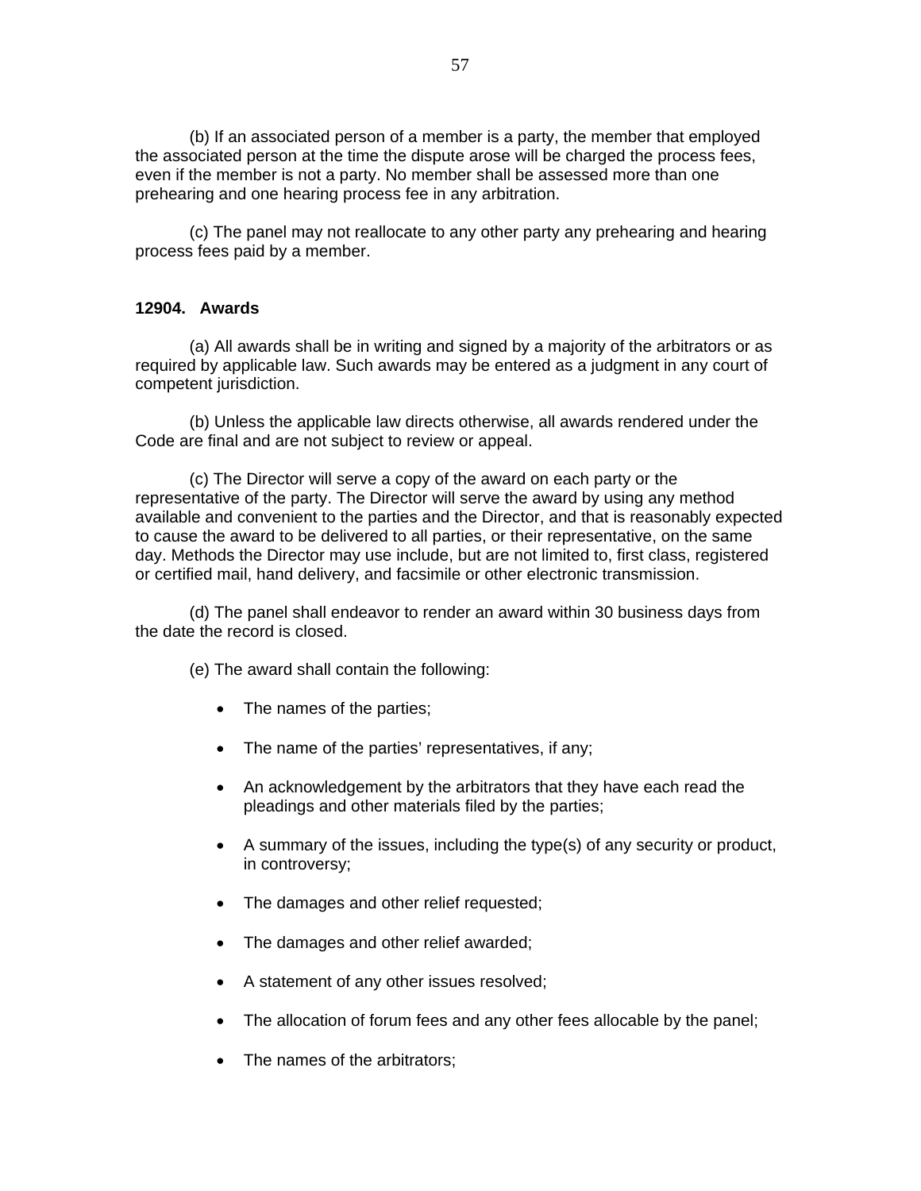(b) If an associated person of a member is a party, the member that employed the associated person at the time the dispute arose will be charged the process fees, even if the member is not a party. No member shall be assessed more than one prehearing and one hearing process fee in any arbitration.

(c) The panel may not reallocate to any other party any prehearing and hearing process fees paid by a member.

**12904. Awards**

(a) All awards shall be in writing and signed by a majority of the arbitrators or as required by applicable law. Such awards may be entered as a judgment in any court of competent jurisdiction.

(b) Unless the applicable law directs otherwise, all awards rendered under the Code are final and are not subject to review or appeal.

(c) The Director will serve a copy of the award on each party or the representative of the party. The Director will serve the award by using any method available and convenient to the parties and the Director, and that is reasonably expected to cause the award to be delivered to all parties, or their representative, on the same day. Methods the Director may use include, but are not limited to, first class, registered or certified mail, hand delivery, and facsimile or other electronic transmission.

(d) The panel shall endeavor to render an award within 30 business days from the date the record is closed.

(e) The award shall contain the following:

- The names of the parties;
- The name of the parties' representatives, if any;
- An acknowledgement by the arbitrators that they have each read the pleadings and other materials filed by the parties;
- A summary of the issues, including the type(s) of any security or product, in controversy;
- The damages and other relief requested;
- The damages and other relief awarded;
- A statement of any other issues resolved;
- The allocation of forum fees and any other fees allocable by the panel;
- The names of the arbitrators;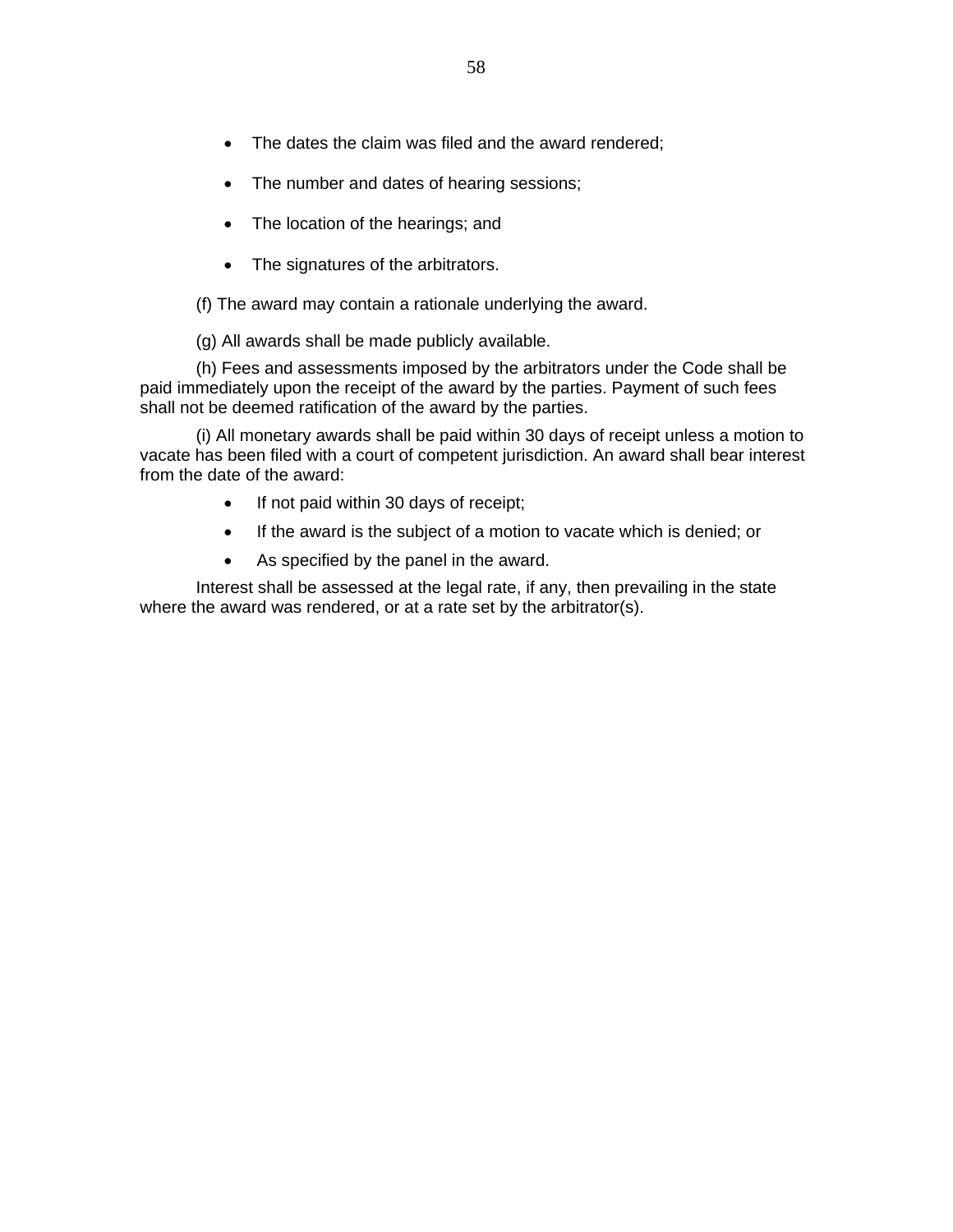- The dates the claim was filed and the award rendered;
- The number and dates of hearing sessions;
- The location of the hearings; and
- The signatures of the arbitrators.

(f) The award may contain a rationale underlying the award.

(g) All awards shall be made publicly available.

(h) Fees and assessments imposed by the arbitrators under the Code shall be paid immediately upon the receipt of the award by the parties. Payment of such fees shall not be deemed ratification of the award by the parties.

(i) All monetary awards shall be paid within 30 days of receipt unless a motion to vacate has been filed with a court of competent jurisdiction. An award shall bear interest from the date of the award:

- If not paid within 30 days of receipt;
- If the award is the subject of a motion to vacate which is denied; or
- As specified by the panel in the award.

Interest shall be assessed at the legal rate, if any, then prevailing in the state where the award was rendered, or at a rate set by the arbitrator(s).